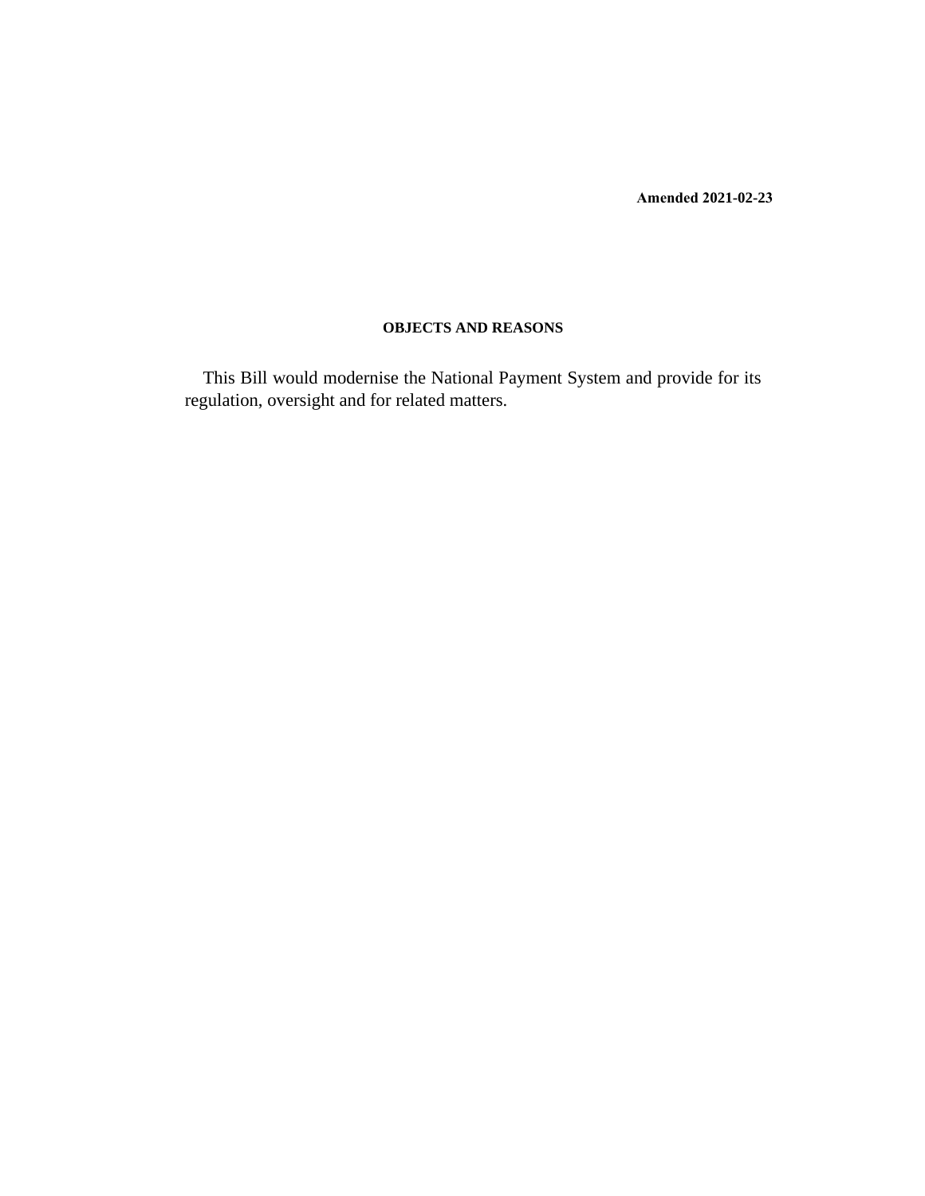**Amended 2021-02-23**

## OBJECTS AND REASONS

This Bill would modernise the National Payment System and provide for its regulation, oversight and for related matters.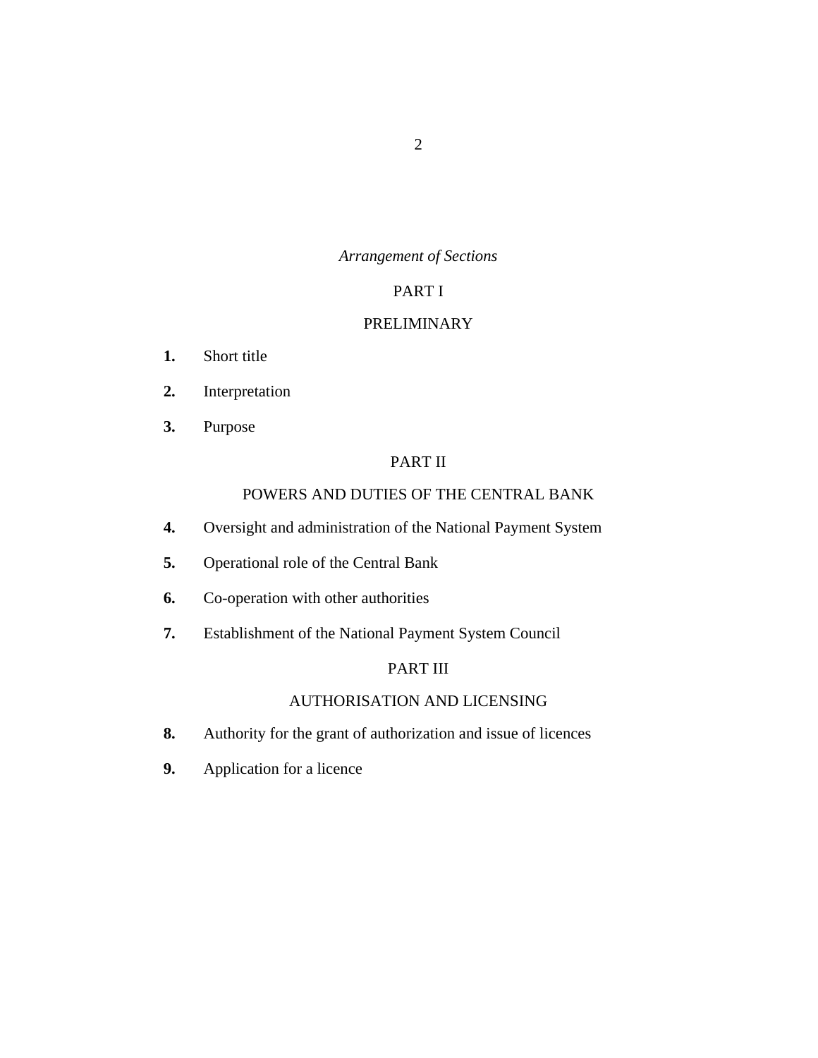*Arrangement of Sections*

PART I

PRELIMINARY

**1.** Short title

**2.** Interpretation

**3.** Purpose

PART II

POWERS AND DUTIES OF THE CENTRAL BANK

**4.** Oversight and administration of the National Payment System

**5.** Operational role of the Central Bank

**6.** Co-operation with other authorities

**7.** Establishment of the National Payment System Council

PART III

AUTHORISATION AND LICENSING

**8.** Authority for the grant of authorization and issue of licences

**9.** Application for a licence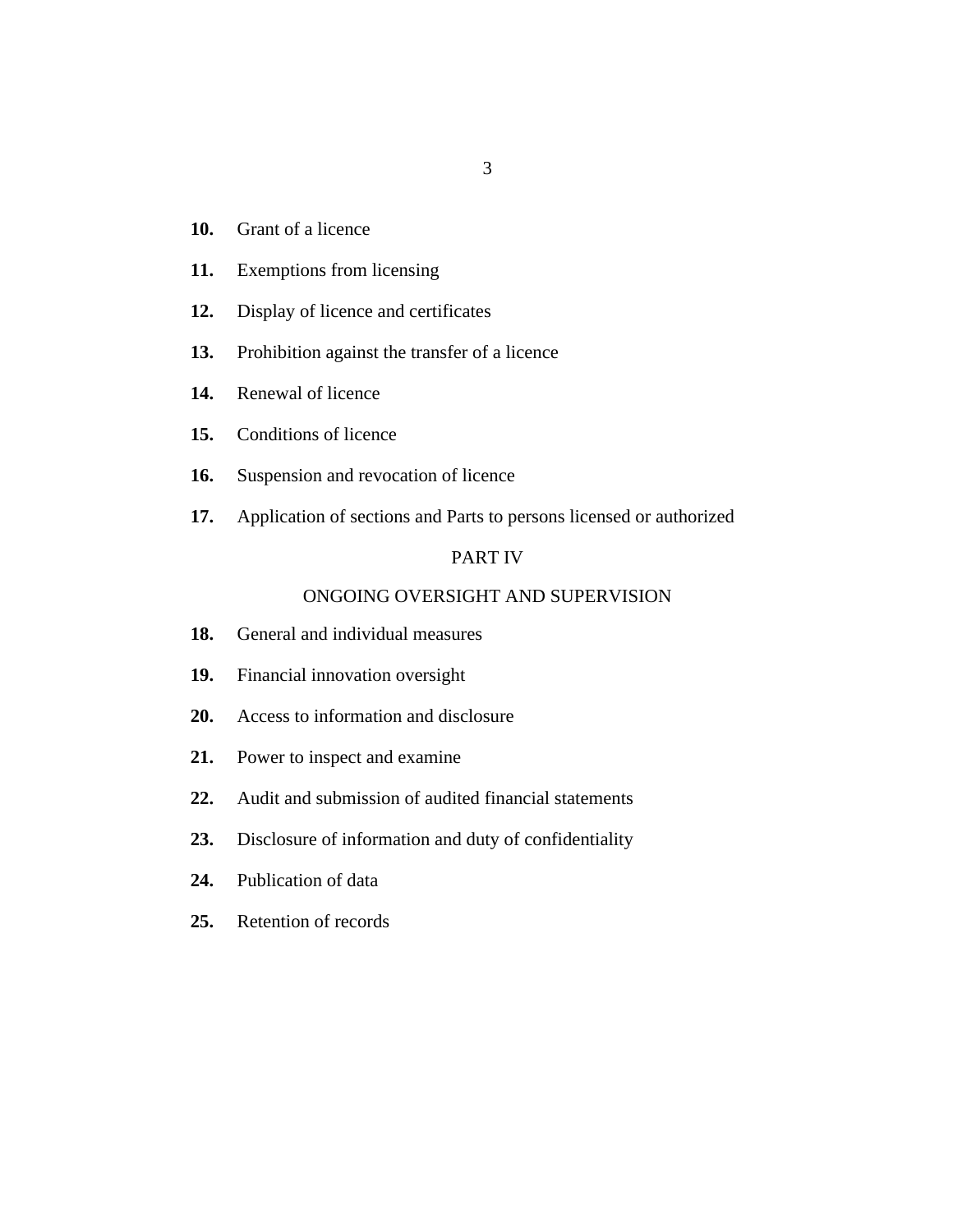**10.** Grant of a licence

**11.** Exemptions from licensing

**12.** Display of licence and certificates

**13.** Prohibition against the transfer of a licence

**14.** Renewal of licence

**15.** Conditions of licence

**16.** Suspension and revocation of licence

**17.** Application of sections and Parts to persons licensed or authorized

## PART IV

## ONGOING OVERSIGHT AND SUPERVISION

**18.** General and individual measures

**19.** Financial innovation oversight

**20.** Access to information and disclosure

**21.** Power to inspect and examine

**22.** Audit and submission of audited financial statements

**23.** Disclosure of information and duty of confidentiality

**24.** Publication of data

**25.** Retention of records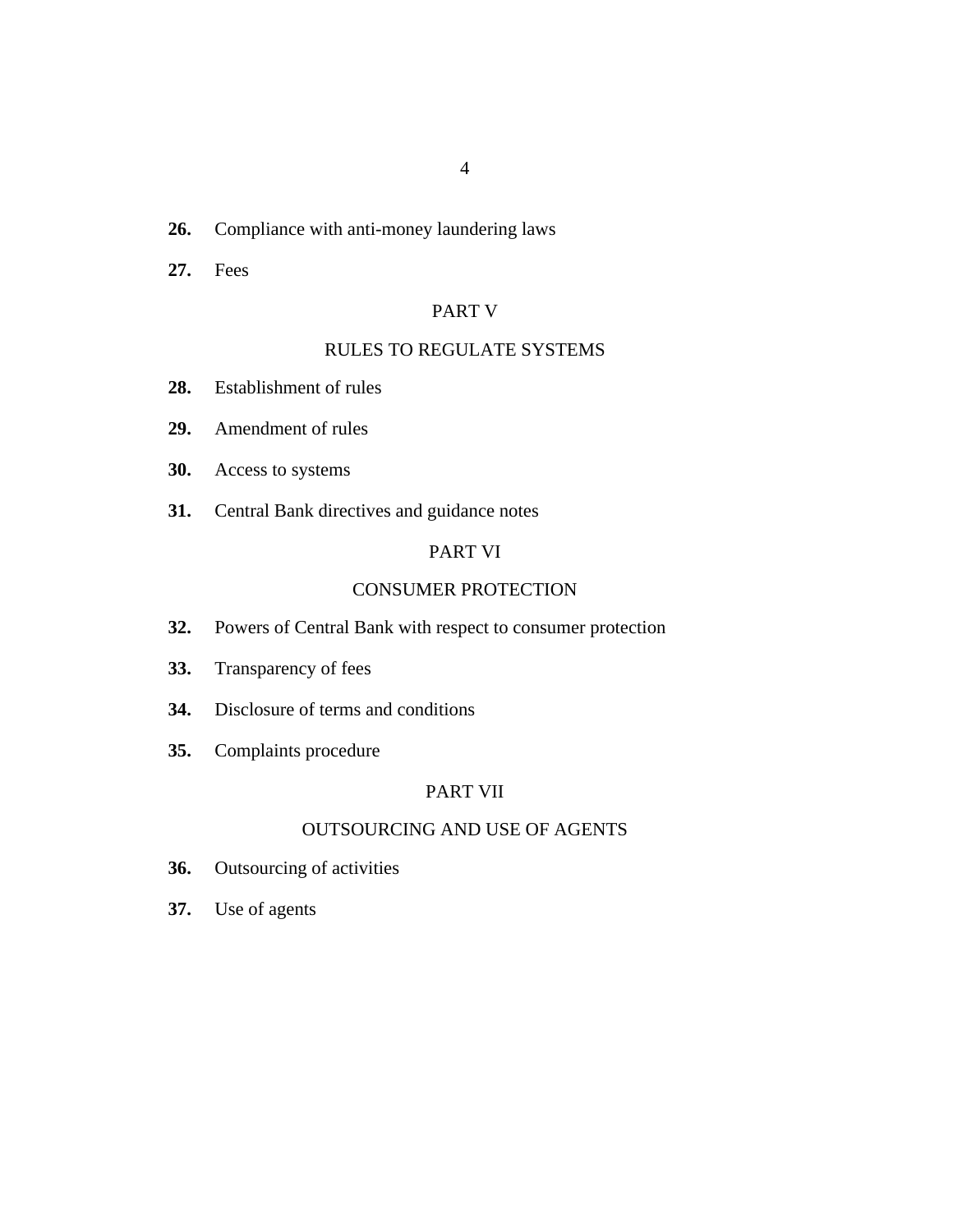**26.** Compliance with anti-money laundering laws

**27.** Fees

PART V

RULES TO REGULATE SYSTEMS

**28.** Establishment of rules

**29.** Amendment of rules

**30.** Access to systems

**31.** Central Bank directives and guidance notes

PART VI

CONSUMER PROTECTION

**32.** Powers of Central Bank with respect to consumer protection

**33.** Transparency of fees

**34.** Disclosure of terms and conditions

**35.** Complaints procedure

PART VII

OUTSOURCING AND USE OF AGENTS

**36.** Outsourcing of activities

**37.** Use of agents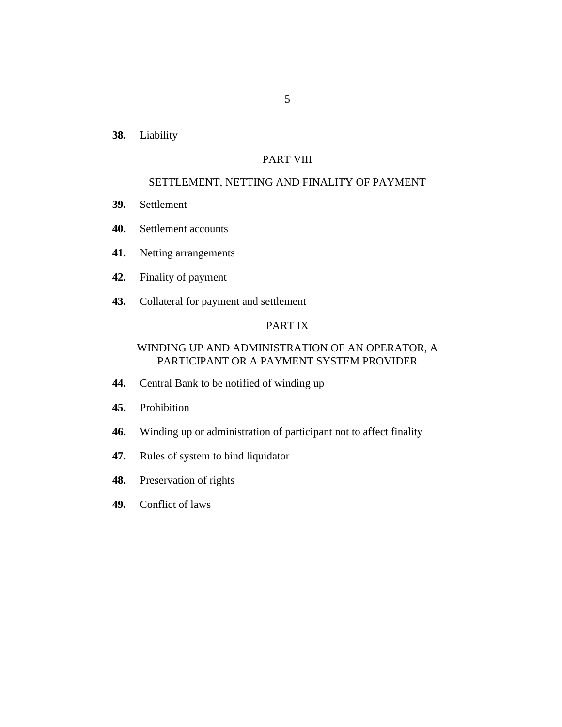**38.** Liability

PART VIII

SETTLEMENT, NETTING AND FINALITY OF PAYMENT

**39.** Settlement

**40.** Settlement accounts

**41.** Netting arrangements

**42.** Finality of payment

**43.** Collateral for payment and settlement

PART IX

WINDING UP AND ADMINISTRATION OF AN OPERATOR, A PARTICIPANT OR A PAYMENT SYSTEM PROVIDER

**44.** Central Bank to be notified of winding up

**45.** Prohibition

**46.** Winding up or administration of participant not to affect finality

**47.** Rules of system to bind liquidator

**48.** Preservation of rights

**49.** Conflict of laws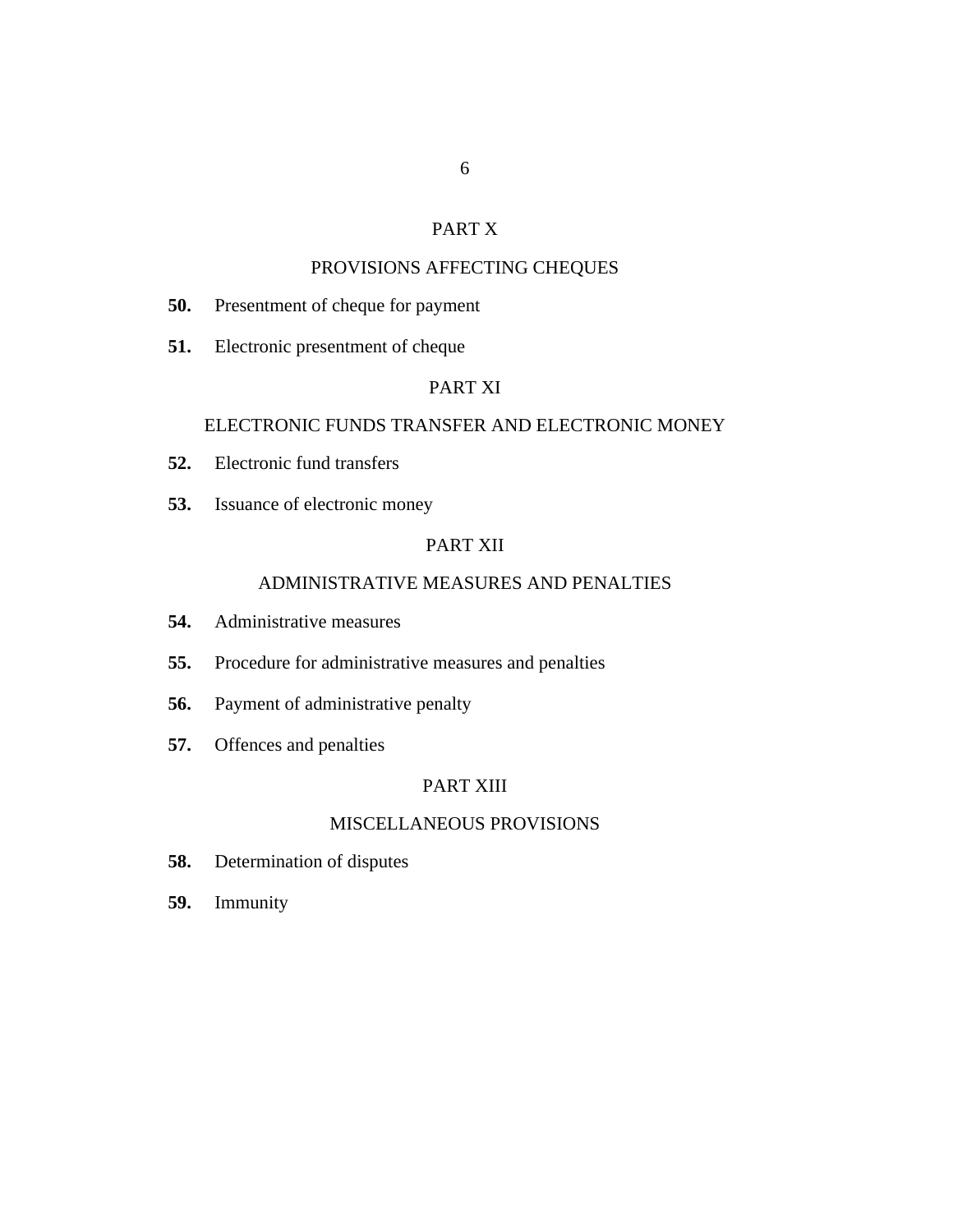PART X

PROVISIONS AFFECTING CHEQUES

**50.** Presentment of cheque for payment

**51.** Electronic presentment of cheque

PART XI

ELECTRONIC FUNDS TRANSFER AND ELECTRONIC MONEY

**52.** Electronic fund transfers

**53.** Issuance of electronic money

PART XII

ADMINISTRATIVE MEASURES AND PENALTIES

**54.** Administrative measures

**55.** Procedure for administrative measures and penalties

**56.** Payment of administrative penalty

**57.** Offences and penalties

PART XIII

MISCELLANEOUS PROVISIONS

**58.** Determination of disputes

**59.** Immunity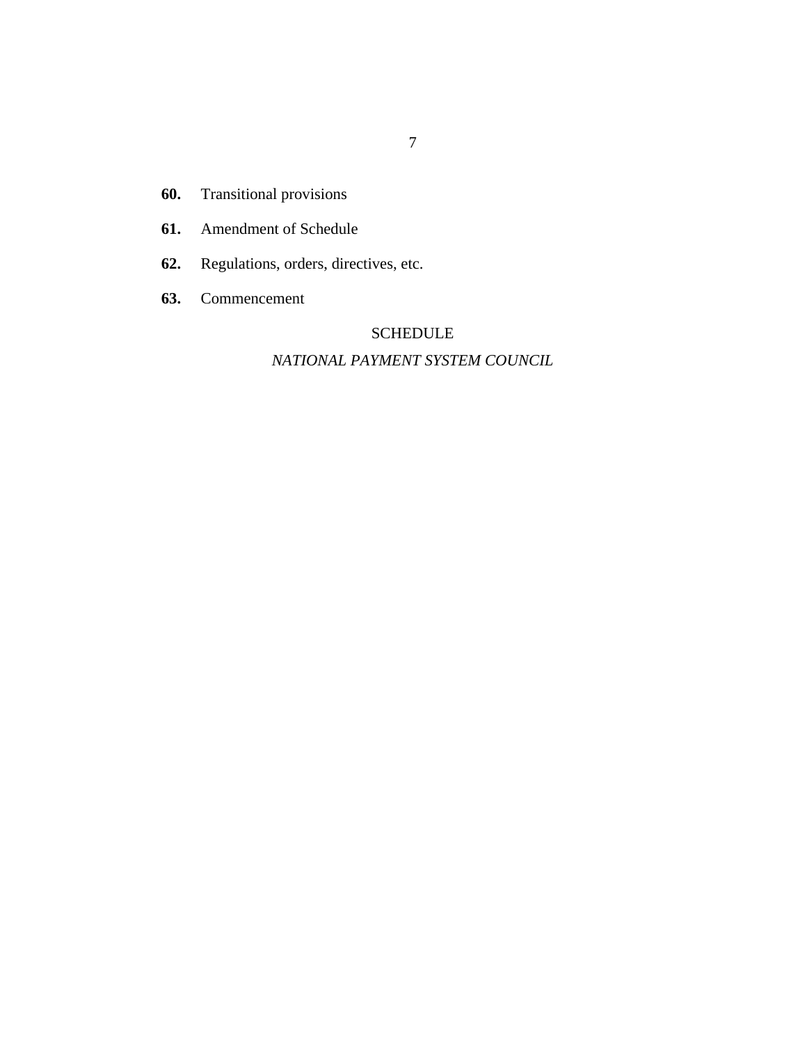**60.** Transitional provisions

**61.** Amendment of Schedule

**62.** Regulations, orders, directives, etc.

**63.** Commencement

SCHEDULE

*NATIONAL PAYMENT SYSTEM COUNCIL*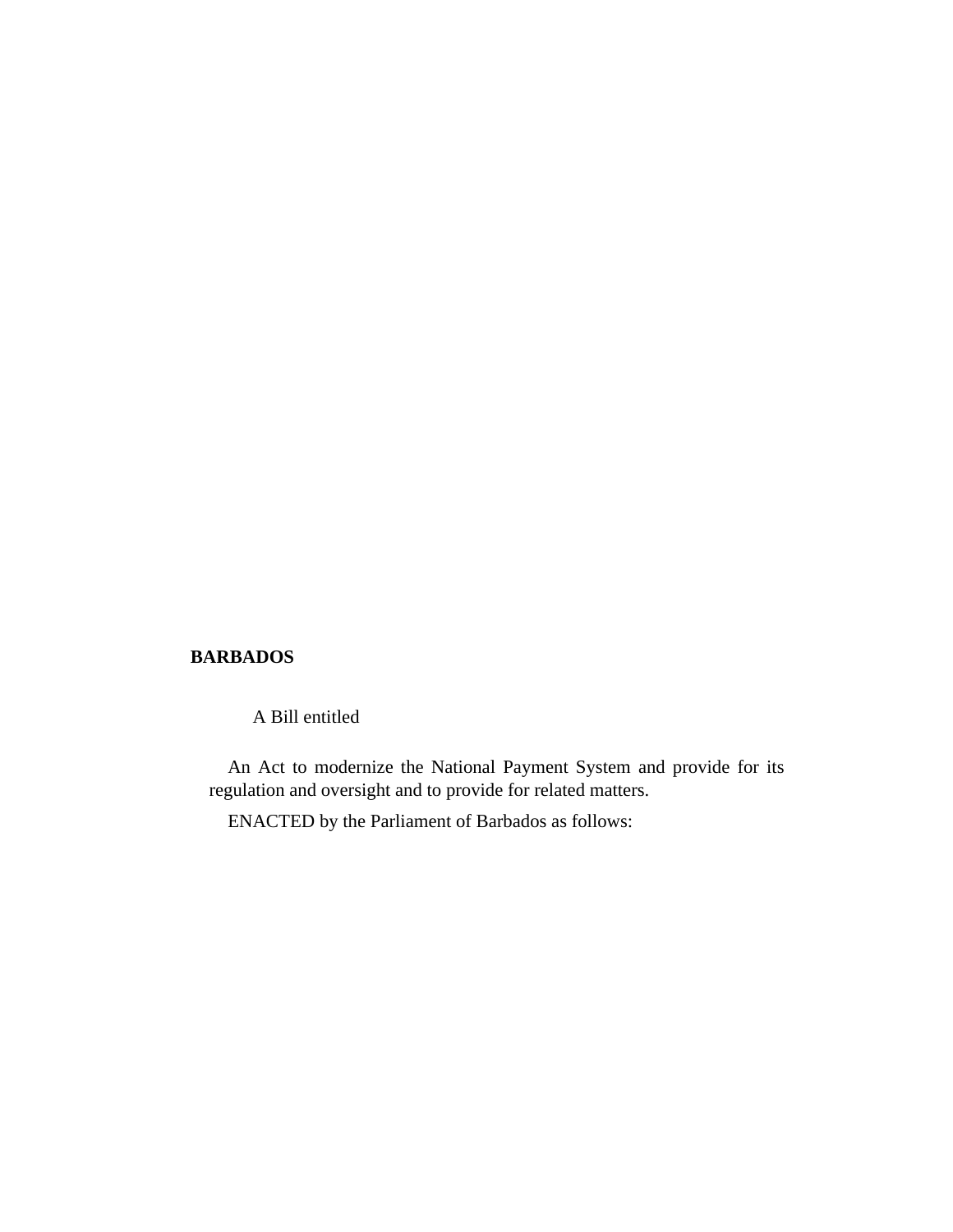**BARBADOS**

A Bill entitled

An Act to modernize the National Payment System and provide for its regulation and oversight and to provide for related matters.

ENACTED by the Parliament of Barbados as follows: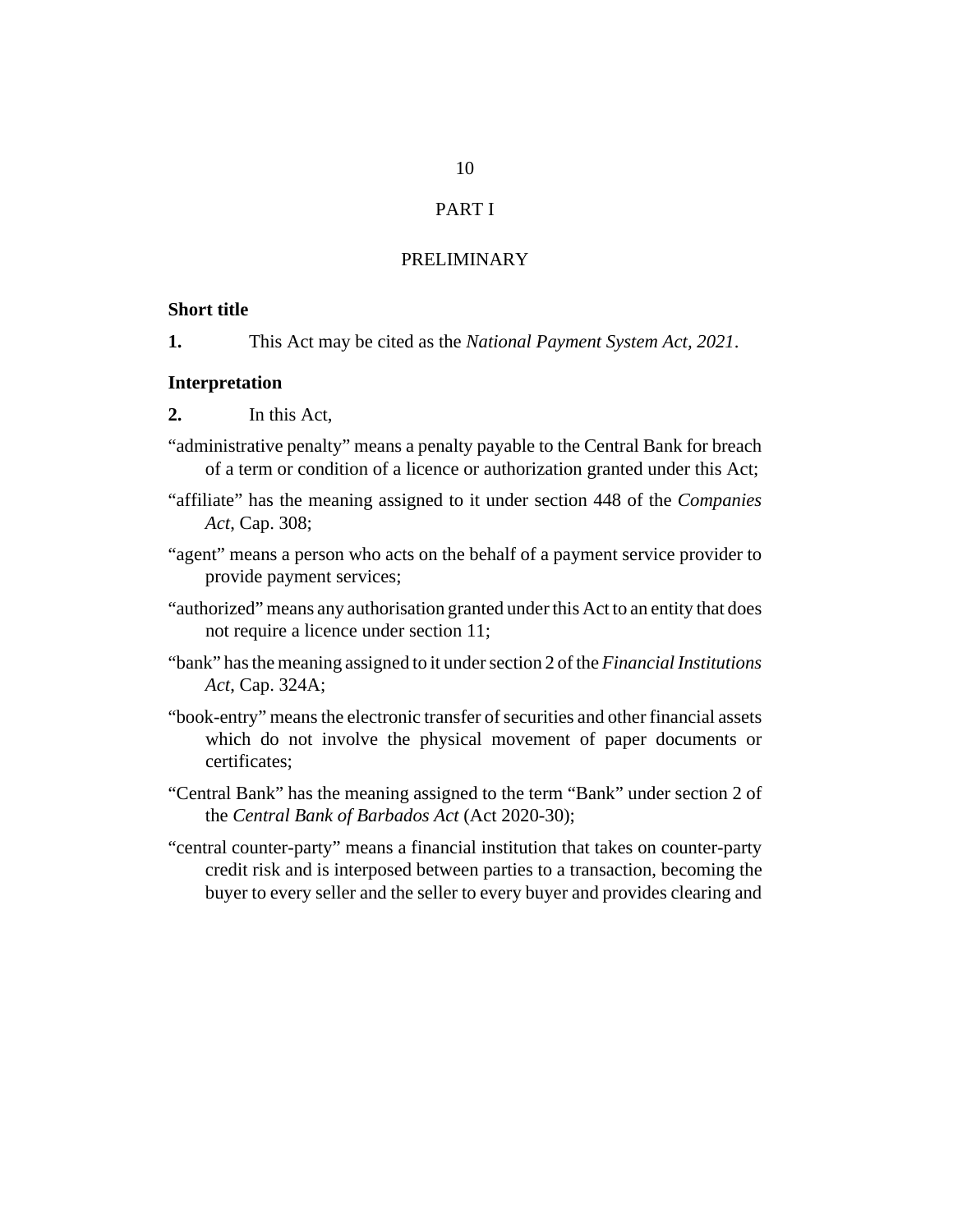## PART I

## PRELIMINARY

**Short title**

**1.** This Act may be cited as the *National Payment System Act, 2021*.

**Interpretation**

**2.** In this Act,

"administrative penalty" means a penalty payable to the Central Bank for breach of a term or condition of a licence or authorization granted under this Act;

"affiliate" has the meaning assigned to it under section 448 of the *Companies Act*, Cap. 308;

"agent" means a person who acts on the behalf of a payment service provider to provide payment services;

"authorized" means any authorisation granted under this Act to an entity that does not require a licence under section 11;

"bank" has the meaning assigned to it under section 2 of the *Financial Institutions Act*, Cap. 324A;

"book-entry" means the electronic transfer of securities and other financial assets which do not involve the physical movement of paper documents or certificates;

"Central Bank" has the meaning assigned to the term "Bank" under section 2 of the *Central Bank of Barbados Act* (Act 2020-30);

"central counter-party" means a financial institution that takes on counter-party credit risk and is interposed between parties to a transaction, becoming the buyer to every seller and the seller to every buyer and provides clearing and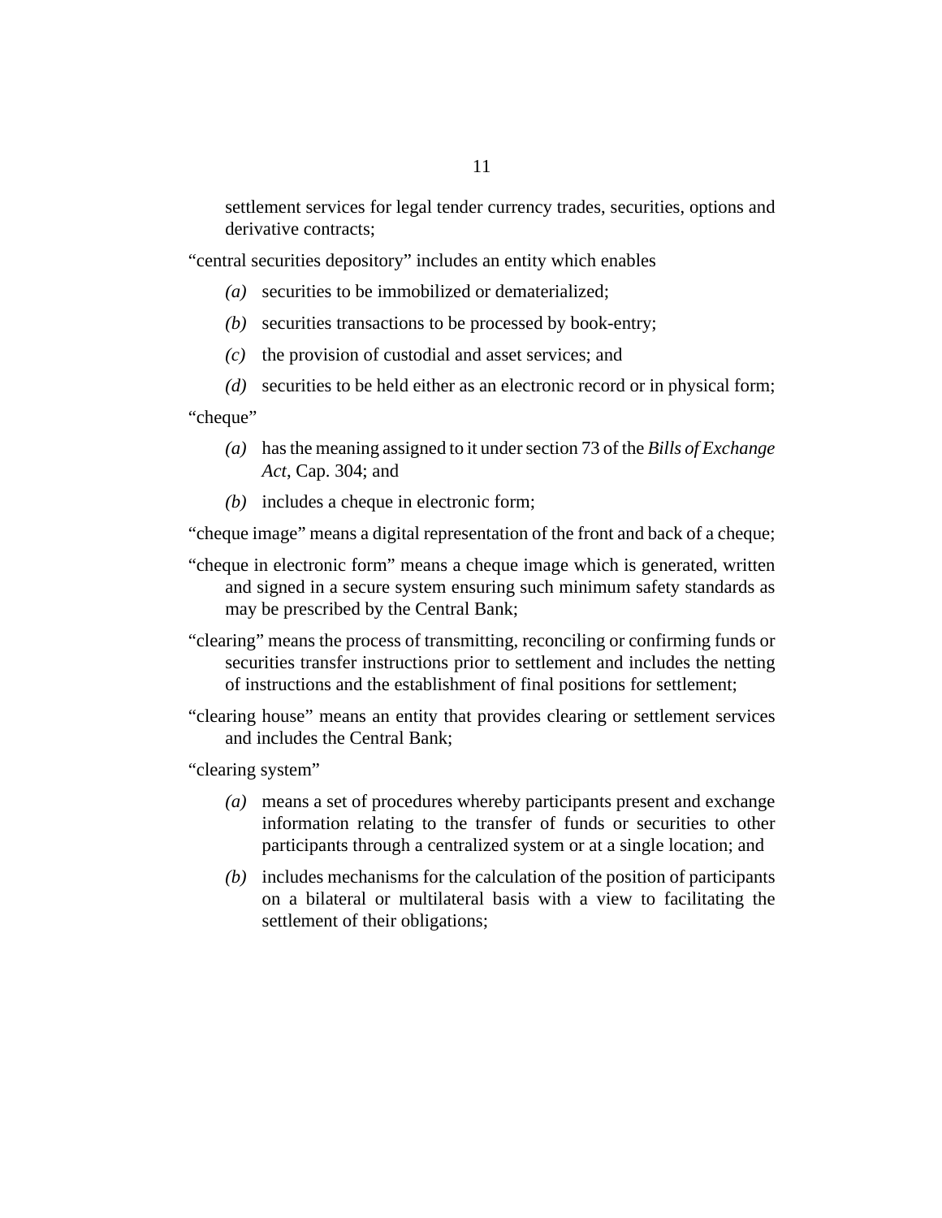settlement services for legal tender currency trades, securities, options and derivative contracts;

"central securities depository" includes an entity which enables

*(a)* securities to be immobilized or dematerialized;

*(b)* securities transactions to be processed by book-entry;

*(c)* the provision of custodial and asset services; and

*(d)* securities to be held either as an electronic record or in physical form;

"cheque"

*(a)* has the meaning assigned to it under section 73 of the *Bills of Exchange Act*, Cap. 304; and

*(b)* includes a cheque in electronic form;

"cheque image" means a digital representation of the front and back of a cheque;

"cheque in electronic form" means a cheque image which is generated, written and signed in a secure system ensuring such minimum safety standards as may be prescribed by the Central Bank;

"clearing" means the process of transmitting, reconciling or confirming funds or securities transfer instructions prior to settlement and includes the netting of instructions and the establishment of final positions for settlement;

"clearing house" means an entity that provides clearing or settlement services and includes the Central Bank;

"clearing system"

*(a)* means a set of procedures whereby participants present and exchange information relating to the transfer of funds or securities to other participants through a centralized system or at a single location; and

*(b)* includes mechanisms for the calculation of the position of participants on a bilateral or multilateral basis with a view to facilitating the settlement of their obligations;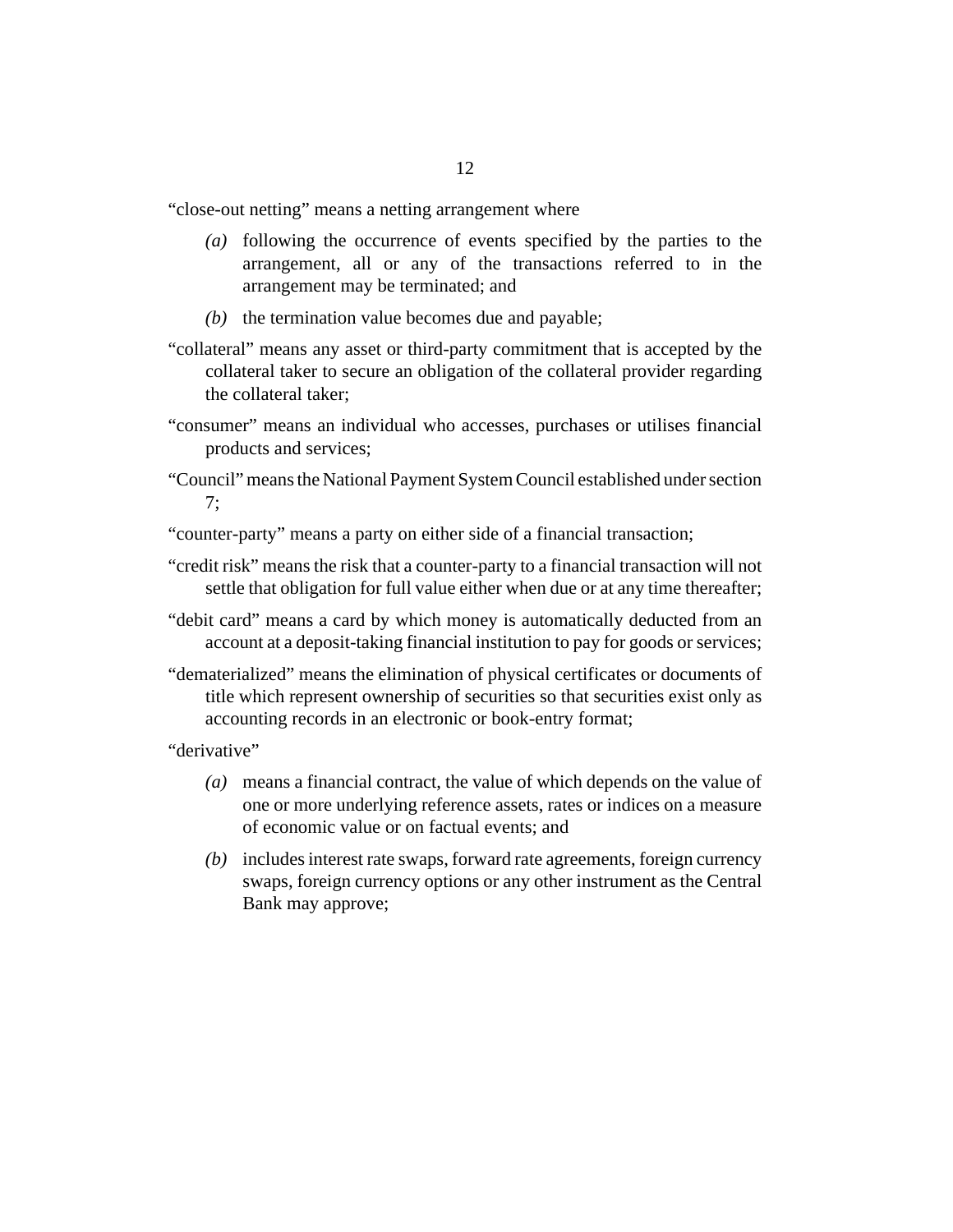"close-out netting" means a netting arrangement where

*(a)* following the occurrence of events specified by the parties to the arrangement, all or any of the transactions referred to in the arrangement may be terminated; and

*(b)* the termination value becomes due and payable;

"collateral" means any asset or third-party commitment that is accepted by the collateral taker to secure an obligation of the collateral provider regarding the collateral taker;

"consumer" means an individual who accesses, purchases or utilises financial products and services;

"Council" means the National Payment System Council established under section 7;

"counter-party" means a party on either side of a financial transaction;

"credit risk" means the risk that a counter-party to a financial transaction will not settle that obligation for full value either when due or at any time thereafter;

"debit card" means a card by which money is automatically deducted from an account at a deposit-taking financial institution to pay for goods or services;

"dematerialized" means the elimination of physical certificates or documents of title which represent ownership of securities so that securities exist only as accounting records in an electronic or book-entry format;

"derivative"

*(a)* means a financial contract, the value of which depends on the value of one or more underlying reference assets, rates or indices on a measure of economic value or on factual events; and

*(b)* includes interest rate swaps, forward rate agreements, foreign currency swaps, foreign currency options or any other instrument as the Central Bank may approve;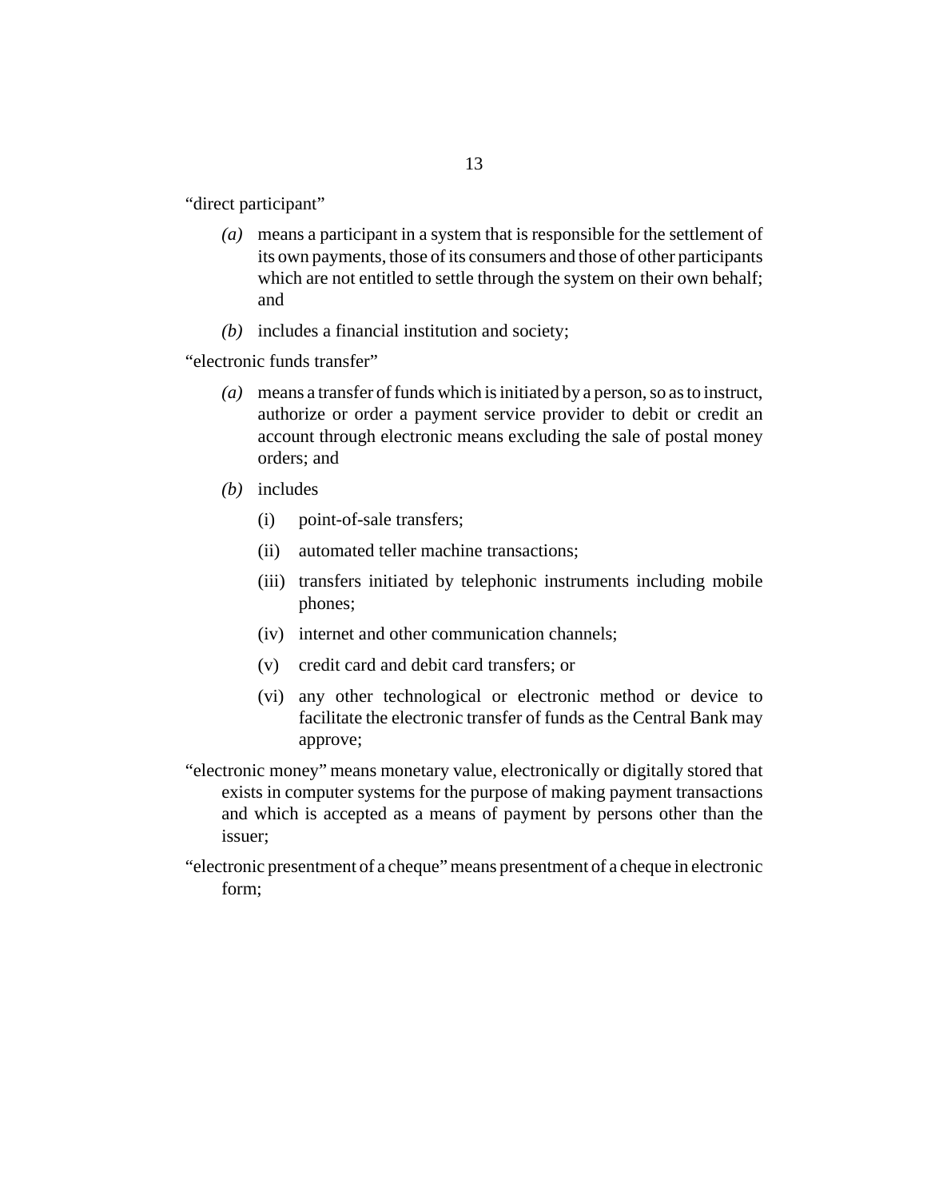"direct participant"

- *(a)* means a participant in a system that is responsible for the settlement of its own payments, those of its consumers and those of other participants which are not entitled to settle through the system on their own behalf; and
- *(b)* includes a financial institution and society;

"electronic funds transfer"

- *(a)* means a transfer of funds which is initiated by a person, so as to instruct, authorize or order a payment service provider to debit or credit an account through electronic means excluding the sale of postal money orders; and
- *(b)* includes
  - (i) point-of-sale transfers;
  - (ii) automated teller machine transactions;
  - (iii) transfers initiated by telephonic instruments including mobile phones;
  - (iv) internet and other communication channels;
  - (v) credit card and debit card transfers; or
  - (vi) any other technological or electronic method or device to facilitate the electronic transfer of funds as the Central Bank may approve;

"electronic money" means monetary value, electronically or digitally stored that exists in computer systems for the purpose of making payment transactions and which is accepted as a means of payment by persons other than the issuer;

"electronic presentment of a cheque" means presentment of a cheque in electronic form;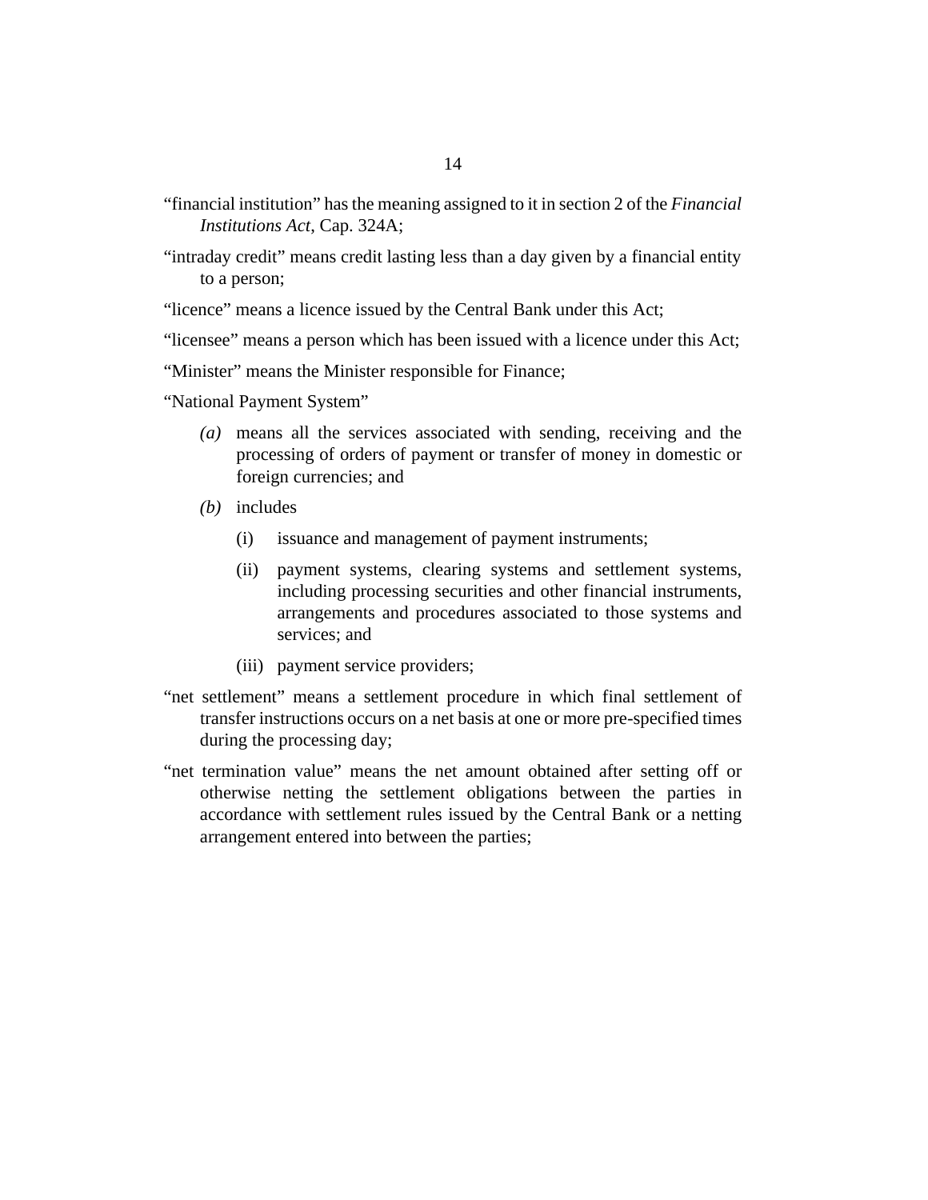"financial institution" has the meaning assigned to it in section 2 of the *Financial Institutions Act*, Cap. 324A;

"intraday credit" means credit lasting less than a day given by a financial entity to a person;

"licence" means a licence issued by the Central Bank under this Act;

"licensee" means a person which has been issued with a licence under this Act;

"Minister" means the Minister responsible for Finance;

"National Payment System"

*(a)* means all the services associated with sending, receiving and the processing of orders of payment or transfer of money in domestic or foreign currencies; and

*(b)* includes

(i) issuance and management of payment instruments;

(ii) payment systems, clearing systems and settlement systems, including processing securities and other financial instruments, arrangements and procedures associated to those systems and services; and

(iii) payment service providers;

"net settlement" means a settlement procedure in which final settlement of transfer instructions occurs on a net basis at one or more pre-specified times during the processing day;

"net termination value" means the net amount obtained after setting off or otherwise netting the settlement obligations between the parties in accordance with settlement rules issued by the Central Bank or a netting arrangement entered into between the parties;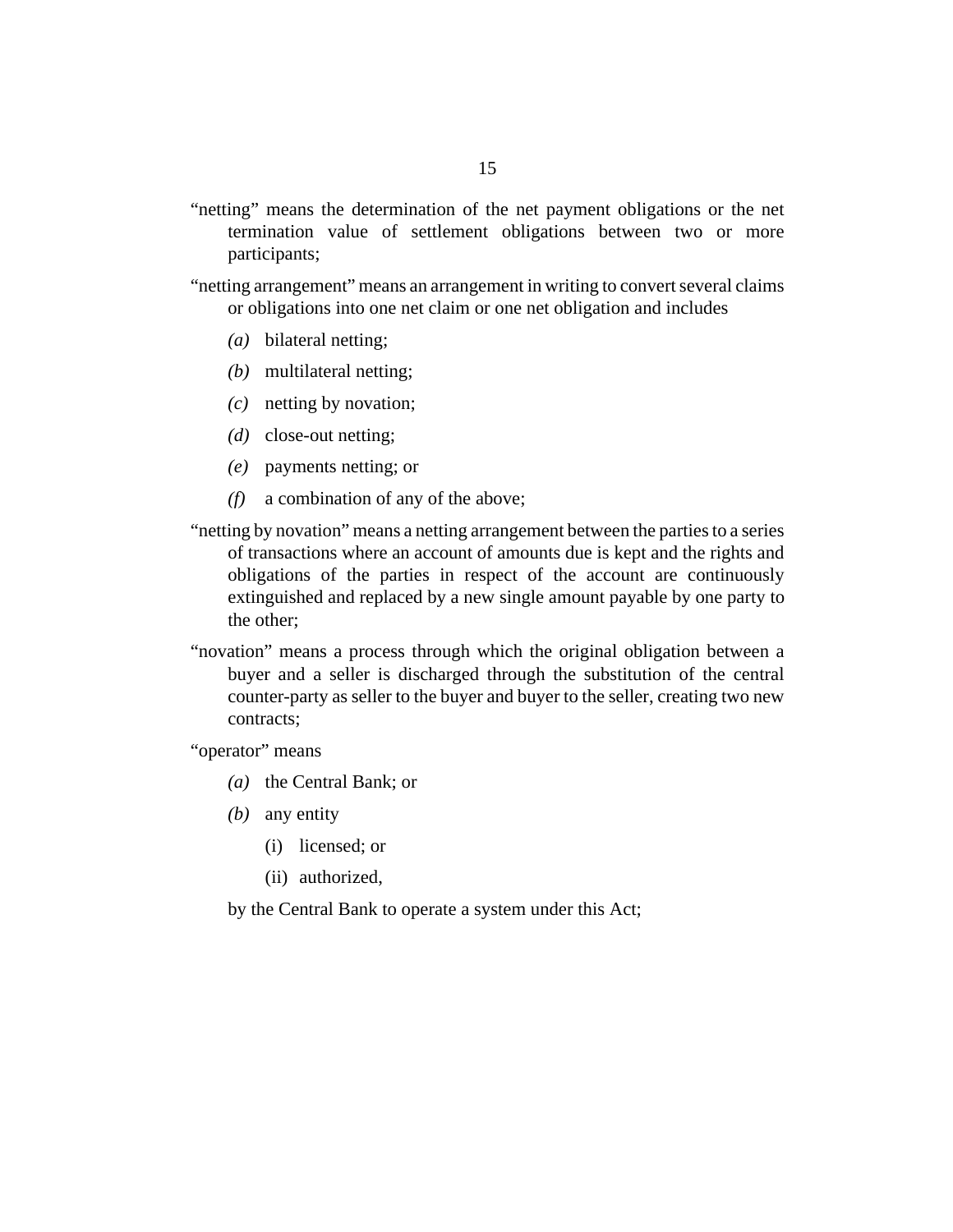"netting" means the determination of the net payment obligations or the net termination value of settlement obligations between two or more participants;

"netting arrangement" means an arrangement in writing to convert several claims or obligations into one net claim or one net obligation and includes

- *(a)* bilateral netting;
- *(b)* multilateral netting;
- *(c)* netting by novation;
- *(d)* close-out netting;
- *(e)* payments netting; or
- *(f)* a combination of any of the above;

"netting by novation" means a netting arrangement between the parties to a series of transactions where an account of amounts due is kept and the rights and obligations of the parties in respect of the account are continuously extinguished and replaced by a new single amount payable by one party to the other;

"novation" means a process through which the original obligation between a buyer and a seller is discharged through the substitution of the central counter-party as seller to the buyer and buyer to the seller, creating two new contracts;

"operator" means

- *(a)* the Central Bank; or
- *(b)* any entity
  - (i) licensed; or
  - (ii) authorized,

by the Central Bank to operate a system under this Act;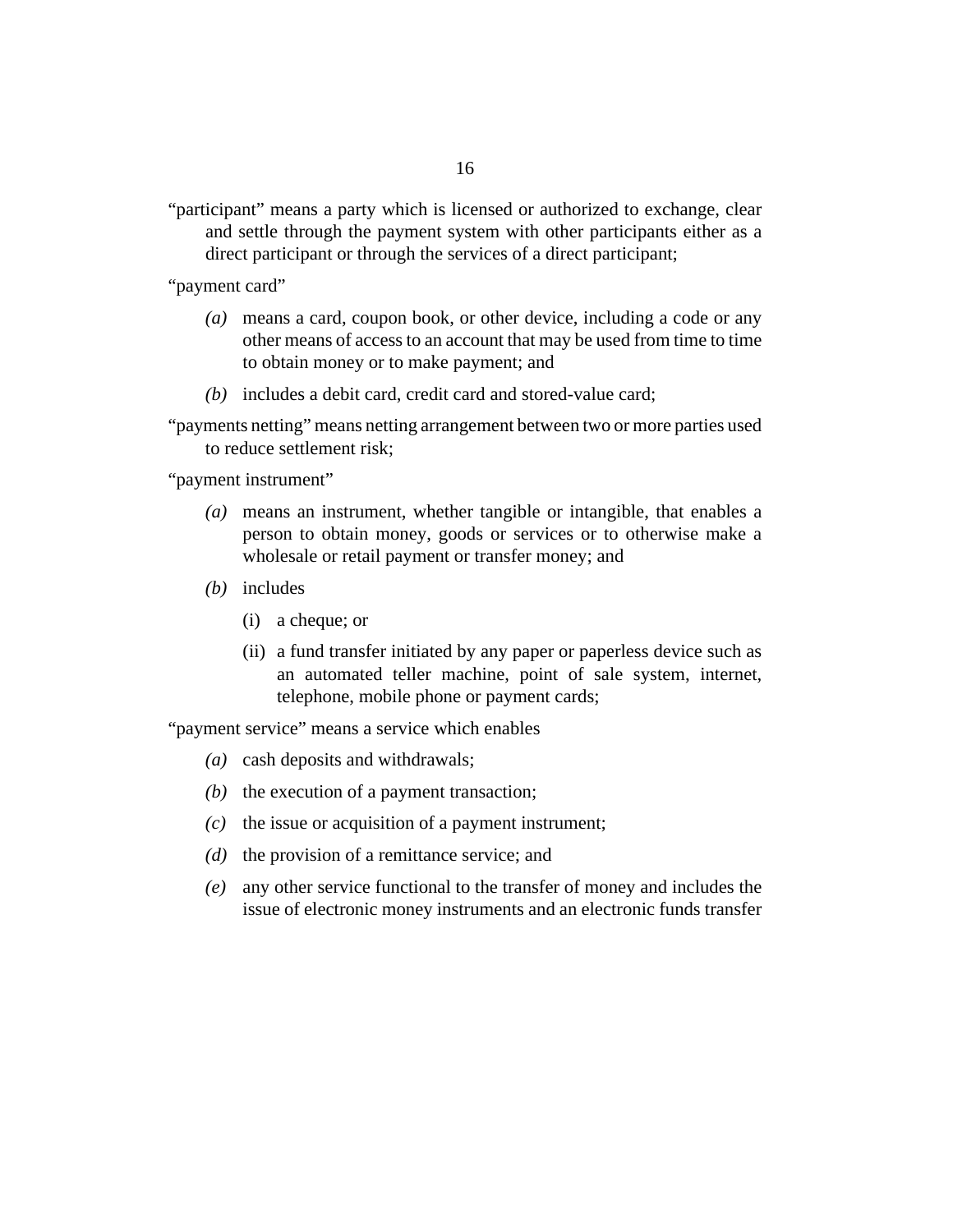"participant" means a party which is licensed or authorized to exchange, clear and settle through the payment system with other participants either as a direct participant or through the services of a direct participant;

"payment card"

*(a)* means a card, coupon book, or other device, including a code or any other means of access to an account that may be used from time to time to obtain money or to make payment; and

*(b)* includes a debit card, credit card and stored-value card;

"payments netting" means netting arrangement between two or more parties used to reduce settlement risk;

"payment instrument"

*(a)* means an instrument, whether tangible or intangible, that enables a person to obtain money, goods or services or to otherwise make a wholesale or retail payment or transfer money; and

*(b)* includes

(i) a cheque; or

(ii) a fund transfer initiated by any paper or paperless device such as an automated teller machine, point of sale system, internet, telephone, mobile phone or payment cards;

"payment service" means a service which enables

*(a)* cash deposits and withdrawals;

*(b)* the execution of a payment transaction;

*(c)* the issue or acquisition of a payment instrument;

*(d)* the provision of a remittance service; and

*(e)* any other service functional to the transfer of money and includes the issue of electronic money instruments and an electronic funds transfer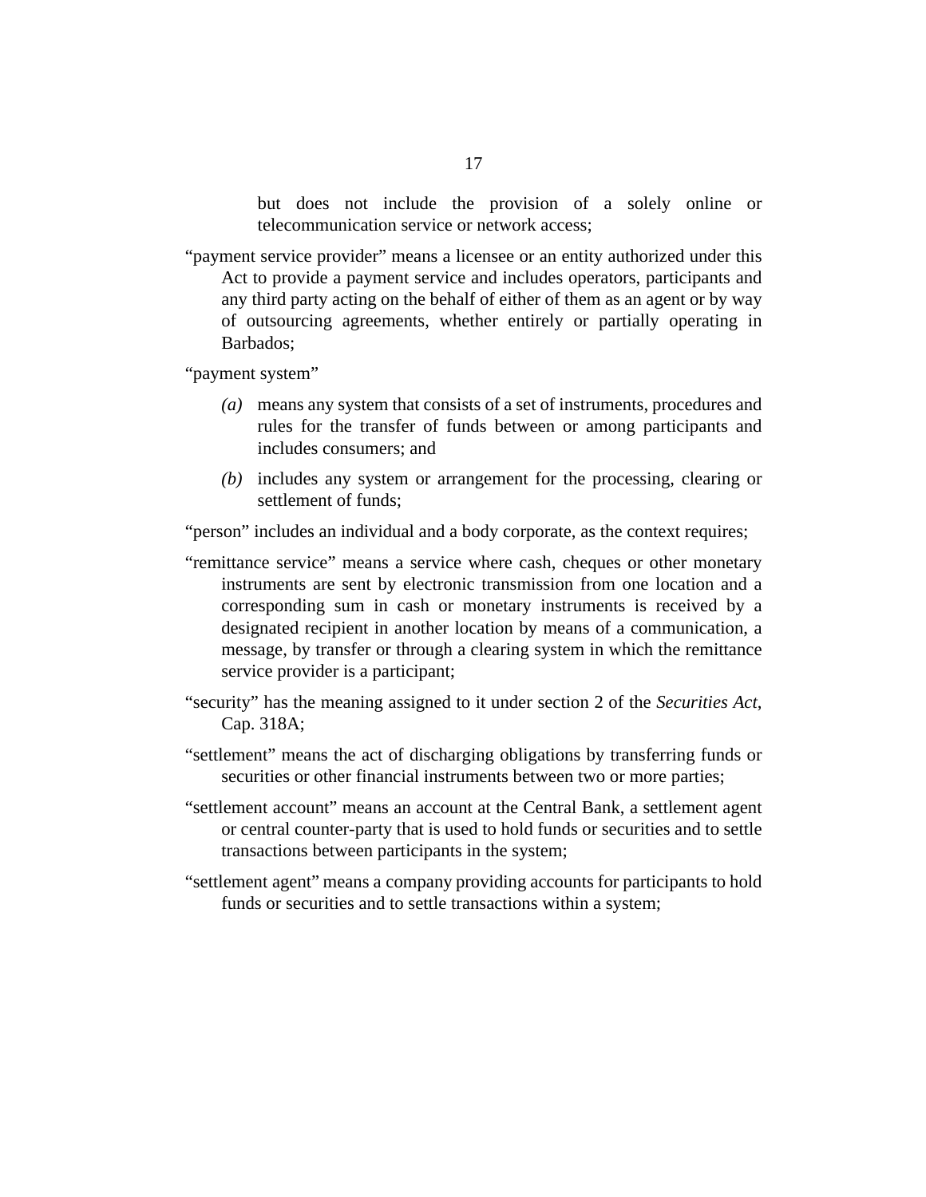but does not include the provision of a solely online or telecommunication service or network access;

"payment service provider" means a licensee or an entity authorized under this Act to provide a payment service and includes operators, participants and any third party acting on the behalf of either of them as an agent or by way of outsourcing agreements, whether entirely or partially operating in Barbados;

"payment system"

*(a)* means any system that consists of a set of instruments, procedures and rules for the transfer of funds between or among participants and includes consumers; and

*(b)* includes any system or arrangement for the processing, clearing or settlement of funds;

"person" includes an individual and a body corporate, as the context requires;

"remittance service" means a service where cash, cheques or other monetary instruments are sent by electronic transmission from one location and a corresponding sum in cash or monetary instruments is received by a designated recipient in another location by means of a communication, a message, by transfer or through a clearing system in which the remittance service provider is a participant;

"security" has the meaning assigned to it under section 2 of the *Securities Act*, Cap. 318A;

"settlement" means the act of discharging obligations by transferring funds or securities or other financial instruments between two or more parties;

"settlement account" means an account at the Central Bank, a settlement agent or central counter-party that is used to hold funds or securities and to settle transactions between participants in the system;

"settlement agent" means a company providing accounts for participants to hold funds or securities and to settle transactions within a system;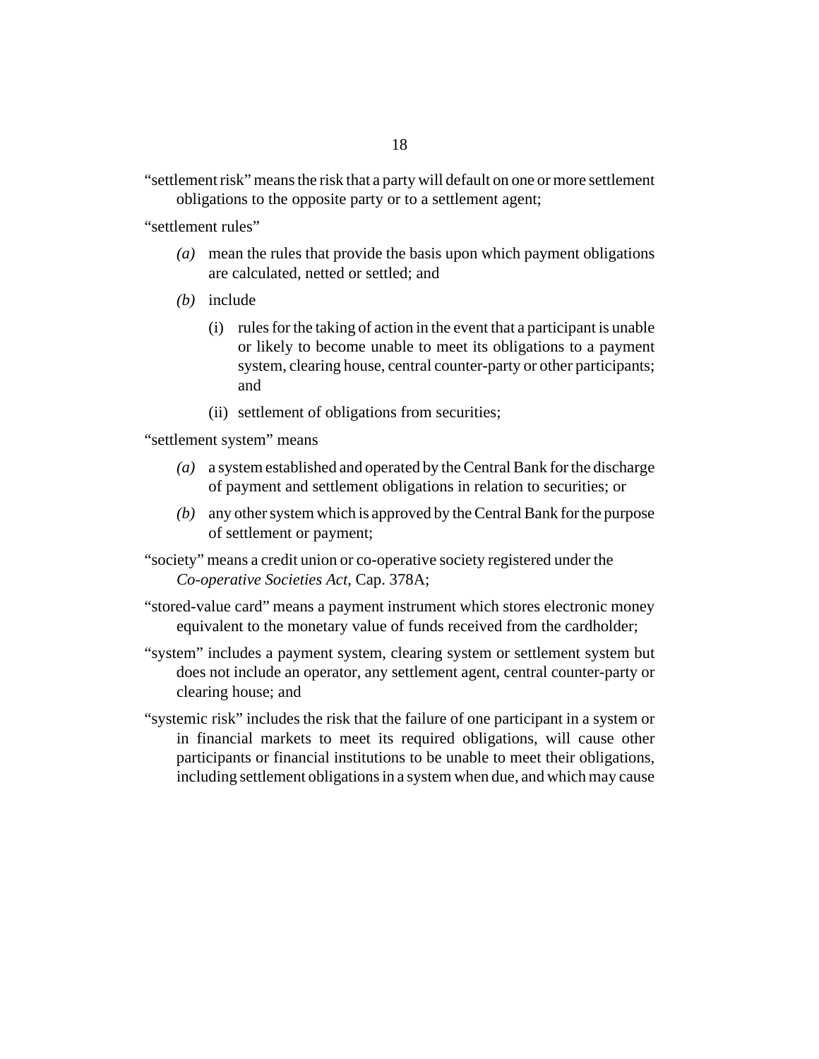"settlement risk" means the risk that a party will default on one or more settlement obligations to the opposite party or to a settlement agent;

"settlement rules"

*(a)* mean the rules that provide the basis upon which payment obligations are calculated, netted or settled; and

*(b)* include

(i) rules for the taking of action in the event that a participant is unable or likely to become unable to meet its obligations to a payment system, clearing house, central counter-party or other participants; and

(ii) settlement of obligations from securities;

"settlement system" means

*(a)* a system established and operated by the Central Bank for the discharge of payment and settlement obligations in relation to securities; or

*(b)* any other system which is approved by the Central Bank for the purpose of settlement or payment;

"society" means a credit union or co-operative society registered under the *Co-operative Societies Act*, Cap. 378A;

"stored-value card" means a payment instrument which stores electronic money equivalent to the monetary value of funds received from the cardholder;

"system" includes a payment system, clearing system or settlement system but does not include an operator, any settlement agent, central counter-party or clearing house; and

"systemic risk" includes the risk that the failure of one participant in a system or in financial markets to meet its required obligations, will cause other participants or financial institutions to be unable to meet their obligations, including settlement obligations in a system when due, and which may cause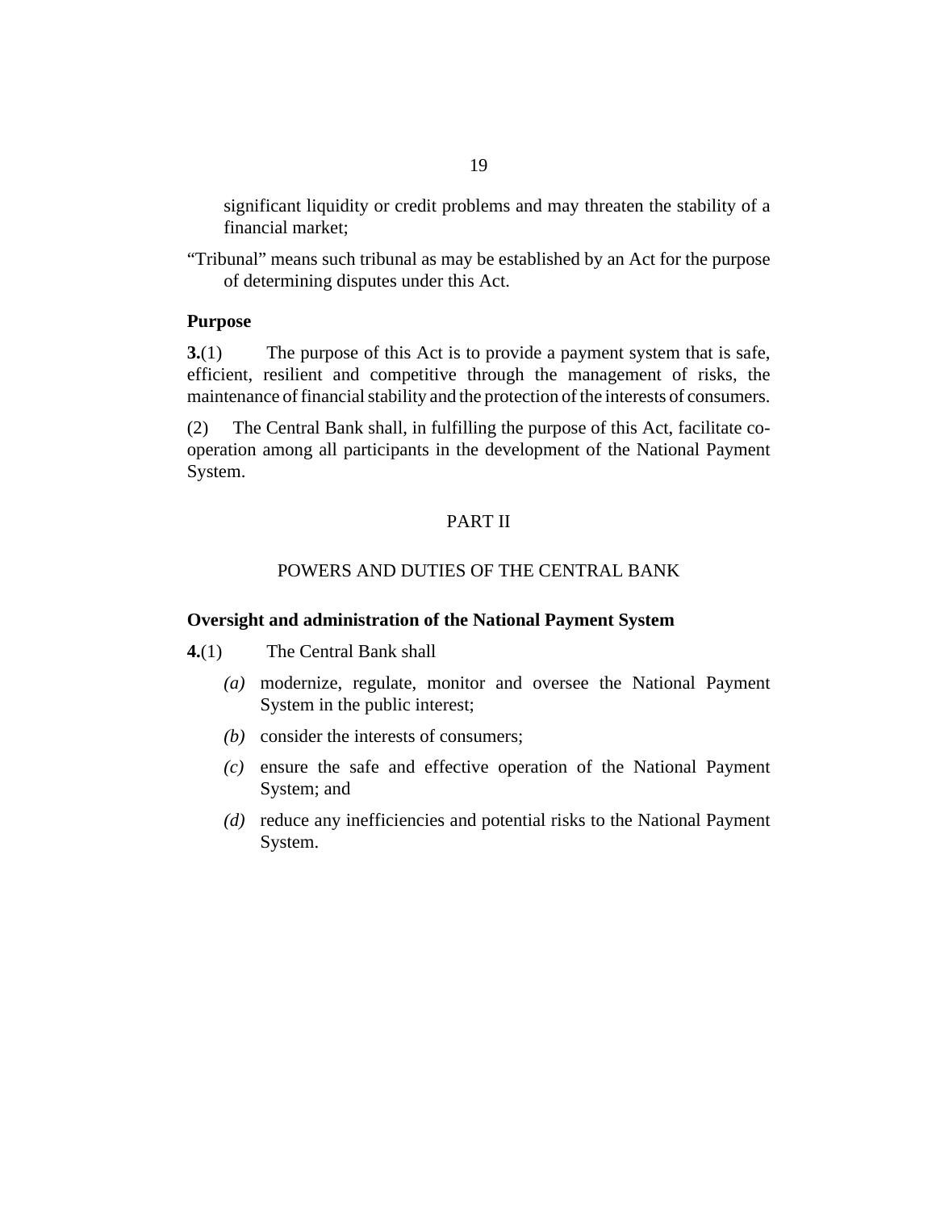significant liquidity or credit problems and may threaten the stability of a financial market;

"Tribunal" means such tribunal as may be established by an Act for the purpose of determining disputes under this Act.

**Purpose**

**3.**(1) The purpose of this Act is to provide a payment system that is safe, efficient, resilient and competitive through the management of risks, the maintenance of financial stability and the protection of the interests of consumers.

(2) The Central Bank shall, in fulfilling the purpose of this Act, facilitate co-operation among all participants in the development of the National Payment System.

PART II

POWERS AND DUTIES OF THE CENTRAL BANK

**Oversight and administration of the National Payment System**

**4.**(1) The Central Bank shall

*(a)* modernize, regulate, monitor and oversee the National Payment System in the public interest;

*(b)* consider the interests of consumers;

*(c)* ensure the safe and effective operation of the National Payment System; and

*(d)* reduce any inefficiencies and potential risks to the National Payment System.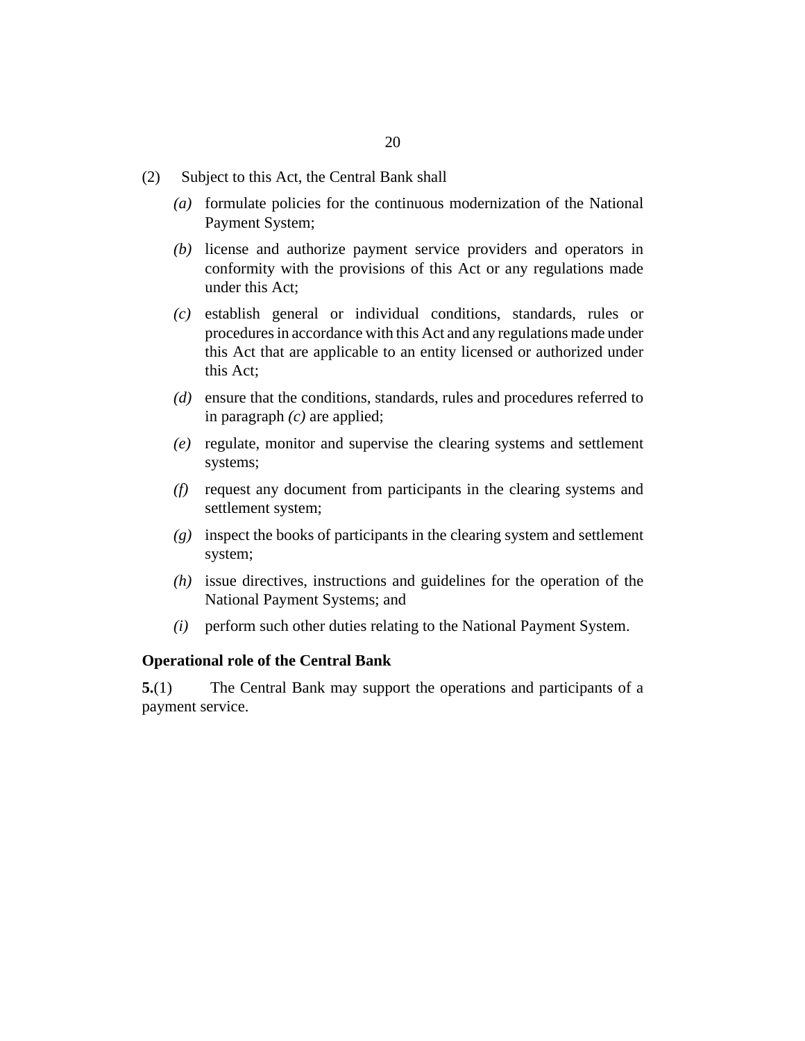(2) Subject to this Act, the Central Bank shall

*(a)* formulate policies for the continuous modernization of the National Payment System;

*(b)* license and authorize payment service providers and operators in conformity with the provisions of this Act or any regulations made under this Act;

*(c)* establish general or individual conditions, standards, rules or procedures in accordance with this Act and any regulations made under this Act that are applicable to an entity licensed or authorized under this Act;

*(d)* ensure that the conditions, standards, rules and procedures referred to in paragraph *(c)* are applied;

*(e)* regulate, monitor and supervise the clearing systems and settlement systems;

*(f)* request any document from participants in the clearing systems and settlement system;

*(g)* inspect the books of participants in the clearing system and settlement system;

*(h)* issue directives, instructions and guidelines for the operation of the National Payment Systems; and

*(i)* perform such other duties relating to the National Payment System.

**Operational role of the Central Bank**

**5.**(1) The Central Bank may support the operations and participants of a payment service.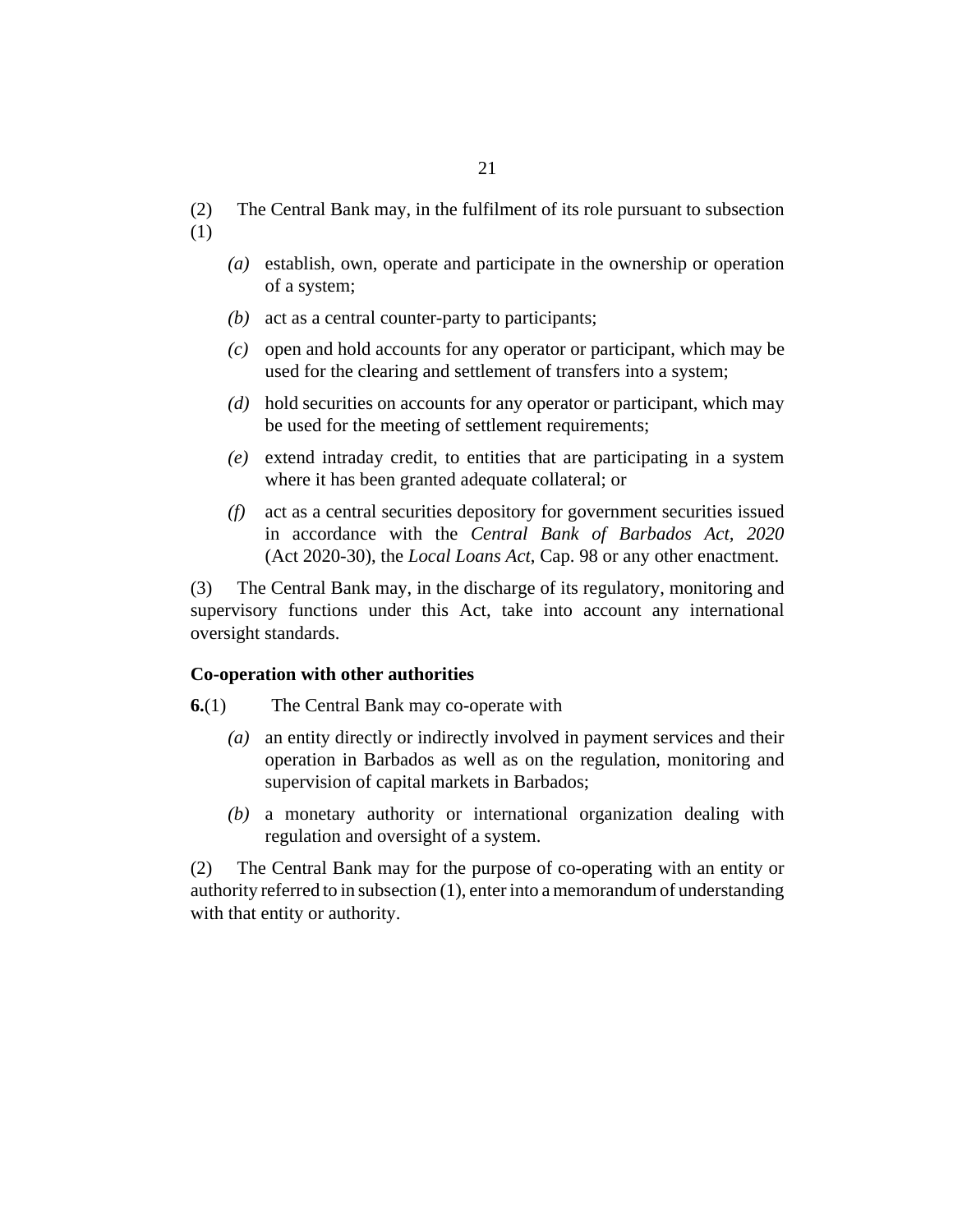(2) The Central Bank may, in the fulfilment of its role pursuant to subsection (1)

*(a)* establish, own, operate and participate in the ownership or operation of a system;

*(b)* act as a central counter-party to participants;

*(c)* open and hold accounts for any operator or participant, which may be used for the clearing and settlement of transfers into a system;

*(d)* hold securities on accounts for any operator or participant, which may be used for the meeting of settlement requirements;

*(e)* extend intraday credit, to entities that are participating in a system where it has been granted adequate collateral; or

*(f)* act as a central securities depository for government securities issued in accordance with the *Central Bank of Barbados Act, 2020* (Act 2020-30), the *Local Loans Act*, Cap. 98 or any other enactment.

(3) The Central Bank may, in the discharge of its regulatory, monitoring and supervisory functions under this Act, take into account any international oversight standards.

**Co-operation with other authorities**

**6.**(1) The Central Bank may co-operate with

*(a)* an entity directly or indirectly involved in payment services and their operation in Barbados as well as on the regulation, monitoring and supervision of capital markets in Barbados;

*(b)* a monetary authority or international organization dealing with regulation and oversight of a system.

(2) The Central Bank may for the purpose of co-operating with an entity or authority referred to in subsection (1), enter into a memorandum of understanding with that entity or authority.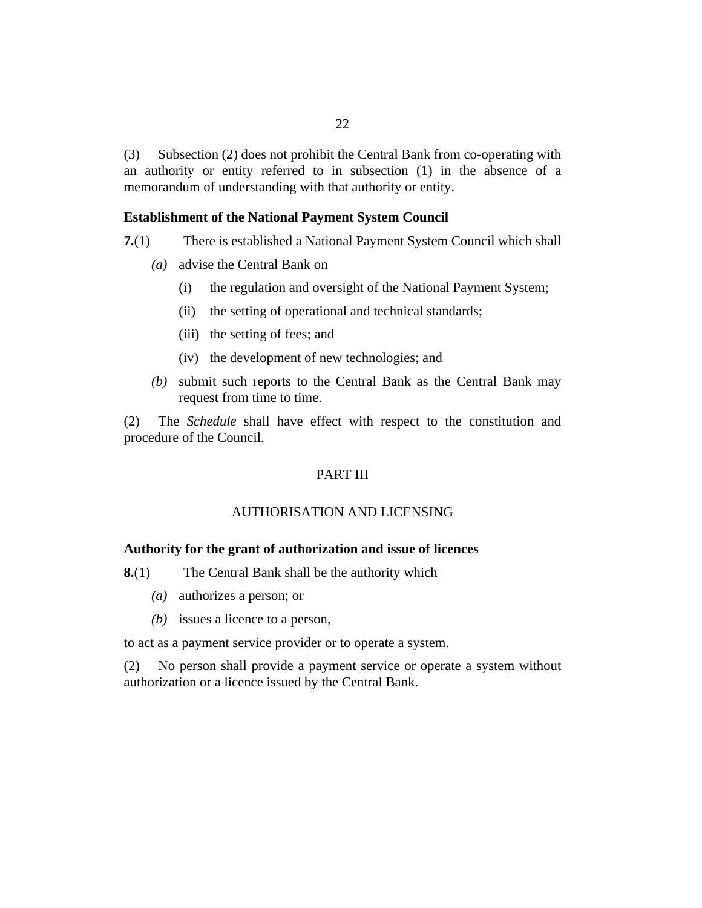(3) Subsection (2) does not prohibit the Central Bank from co-operating with an authority or entity referred to in subsection (1) in the absence of a memorandum of understanding with that authority or entity.

**Establishment of the National Payment System Council**

**7.**(1) There is established a National Payment System Council which shall

*(a)* advise the Central Bank on

(i) the regulation and oversight of the National Payment System;

(ii) the setting of operational and technical standards;

(iii) the setting of fees; and

(iv) the development of new technologies; and

*(b)* submit such reports to the Central Bank as the Central Bank may request from time to time.

(2) The *Schedule* shall have effect with respect to the constitution and procedure of the Council.

## PART III

## AUTHORISATION AND LICENSING

**Authority for the grant of authorization and issue of licences**

**8.**(1) The Central Bank shall be the authority which

*(a)* authorizes a person; or

*(b)* issues a licence to a person,

to act as a payment service provider or to operate a system.

(2) No person shall provide a payment service or operate a system without authorization or a licence issued by the Central Bank.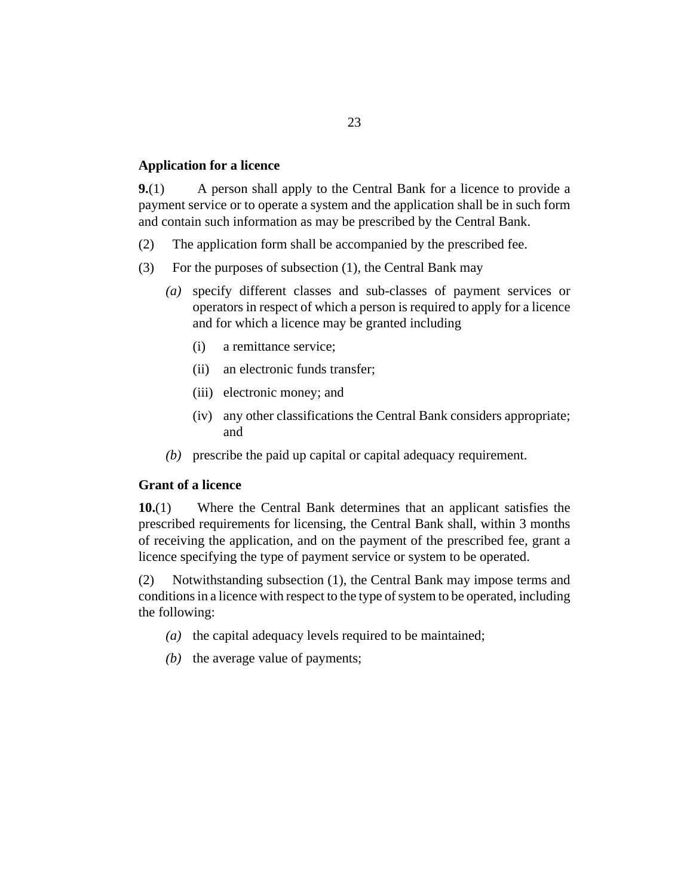### Application for a licence

**9.**(1) A person shall apply to the Central Bank for a licence to provide a payment service or to operate a system and the application shall be in such form and contain such information as may be prescribed by the Central Bank.

(2) The application form shall be accompanied by the prescribed fee.

(3) For the purposes of subsection (1), the Central Bank may

*(a)* specify different classes and sub-classes of payment services or operators in respect of which a person is required to apply for a licence and for which a licence may be granted including

(i) a remittance service;

(ii) an electronic funds transfer;

(iii) electronic money; and

(iv) any other classifications the Central Bank considers appropriate; and

*(b)* prescribe the paid up capital or capital adequacy requirement.

### Grant of a licence

**10.**(1) Where the Central Bank determines that an applicant satisfies the prescribed requirements for licensing, the Central Bank shall, within 3 months of receiving the application, and on the payment of the prescribed fee, grant a licence specifying the type of payment service or system to be operated.

(2) Notwithstanding subsection (1), the Central Bank may impose terms and conditions in a licence with respect to the type of system to be operated, including the following:

*(a)* the capital adequacy levels required to be maintained;

*(b)* the average value of payments;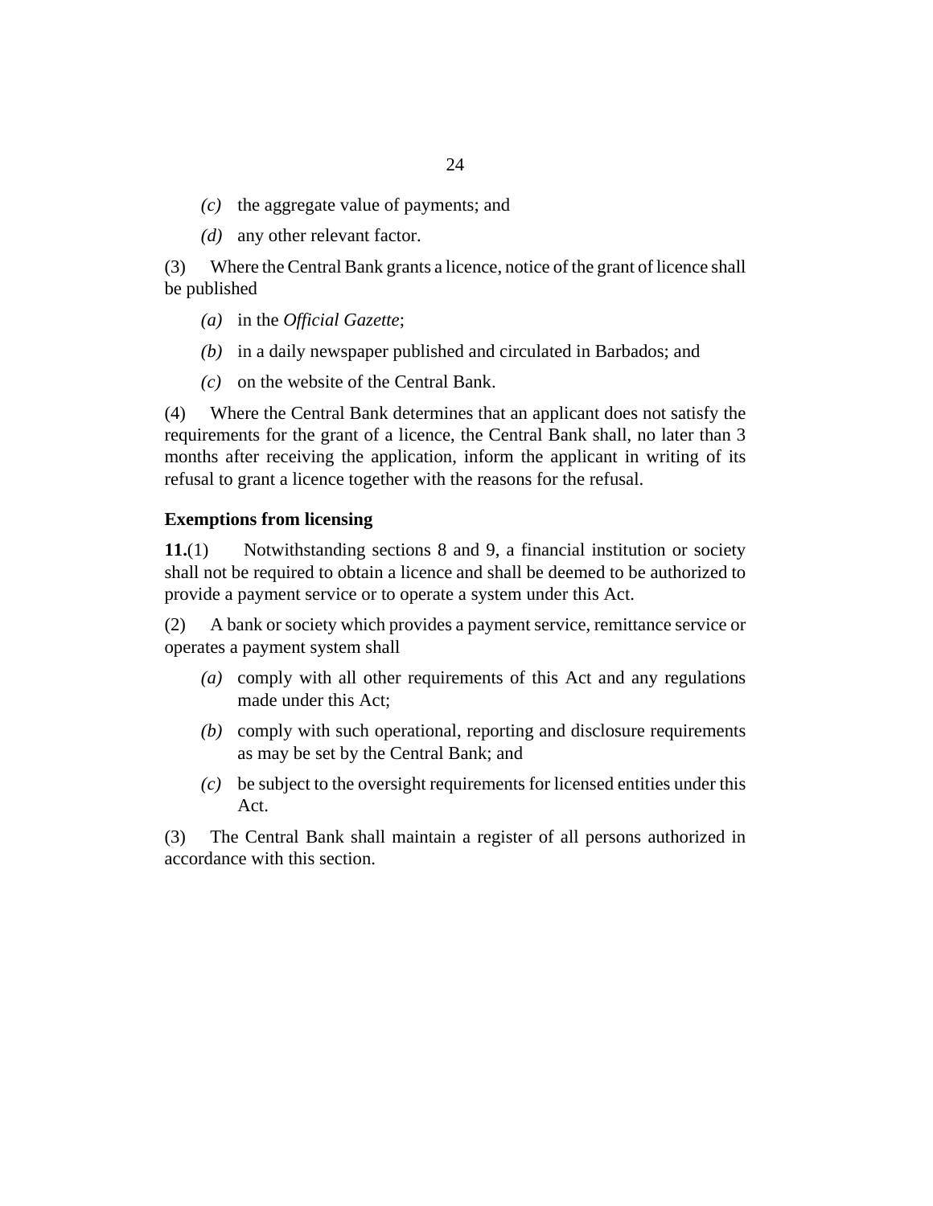*(c)* the aggregate value of payments; and

*(d)* any other relevant factor.

(3) Where the Central Bank grants a licence, notice of the grant of licence shall be published

*(a)* in the *Official Gazette*;

*(b)* in a daily newspaper published and circulated in Barbados; and

*(c)* on the website of the Central Bank.

(4) Where the Central Bank determines that an applicant does not satisfy the requirements for the grant of a licence, the Central Bank shall, no later than 3 months after receiving the application, inform the applicant in writing of its refusal to grant a licence together with the reasons for the refusal.

**Exemptions from licensing**

**11.**(1) Notwithstanding sections 8 and 9, a financial institution or society shall not be required to obtain a licence and shall be deemed to be authorized to provide a payment service or to operate a system under this Act.

(2) A bank or society which provides a payment service, remittance service or operates a payment system shall

*(a)* comply with all other requirements of this Act and any regulations made under this Act;

*(b)* comply with such operational, reporting and disclosure requirements as may be set by the Central Bank; and

*(c)* be subject to the oversight requirements for licensed entities under this Act.

(3) The Central Bank shall maintain a register of all persons authorized in accordance with this section.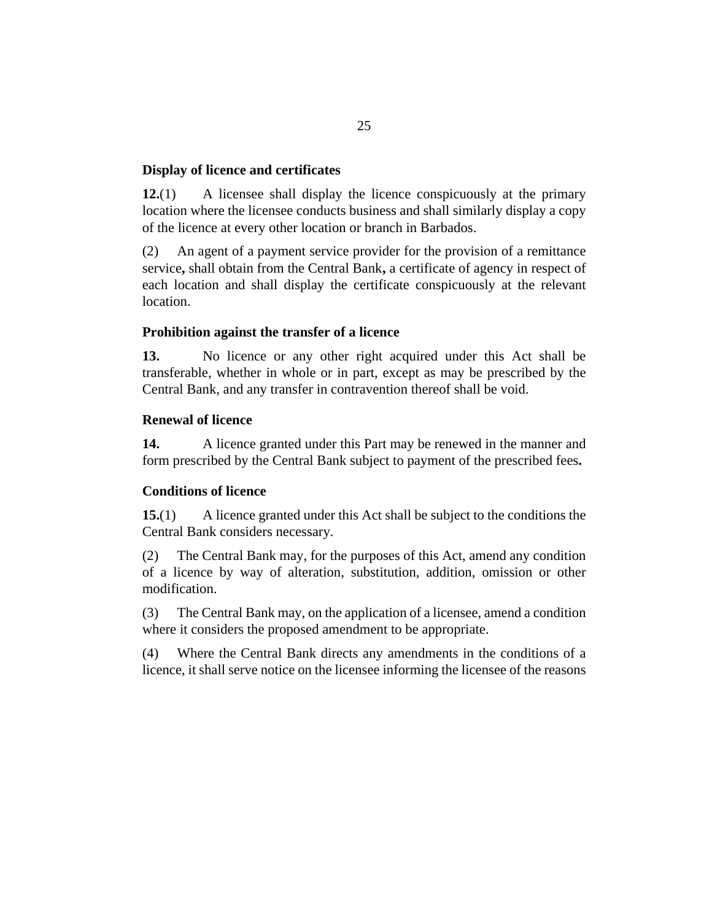**Display of licence and certificates**

**12.**(1) A licensee shall display the licence conspicuously at the primary location where the licensee conducts business and shall similarly display a copy of the licence at every other location or branch in Barbados.

(2) An agent of a payment service provider for the provision of a remittance service**,** shall obtain from the Central Bank**,** a certificate of agency in respect of each location and shall display the certificate conspicuously at the relevant location.

**Prohibition against the transfer of a licence**

**13.** No licence or any other right acquired under this Act shall be transferable, whether in whole or in part, except as may be prescribed by the Central Bank, and any transfer in contravention thereof shall be void.

**Renewal of licence**

**14.** A licence granted under this Part may be renewed in the manner and form prescribed by the Central Bank subject to payment of the prescribed fees**.**

**Conditions of licence**

**15.**(1) A licence granted under this Act shall be subject to the conditions the Central Bank considers necessary.

(2) The Central Bank may, for the purposes of this Act, amend any condition of a licence by way of alteration, substitution, addition, omission or other modification.

(3) The Central Bank may, on the application of a licensee, amend a condition where it considers the proposed amendment to be appropriate.

(4) Where the Central Bank directs any amendments in the conditions of a licence, it shall serve notice on the licensee informing the licensee of the reasons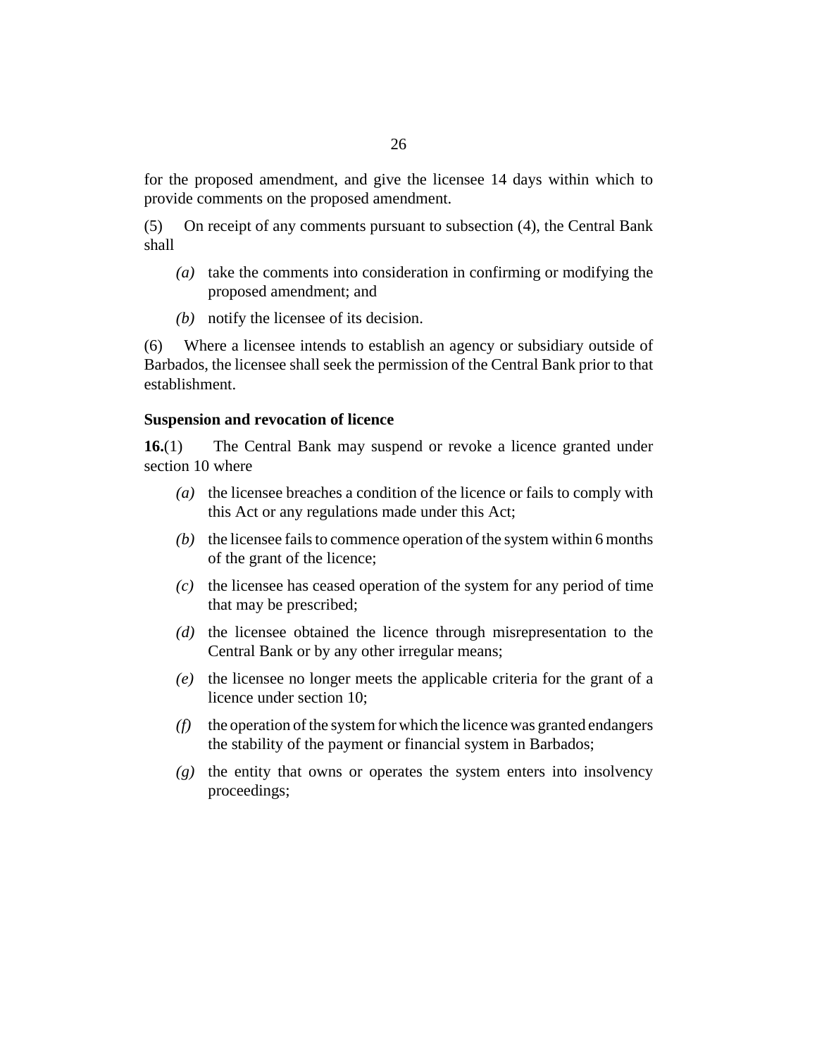for the proposed amendment, and give the licensee 14 days within which to provide comments on the proposed amendment.

(5) On receipt of any comments pursuant to subsection (4), the Central Bank shall

- *(a)* take the comments into consideration in confirming or modifying the proposed amendment; and
- *(b)* notify the licensee of its decision.

(6) Where a licensee intends to establish an agency or subsidiary outside of Barbados, the licensee shall seek the permission of the Central Bank prior to that establishment.

**Suspension and revocation of licence**

**16.**(1) The Central Bank may suspend or revoke a licence granted under section 10 where

- *(a)* the licensee breaches a condition of the licence or fails to comply with this Act or any regulations made under this Act;
- *(b)* the licensee fails to commence operation of the system within 6 months of the grant of the licence;
- *(c)* the licensee has ceased operation of the system for any period of time that may be prescribed;
- *(d)* the licensee obtained the licence through misrepresentation to the Central Bank or by any other irregular means;
- *(e)* the licensee no longer meets the applicable criteria for the grant of a licence under section 10;
- *(f)* the operation of the system for which the licence was granted endangers the stability of the payment or financial system in Barbados;
- *(g)* the entity that owns or operates the system enters into insolvency proceedings;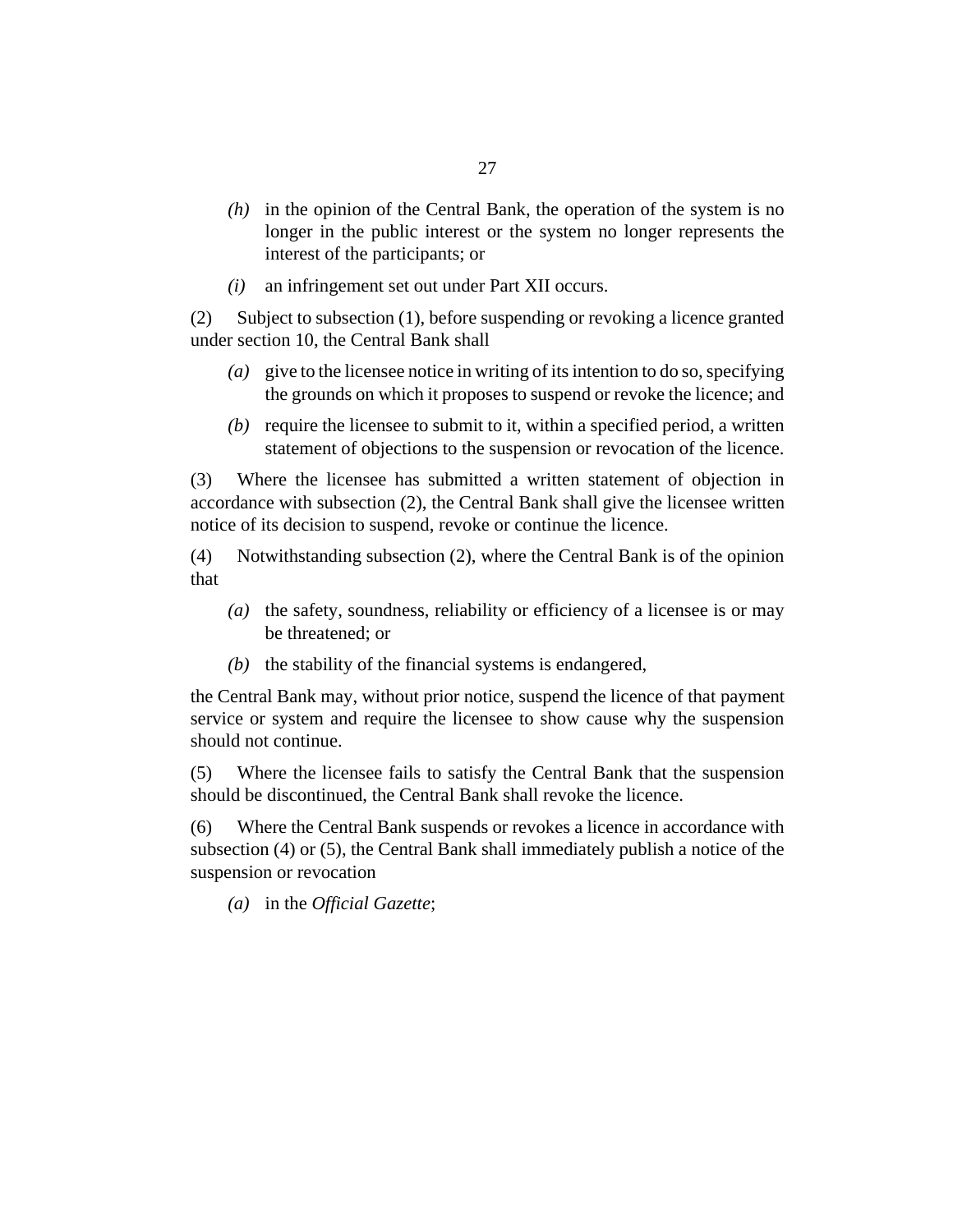*(h)* in the opinion of the Central Bank, the operation of the system is no longer in the public interest or the system no longer represents the interest of the participants; or

*(i)* an infringement set out under Part XII occurs.

(2) Subject to subsection (1), before suspending or revoking a licence granted under section 10, the Central Bank shall

*(a)* give to the licensee notice in writing of its intention to do so, specifying the grounds on which it proposes to suspend or revoke the licence; and

*(b)* require the licensee to submit to it, within a specified period, a written statement of objections to the suspension or revocation of the licence.

(3) Where the licensee has submitted a written statement of objection in accordance with subsection (2), the Central Bank shall give the licensee written notice of its decision to suspend, revoke or continue the licence.

(4) Notwithstanding subsection (2), where the Central Bank is of the opinion that

*(a)* the safety, soundness, reliability or efficiency of a licensee is or may be threatened; or

*(b)* the stability of the financial systems is endangered,

the Central Bank may, without prior notice, suspend the licence of that payment service or system and require the licensee to show cause why the suspension should not continue.

(5) Where the licensee fails to satisfy the Central Bank that the suspension should be discontinued, the Central Bank shall revoke the licence.

(6) Where the Central Bank suspends or revokes a licence in accordance with subsection (4) or (5), the Central Bank shall immediately publish a notice of the suspension or revocation

*(a)* in the *Official Gazette*;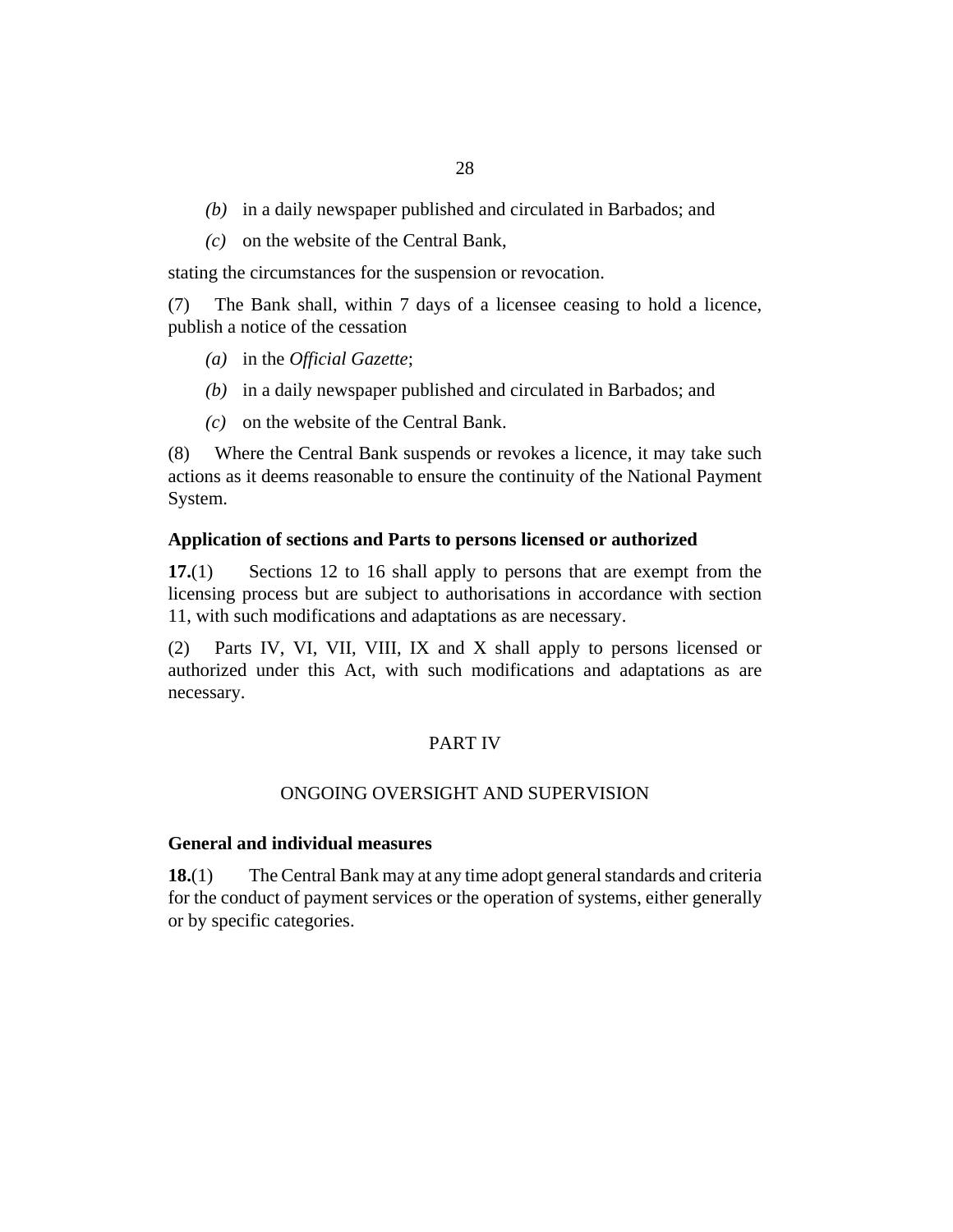*(b)* in a daily newspaper published and circulated in Barbados; and

*(c)* on the website of the Central Bank,

stating the circumstances for the suspension or revocation.

(7) The Bank shall, within 7 days of a licensee ceasing to hold a licence, publish a notice of the cessation

*(a)* in the *Official Gazette*;

*(b)* in a daily newspaper published and circulated in Barbados; and

*(c)* on the website of the Central Bank.

(8) Where the Central Bank suspends or revokes a licence, it may take such actions as it deems reasonable to ensure the continuity of the National Payment System.

**Application of sections and Parts to persons licensed or authorized**

**17.**(1) Sections 12 to 16 shall apply to persons that are exempt from the licensing process but are subject to authorisations in accordance with section 11, with such modifications and adaptations as are necessary.

(2) Parts IV, VI, VII, VIII, IX and X shall apply to persons licensed or authorized under this Act, with such modifications and adaptations as are necessary.

PART IV

ONGOING OVERSIGHT AND SUPERVISION

**General and individual measures**

**18.**(1) The Central Bank may at any time adopt general standards and criteria for the conduct of payment services or the operation of systems, either generally or by specific categories.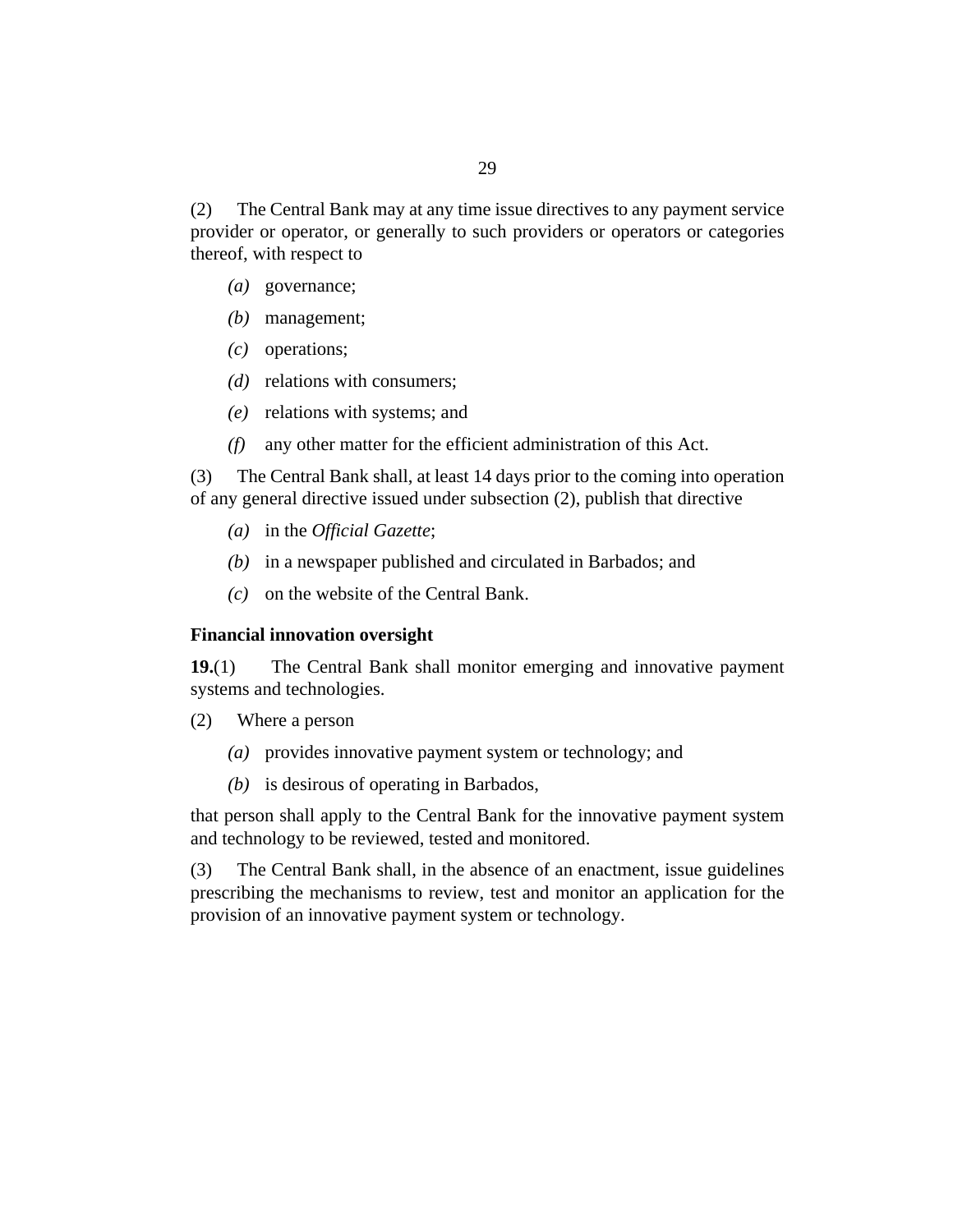(2) The Central Bank may at any time issue directives to any payment service provider or operator, or generally to such providers or operators or categories thereof, with respect to

*(a)* governance;

*(b)* management;

*(c)* operations;

*(d)* relations with consumers;

*(e)* relations with systems; and

*(f)* any other matter for the efficient administration of this Act.

(3) The Central Bank shall, at least 14 days prior to the coming into operation of any general directive issued under subsection (2), publish that directive

*(a)* in the *Official Gazette*;

*(b)* in a newspaper published and circulated in Barbados; and

*(c)* on the website of the Central Bank.

**Financial innovation oversight**

**19.**(1) The Central Bank shall monitor emerging and innovative payment systems and technologies.

(2) Where a person

*(a)* provides innovative payment system or technology; and

*(b)* is desirous of operating in Barbados,

that person shall apply to the Central Bank for the innovative payment system and technology to be reviewed, tested and monitored.

(3) The Central Bank shall, in the absence of an enactment, issue guidelines prescribing the mechanisms to review, test and monitor an application for the provision of an innovative payment system or technology.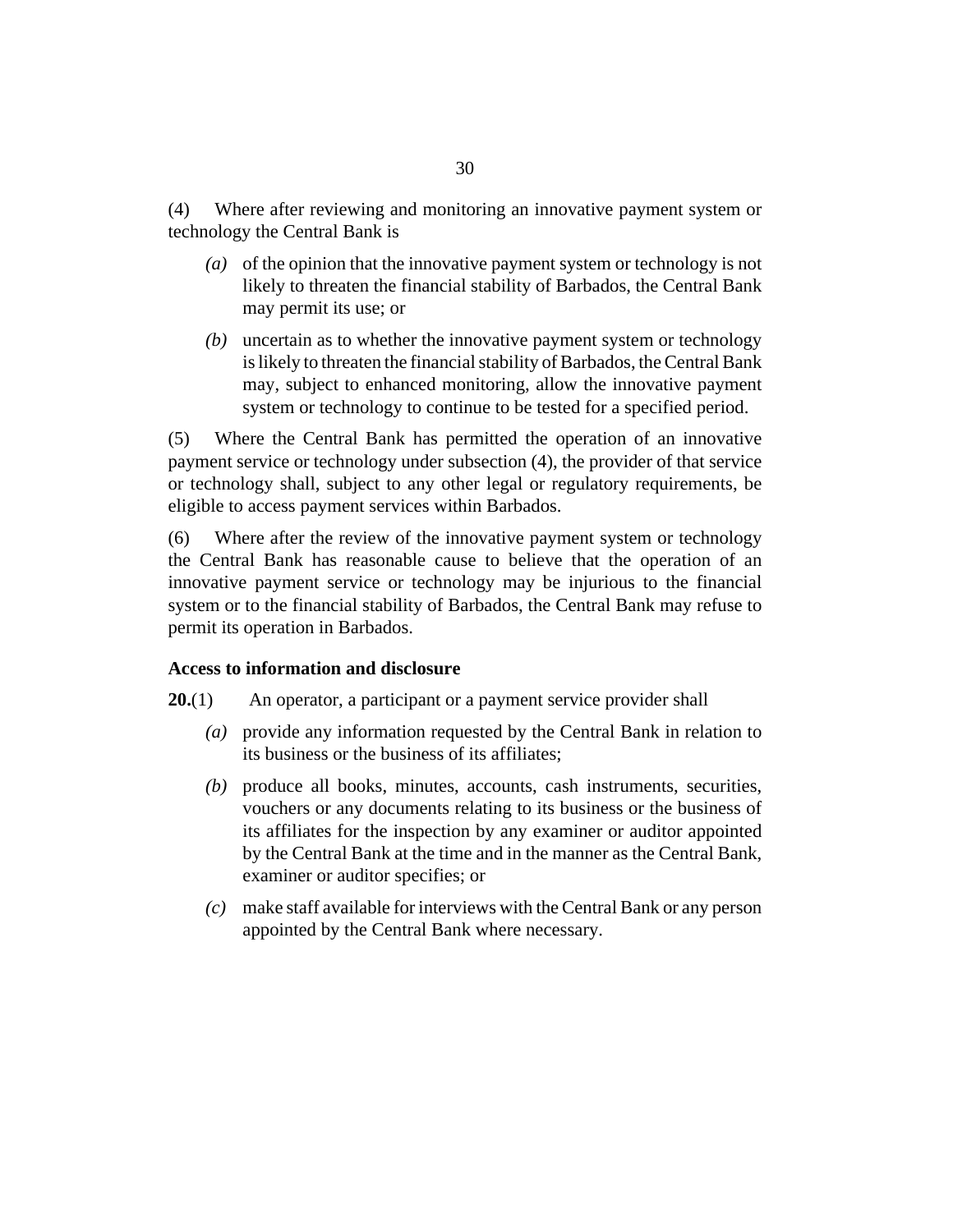(4) Where after reviewing and monitoring an innovative payment system or technology the Central Bank is

*(a)* of the opinion that the innovative payment system or technology is not likely to threaten the financial stability of Barbados, the Central Bank may permit its use; or

*(b)* uncertain as to whether the innovative payment system or technology is likely to threaten the financial stability of Barbados, the Central Bank may, subject to enhanced monitoring, allow the innovative payment system or technology to continue to be tested for a specified period.

(5) Where the Central Bank has permitted the operation of an innovative payment service or technology under subsection (4), the provider of that service or technology shall, subject to any other legal or regulatory requirements, be eligible to access payment services within Barbados.

(6) Where after the review of the innovative payment system or technology the Central Bank has reasonable cause to believe that the operation of an innovative payment service or technology may be injurious to the financial system or to the financial stability of Barbados, the Central Bank may refuse to permit its operation in Barbados.

**Access to information and disclosure**

**20.**(1) An operator, a participant or a payment service provider shall

*(a)* provide any information requested by the Central Bank in relation to its business or the business of its affiliates;

*(b)* produce all books, minutes, accounts, cash instruments, securities, vouchers or any documents relating to its business or the business of its affiliates for the inspection by any examiner or auditor appointed by the Central Bank at the time and in the manner as the Central Bank, examiner or auditor specifies; or

*(c)* make staff available for interviews with the Central Bank or any person appointed by the Central Bank where necessary.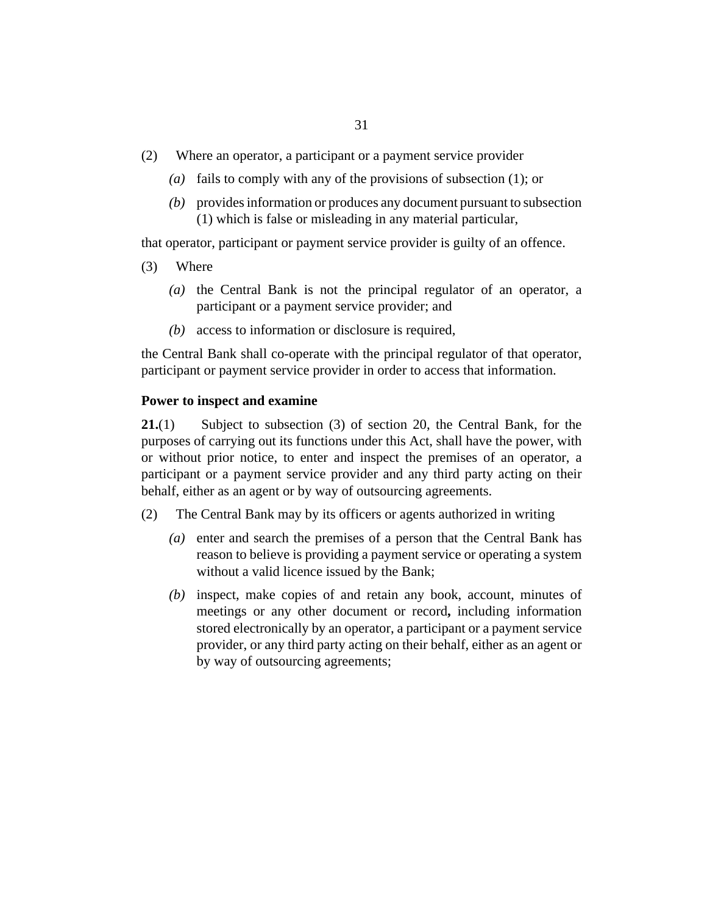(2) Where an operator, a participant or a payment service provider

*(a)* fails to comply with any of the provisions of subsection (1); or

*(b)* provides information or produces any document pursuant to subsection (1) which is false or misleading in any material particular,

that operator, participant or payment service provider is guilty of an offence.

(3) Where

*(a)* the Central Bank is not the principal regulator of an operator, a participant or a payment service provider; and

*(b)* access to information or disclosure is required,

the Central Bank shall co-operate with the principal regulator of that operator, participant or payment service provider in order to access that information.

**Power to inspect and examine**

**21.**(1) Subject to subsection (3) of section 20, the Central Bank, for the purposes of carrying out its functions under this Act, shall have the power, with or without prior notice, to enter and inspect the premises of an operator, a participant or a payment service provider and any third party acting on their behalf, either as an agent or by way of outsourcing agreements.

(2) The Central Bank may by its officers or agents authorized in writing

*(a)* enter and search the premises of a person that the Central Bank has reason to believe is providing a payment service or operating a system without a valid licence issued by the Bank;

*(b)* inspect, make copies of and retain any book, account, minutes of meetings or any other document or record**,** including information stored electronically by an operator, a participant or a payment service provider, or any third party acting on their behalf, either as an agent or by way of outsourcing agreements;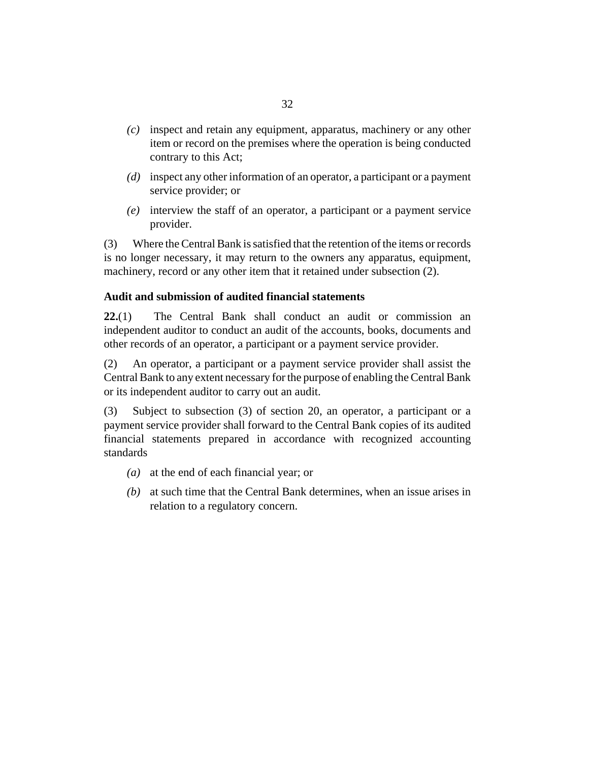*(c)* inspect and retain any equipment, apparatus, machinery or any other item or record on the premises where the operation is being conducted contrary to this Act;

*(d)* inspect any other information of an operator, a participant or a payment service provider; or

*(e)* interview the staff of an operator, a participant or a payment service provider.

(3) Where the Central Bank is satisfied that the retention of the items or records is no longer necessary, it may return to the owners any apparatus, equipment, machinery, record or any other item that it retained under subsection (2).

**Audit and submission of audited financial statements**

**22.**(1) The Central Bank shall conduct an audit or commission an independent auditor to conduct an audit of the accounts, books, documents and other records of an operator, a participant or a payment service provider.

(2) An operator, a participant or a payment service provider shall assist the Central Bank to any extent necessary for the purpose of enabling the Central Bank or its independent auditor to carry out an audit.

(3) Subject to subsection (3) of section 20, an operator, a participant or a payment service provider shall forward to the Central Bank copies of its audited financial statements prepared in accordance with recognized accounting standards

*(a)* at the end of each financial year; or

*(b)* at such time that the Central Bank determines, when an issue arises in relation to a regulatory concern.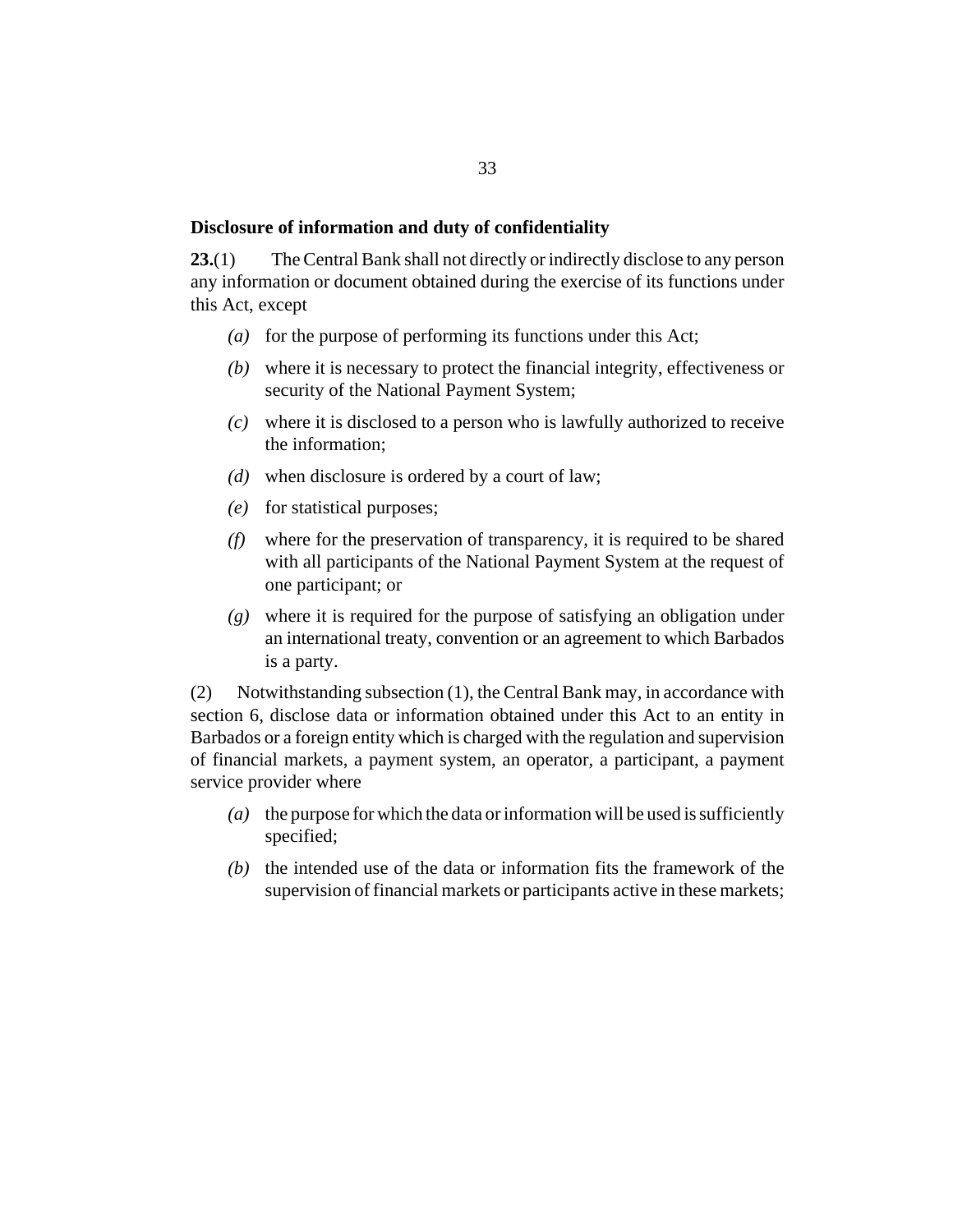**Disclosure of information and duty of confidentiality**

**23.**(1) The Central Bank shall not directly or indirectly disclose to any person any information or document obtained during the exercise of its functions under this Act, except

- *(a)* for the purpose of performing its functions under this Act;
- *(b)* where it is necessary to protect the financial integrity, effectiveness or security of the National Payment System;
- *(c)* where it is disclosed to a person who is lawfully authorized to receive the information;
- *(d)* when disclosure is ordered by a court of law;
- *(e)* for statistical purposes;
- *(f)* where for the preservation of transparency, it is required to be shared with all participants of the National Payment System at the request of one participant; or
- *(g)* where it is required for the purpose of satisfying an obligation under an international treaty, convention or an agreement to which Barbados is a party.

(2) Notwithstanding subsection (1), the Central Bank may, in accordance with section 6, disclose data or information obtained under this Act to an entity in Barbados or a foreign entity which is charged with the regulation and supervision of financial markets, a payment system, an operator, a participant, a payment service provider where

- *(a)* the purpose for which the data or information will be used is sufficiently specified;
- *(b)* the intended use of the data or information fits the framework of the supervision of financial markets or participants active in these markets;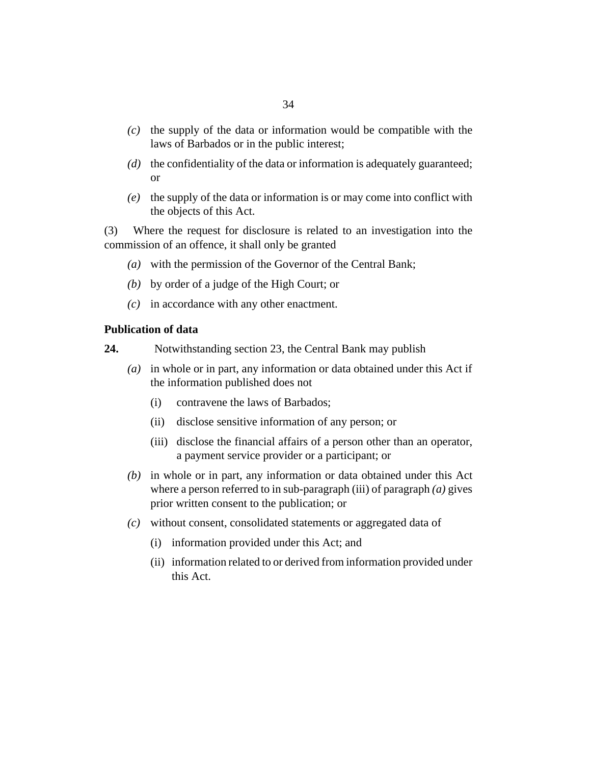*(c)* the supply of the data or information would be compatible with the laws of Barbados or in the public interest;

*(d)* the confidentiality of the data or information is adequately guaranteed; or

*(e)* the supply of the data or information is or may come into conflict with the objects of this Act.

(3) Where the request for disclosure is related to an investigation into the commission of an offence, it shall only be granted

*(a)* with the permission of the Governor of the Central Bank;

*(b)* by order of a judge of the High Court; or

*(c)* in accordance with any other enactment.

**Publication of data**

**24.** Notwithstanding section 23, the Central Bank may publish

*(a)* in whole or in part, any information or data obtained under this Act if the information published does not

(i) contravene the laws of Barbados;

(ii) disclose sensitive information of any person; or

(iii) disclose the financial affairs of a person other than an operator, a payment service provider or a participant; or

*(b)* in whole or in part, any information or data obtained under this Act where a person referred to in sub-paragraph (iii) of paragraph *(a)* gives prior written consent to the publication; or

*(c)* without consent, consolidated statements or aggregated data of

(i) information provided under this Act; and

(ii) information related to or derived from information provided under this Act.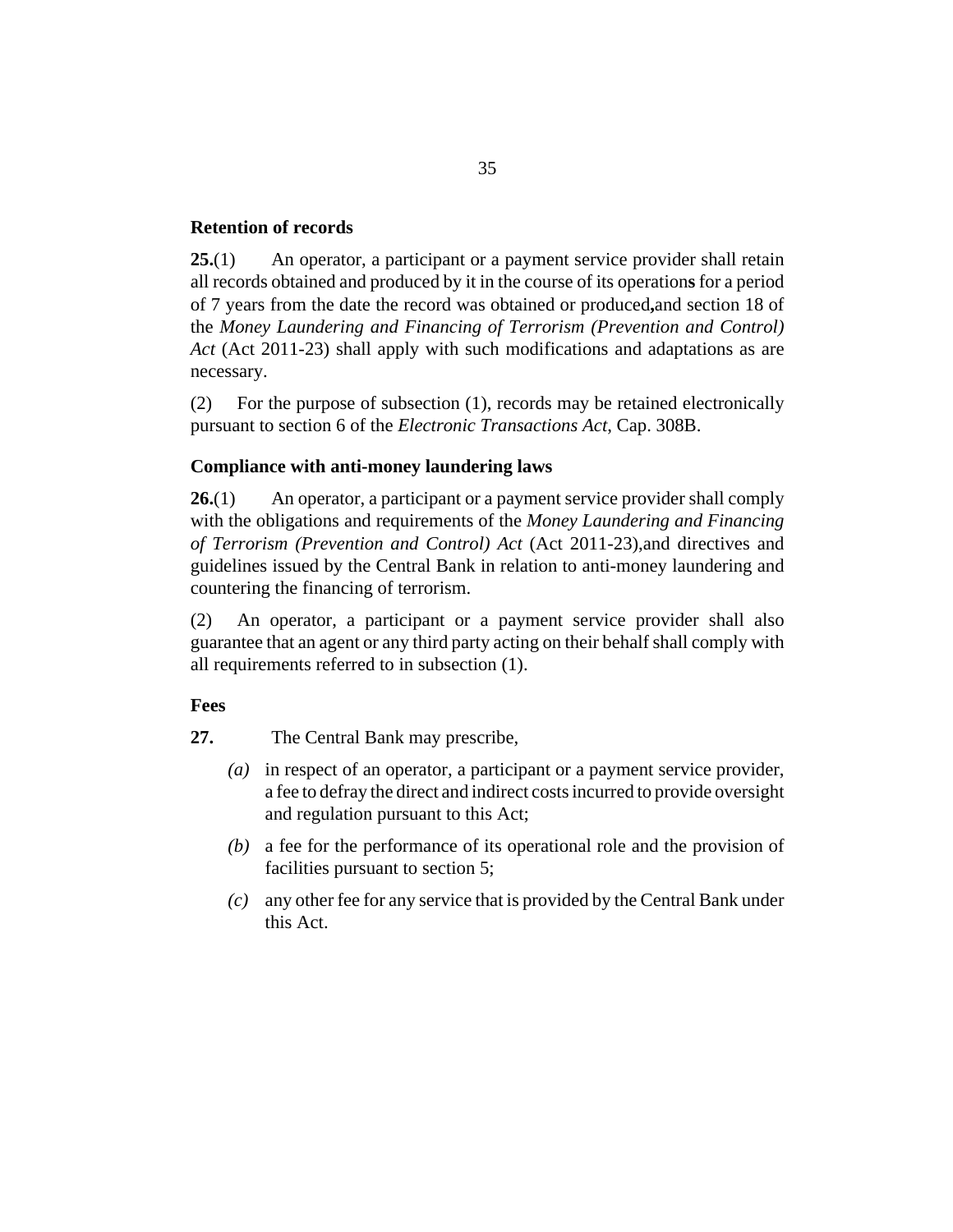### Retention of records

**25.**(1) An operator, a participant or a payment service provider shall retain all records obtained and produced by it in the course of its operation**s** for a period of 7 years from the date the record was obtained or produced**,**and section 18 of the *Money Laundering and Financing of Terrorism (Prevention and Control) Act* (Act 2011-23) shall apply with such modifications and adaptations as are necessary.

(2) For the purpose of subsection (1), records may be retained electronically pursuant to section 6 of the *Electronic Transactions Act*, Cap. 308B.

### Compliance with anti-money laundering laws

**26.**(1) An operator, a participant or a payment service provider shall comply with the obligations and requirements of the *Money Laundering and Financing of Terrorism (Prevention and Control) Act* (Act 2011-23),and directives and guidelines issued by the Central Bank in relation to anti-money laundering and countering the financing of terrorism.

(2) An operator, a participant or a payment service provider shall also guarantee that an agent or any third party acting on their behalf shall comply with all requirements referred to in subsection (1).

### Fees

**27.** The Central Bank may prescribe,

- *(a)* in respect of an operator, a participant or a payment service provider, a fee to defray the direct and indirect costs incurred to provide oversight and regulation pursuant to this Act;
- *(b)* a fee for the performance of its operational role and the provision of facilities pursuant to section 5;
- *(c)* any other fee for any service that is provided by the Central Bank under this Act.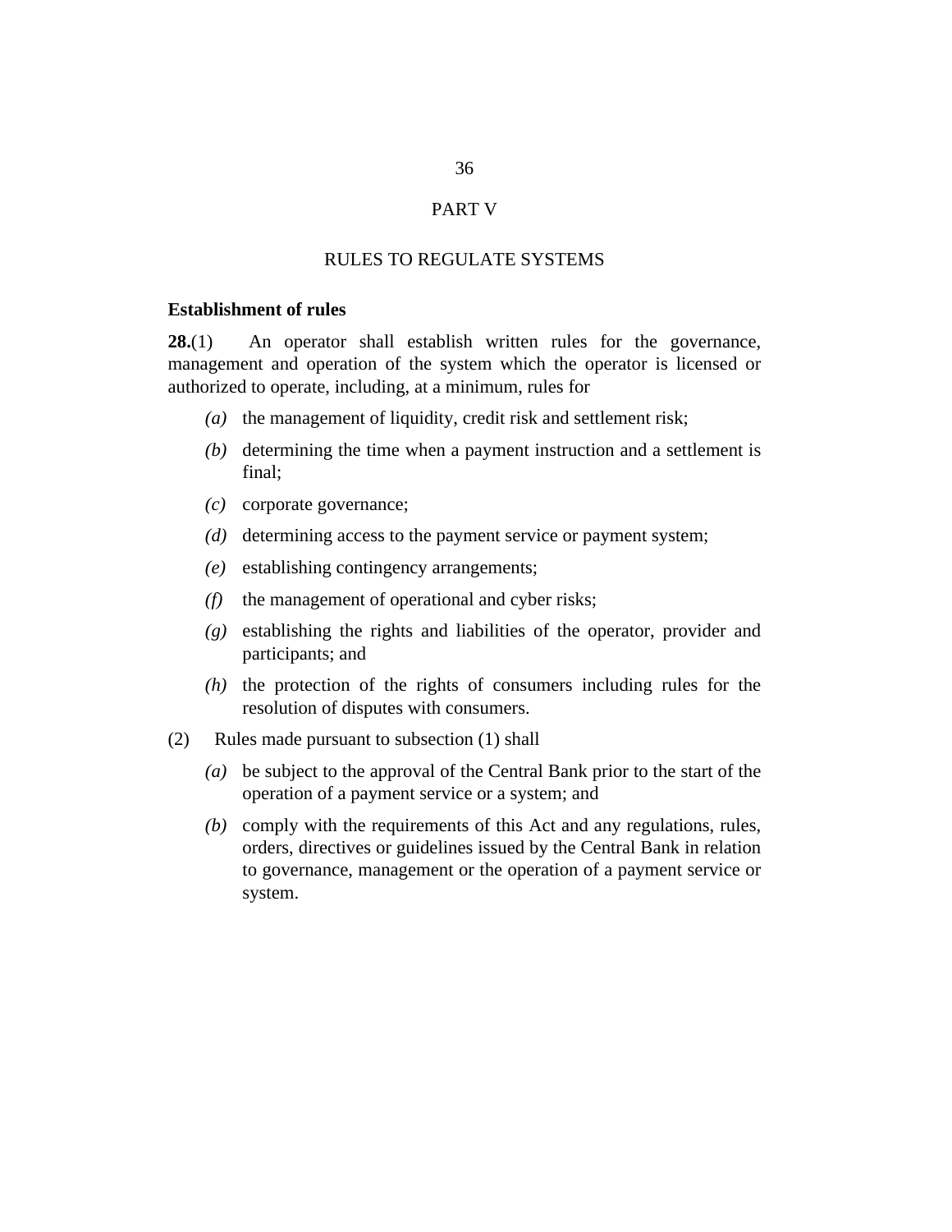## PART V

## RULES TO REGULATE SYSTEMS

**Establishment of rules**

**28.**(1) An operator shall establish written rules for the governance, management and operation of the system which the operator is licensed or authorized to operate, including, at a minimum, rules for

- *(a)* the management of liquidity, credit risk and settlement risk;
- *(b)* determining the time when a payment instruction and a settlement is final;
- *(c)* corporate governance;
- *(d)* determining access to the payment service or payment system;
- *(e)* establishing contingency arrangements;
- *(f)* the management of operational and cyber risks;
- *(g)* establishing the rights and liabilities of the operator, provider and participants; and
- *(h)* the protection of the rights of consumers including rules for the resolution of disputes with consumers.

(2) Rules made pursuant to subsection (1) shall

- *(a)* be subject to the approval of the Central Bank prior to the start of the operation of a payment service or a system; and
- *(b)* comply with the requirements of this Act and any regulations, rules, orders, directives or guidelines issued by the Central Bank in relation to governance, management or the operation of a payment service or system.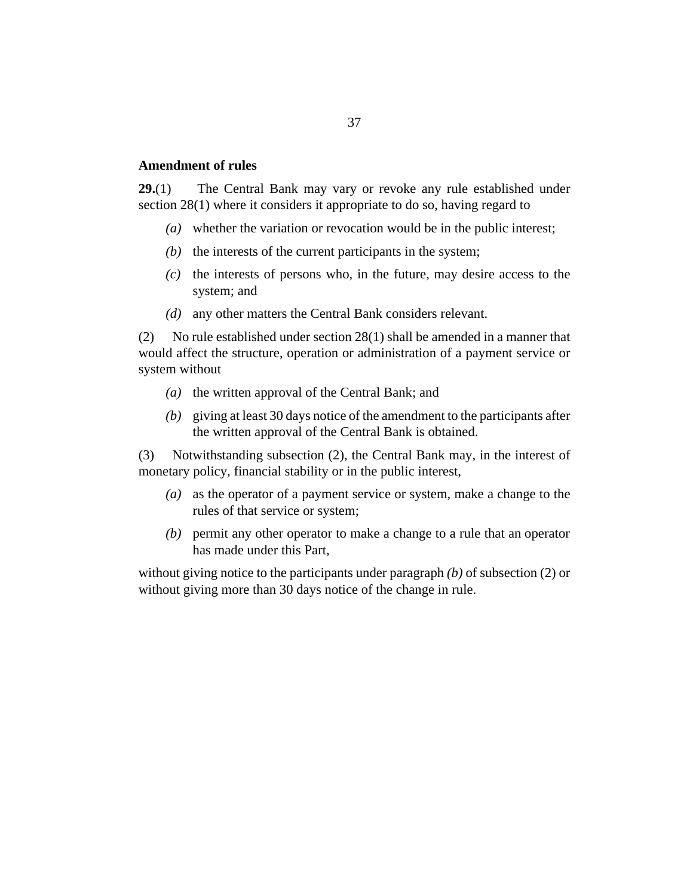**Amendment of rules**

**29.**(1) The Central Bank may vary or revoke any rule established under section 28(1) where it considers it appropriate to do so, having regard to

*(a)* whether the variation or revocation would be in the public interest;

*(b)* the interests of the current participants in the system;

*(c)* the interests of persons who, in the future, may desire access to the system; and

*(d)* any other matters the Central Bank considers relevant.

(2) No rule established under section 28(1) shall be amended in a manner that would affect the structure, operation or administration of a payment service or system without

*(a)* the written approval of the Central Bank; and

*(b)* giving at least 30 days notice of the amendment to the participants after the written approval of the Central Bank is obtained.

(3) Notwithstanding subsection (2), the Central Bank may, in the interest of monetary policy, financial stability or in the public interest,

*(a)* as the operator of a payment service or system, make a change to the rules of that service or system;

*(b)* permit any other operator to make a change to a rule that an operator has made under this Part,

without giving notice to the participants under paragraph *(b)* of subsection (2) or without giving more than 30 days notice of the change in rule.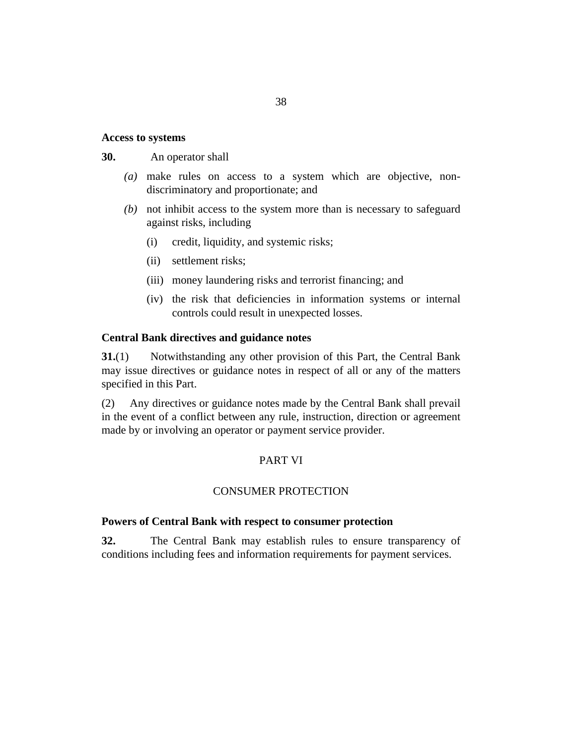**Access to systems**

**30.** An operator shall

*(a)* make rules on access to a system which are objective, non-discriminatory and proportionate; and

*(b)* not inhibit access to the system more than is necessary to safeguard against risks, including

(i) credit, liquidity, and systemic risks;

(ii) settlement risks;

(iii) money laundering risks and terrorist financing; and

(iv) the risk that deficiencies in information systems or internal controls could result in unexpected losses.

**Central Bank directives and guidance notes**

**31.**(1) Notwithstanding any other provision of this Part, the Central Bank may issue directives or guidance notes in respect of all or any of the matters specified in this Part.

(2) Any directives or guidance notes made by the Central Bank shall prevail in the event of a conflict between any rule, instruction, direction or agreement made by or involving an operator or payment service provider.

PART VI

CONSUMER PROTECTION

**Powers of Central Bank with respect to consumer protection**

**32.** The Central Bank may establish rules to ensure transparency of conditions including fees and information requirements for payment services.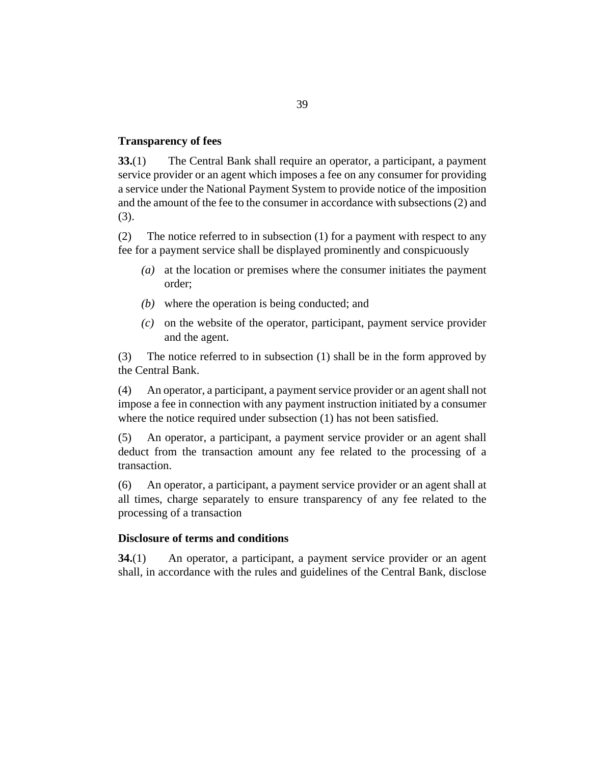### Transparency of fees

**33.**(1) The Central Bank shall require an operator, a participant, a payment service provider or an agent which imposes a fee on any consumer for providing a service under the National Payment System to provide notice of the imposition and the amount of the fee to the consumer in accordance with subsections (2) and (3).

(2) The notice referred to in subsection (1) for a payment with respect to any fee for a payment service shall be displayed prominently and conspicuously

- *(a)* at the location or premises where the consumer initiates the payment order;
- *(b)* where the operation is being conducted; and
- *(c)* on the website of the operator, participant, payment service provider and the agent.

(3) The notice referred to in subsection (1) shall be in the form approved by the Central Bank.

(4) An operator, a participant, a payment service provider or an agent shall not impose a fee in connection with any payment instruction initiated by a consumer where the notice required under subsection (1) has not been satisfied.

(5) An operator, a participant, a payment service provider or an agent shall deduct from the transaction amount any fee related to the processing of a transaction.

(6) An operator, a participant, a payment service provider or an agent shall at all times, charge separately to ensure transparency of any fee related to the processing of a transaction

### Disclosure of terms and conditions

**34.**(1) An operator, a participant, a payment service provider or an agent shall, in accordance with the rules and guidelines of the Central Bank, disclose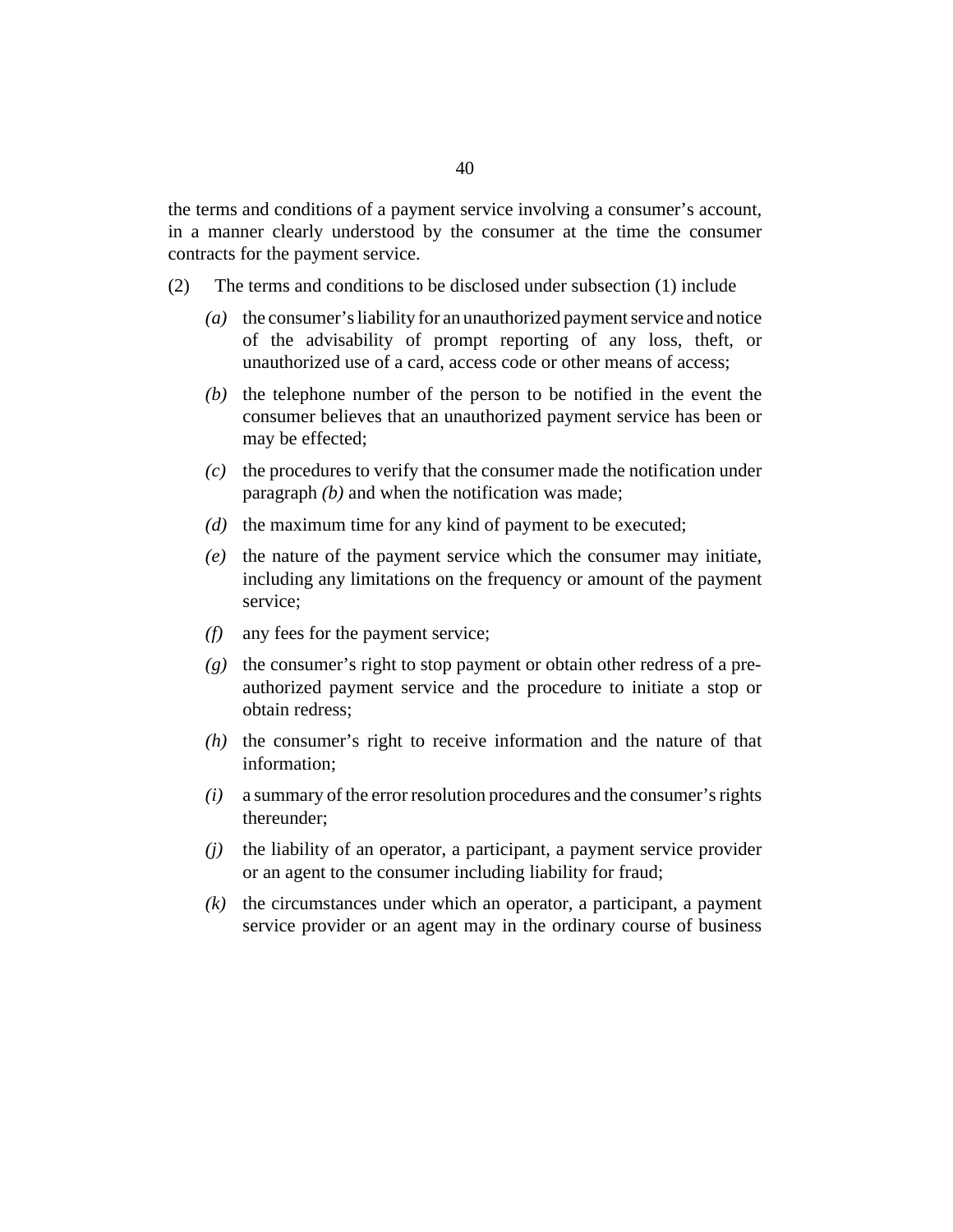the terms and conditions of a payment service involving a consumer's account, in a manner clearly understood by the consumer at the time the consumer contracts for the payment service.

(2) The terms and conditions to be disclosed under subsection (1) include

*(a)* the consumer's liability for an unauthorized payment service and notice of the advisability of prompt reporting of any loss, theft, or unauthorized use of a card, access code or other means of access;

*(b)* the telephone number of the person to be notified in the event the consumer believes that an unauthorized payment service has been or may be effected;

*(c)* the procedures to verify that the consumer made the notification under paragraph *(b)* and when the notification was made;

*(d)* the maximum time for any kind of payment to be executed;

*(e)* the nature of the payment service which the consumer may initiate, including any limitations on the frequency or amount of the payment service;

*(f)* any fees for the payment service;

*(g)* the consumer's right to stop payment or obtain other redress of a pre-authorized payment service and the procedure to initiate a stop or obtain redress;

*(h)* the consumer's right to receive information and the nature of that information;

*(i)* a summary of the error resolution procedures and the consumer's rights thereunder;

*(j)* the liability of an operator, a participant, a payment service provider or an agent to the consumer including liability for fraud;

*(k)* the circumstances under which an operator, a participant, a payment service provider or an agent may in the ordinary course of business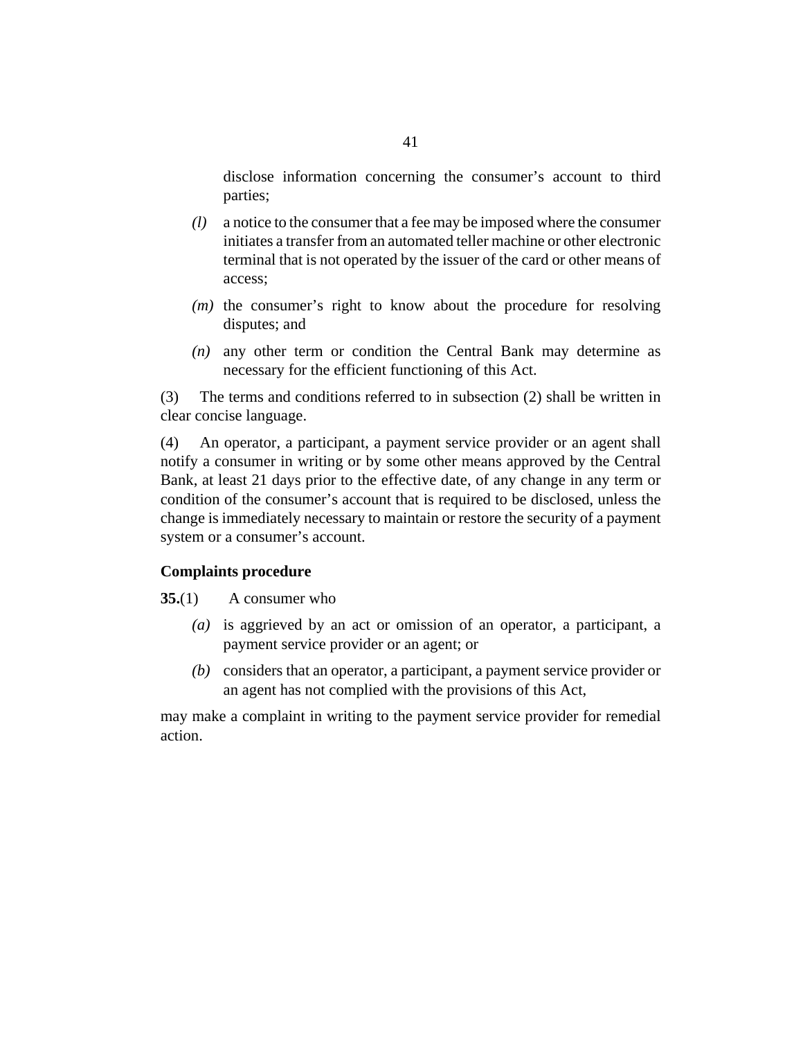disclose information concerning the consumer's account to third parties;

*(l)* a notice to the consumer that a fee may be imposed where the consumer initiates a transfer from an automated teller machine or other electronic terminal that is not operated by the issuer of the card or other means of access;

*(m)* the consumer's right to know about the procedure for resolving disputes; and

*(n)* any other term or condition the Central Bank may determine as necessary for the efficient functioning of this Act.

(3) The terms and conditions referred to in subsection (2) shall be written in clear concise language.

(4) An operator, a participant, a payment service provider or an agent shall notify a consumer in writing or by some other means approved by the Central Bank, at least 21 days prior to the effective date, of any change in any term or condition of the consumer's account that is required to be disclosed, unless the change is immediately necessary to maintain or restore the security of a payment system or a consumer's account.

### Complaints procedure

**35.**(1) A consumer who

*(a)* is aggrieved by an act or omission of an operator, a participant, a payment service provider or an agent; or

*(b)* considers that an operator, a participant, a payment service provider or an agent has not complied with the provisions of this Act,

may make a complaint in writing to the payment service provider for remedial action.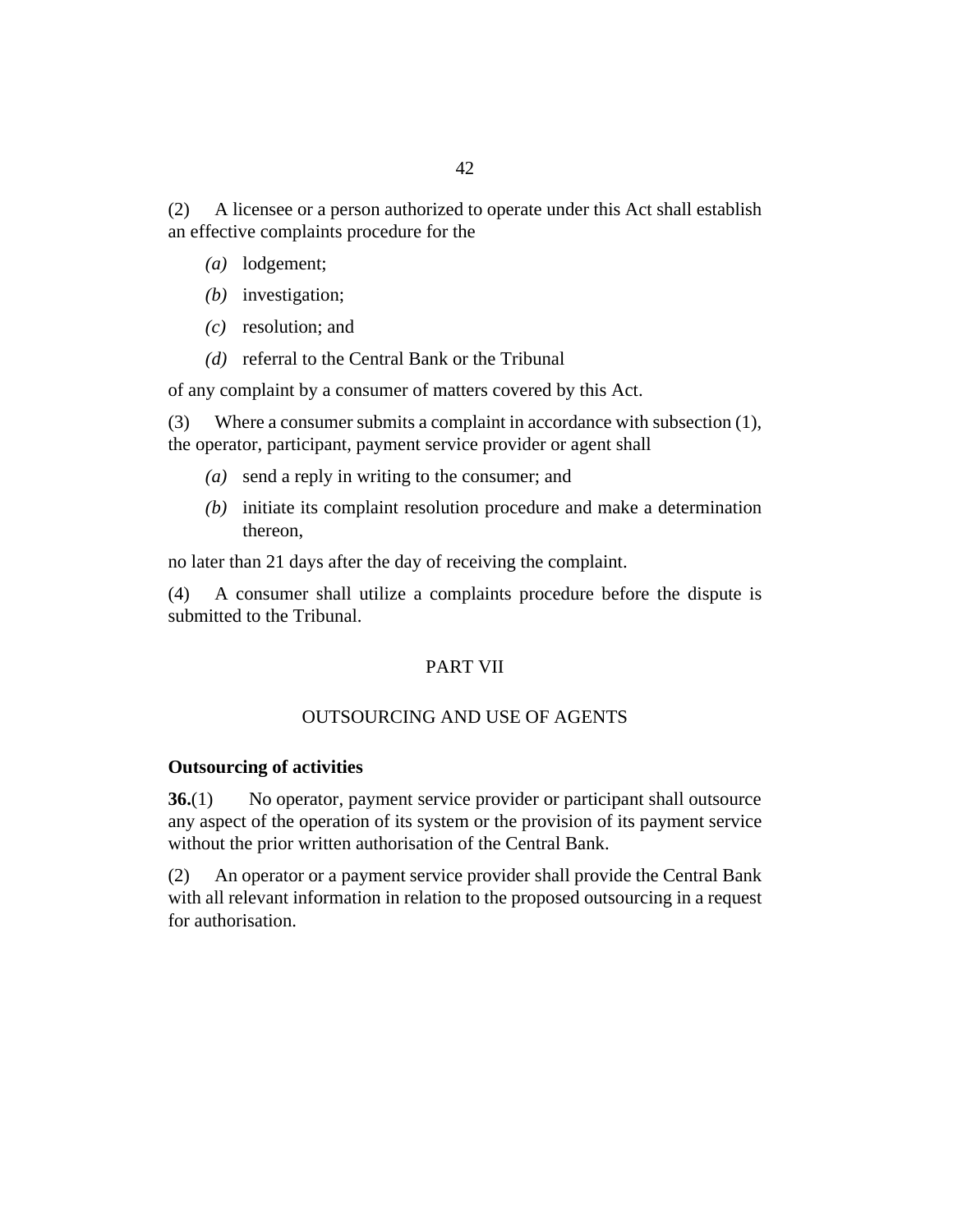(2) A licensee or a person authorized to operate under this Act shall establish an effective complaints procedure for the

- *(a)* lodgement;
- *(b)* investigation;
- *(c)* resolution; and
- *(d)* referral to the Central Bank or the Tribunal

of any complaint by a consumer of matters covered by this Act.

(3) Where a consumer submits a complaint in accordance with subsection (1), the operator, participant, payment service provider or agent shall

- *(a)* send a reply in writing to the consumer; and
- *(b)* initiate its complaint resolution procedure and make a determination thereon,

no later than 21 days after the day of receiving the complaint.

(4) A consumer shall utilize a complaints procedure before the dispute is submitted to the Tribunal.

## PART VII

## OUTSOURCING AND USE OF AGENTS

### Outsourcing of activities

**36.**(1) No operator, payment service provider or participant shall outsource any aspect of the operation of its system or the provision of its payment service without the prior written authorisation of the Central Bank.

(2) An operator or a payment service provider shall provide the Central Bank with all relevant information in relation to the proposed outsourcing in a request for authorisation.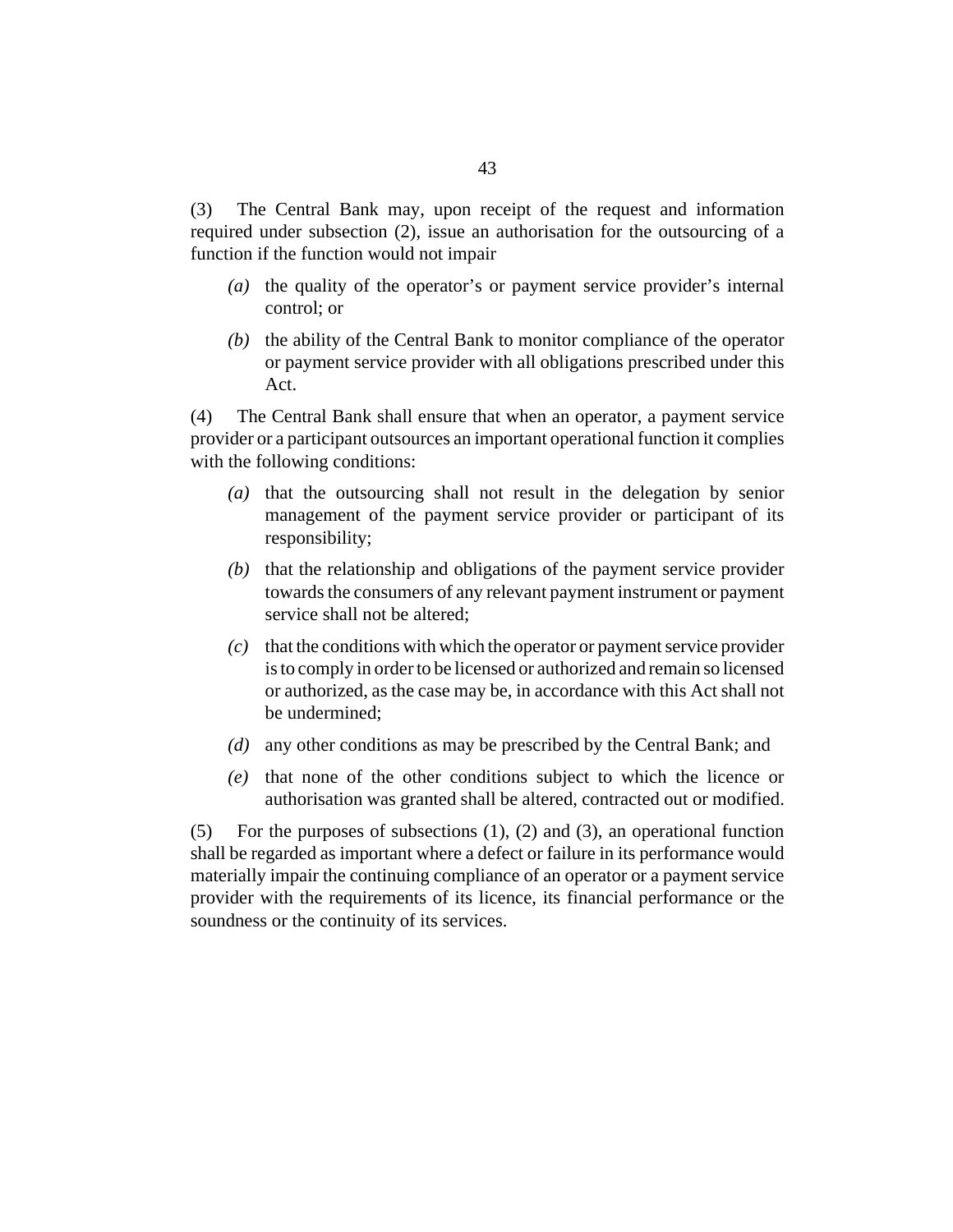(3) The Central Bank may, upon receipt of the request and information required under subsection (2), issue an authorisation for the outsourcing of a function if the function would not impair

- *(a)* the quality of the operator's or payment service provider's internal control; or
- *(b)* the ability of the Central Bank to monitor compliance of the operator or payment service provider with all obligations prescribed under this Act.

(4) The Central Bank shall ensure that when an operator, a payment service provider or a participant outsources an important operational function it complies with the following conditions:

- *(a)* that the outsourcing shall not result in the delegation by senior management of the payment service provider or participant of its responsibility;
- *(b)* that the relationship and obligations of the payment service provider towards the consumers of any relevant payment instrument or payment service shall not be altered;
- *(c)* that the conditions with which the operator or payment service provider is to comply in order to be licensed or authorized and remain so licensed or authorized, as the case may be, in accordance with this Act shall not be undermined;
- *(d)* any other conditions as may be prescribed by the Central Bank; and
- *(e)* that none of the other conditions subject to which the licence or authorisation was granted shall be altered, contracted out or modified.

(5) For the purposes of subsections (1), (2) and (3), an operational function shall be regarded as important where a defect or failure in its performance would materially impair the continuing compliance of an operator or a payment service provider with the requirements of its licence, its financial performance or the soundness or the continuity of its services.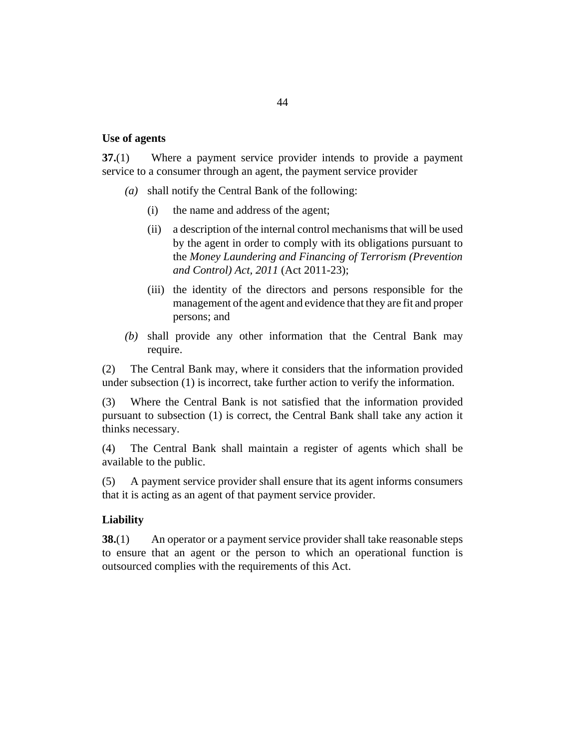**Use of agents**

**37.**(1) Where a payment service provider intends to provide a payment service to a consumer through an agent, the payment service provider

*(a)* shall notify the Central Bank of the following:

(i) the name and address of the agent;

(ii) a description of the internal control mechanisms that will be used by the agent in order to comply with its obligations pursuant to the *Money Laundering and Financing of Terrorism (Prevention and Control) Act, 2011* (Act 2011-23);

(iii) the identity of the directors and persons responsible for the management of the agent and evidence that they are fit and proper persons; and

*(b)* shall provide any other information that the Central Bank may require.

(2) The Central Bank may, where it considers that the information provided under subsection (1) is incorrect, take further action to verify the information.

(3) Where the Central Bank is not satisfied that the information provided pursuant to subsection (1) is correct, the Central Bank shall take any action it thinks necessary.

(4) The Central Bank shall maintain a register of agents which shall be available to the public.

(5) A payment service provider shall ensure that its agent informs consumers that it is acting as an agent of that payment service provider.

**Liability**

**38.**(1) An operator or a payment service provider shall take reasonable steps to ensure that an agent or the person to which an operational function is outsourced complies with the requirements of this Act.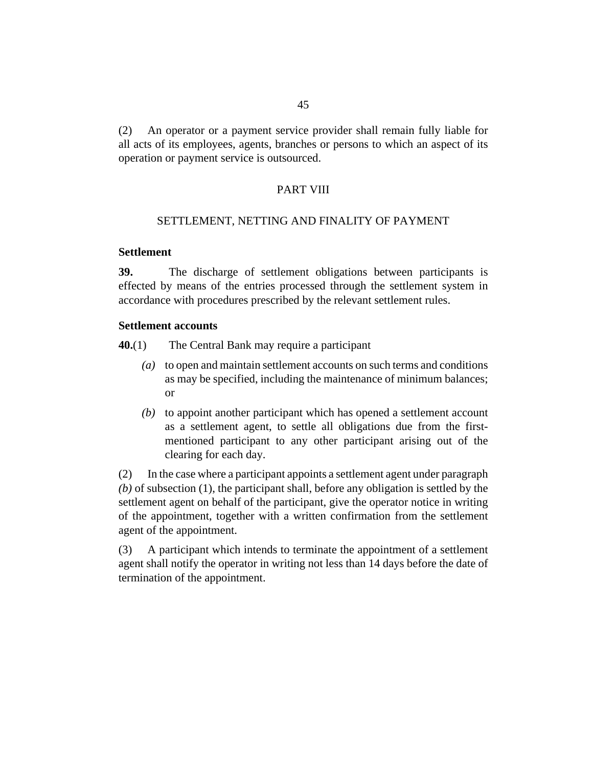(2) An operator or a payment service provider shall remain fully liable for all acts of its employees, agents, branches or persons to which an aspect of its operation or payment service is outsourced.

## PART VIII

## SETTLEMENT, NETTING AND FINALITY OF PAYMENT

### Settlement

**39.** The discharge of settlement obligations between participants is effected by means of the entries processed through the settlement system in accordance with procedures prescribed by the relevant settlement rules.

### Settlement accounts

**40.**(1) The Central Bank may require a participant

- *(a)* to open and maintain settlement accounts on such terms and conditions as may be specified, including the maintenance of minimum balances; or
- *(b)* to appoint another participant which has opened a settlement account as a settlement agent, to settle all obligations due from the first-mentioned participant to any other participant arising out of the clearing for each day.

(2) In the case where a participant appoints a settlement agent under paragraph *(b)* of subsection (1), the participant shall, before any obligation is settled by the settlement agent on behalf of the participant, give the operator notice in writing of the appointment, together with a written confirmation from the settlement agent of the appointment.

(3) A participant which intends to terminate the appointment of a settlement agent shall notify the operator in writing not less than 14 days before the date of termination of the appointment.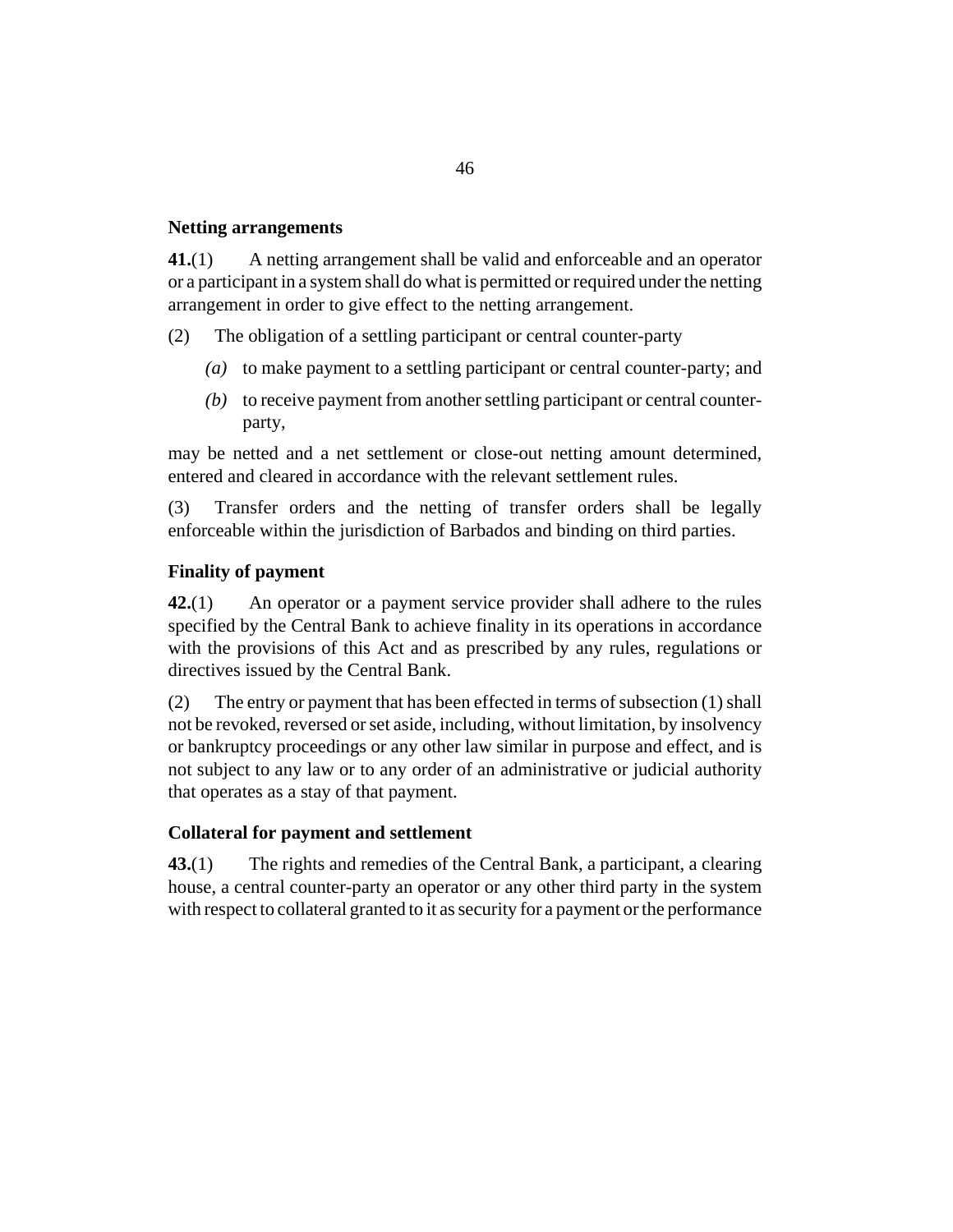**Netting arrangements**

**41.**(1) A netting arrangement shall be valid and enforceable and an operator or a participant in a system shall do what is permitted or required under the netting arrangement in order to give effect to the netting arrangement.

(2) The obligation of a settling participant or central counter-party

*(a)* to make payment to a settling participant or central counter-party; and

*(b)* to receive payment from another settling participant or central counter-party,

may be netted and a net settlement or close-out netting amount determined, entered and cleared in accordance with the relevant settlement rules.

(3) Transfer orders and the netting of transfer orders shall be legally enforceable within the jurisdiction of Barbados and binding on third parties.

**Finality of payment**

**42.**(1) An operator or a payment service provider shall adhere to the rules specified by the Central Bank to achieve finality in its operations in accordance with the provisions of this Act and as prescribed by any rules, regulations or directives issued by the Central Bank.

(2) The entry or payment that has been effected in terms of subsection (1) shall not be revoked, reversed or set aside, including, without limitation, by insolvency or bankruptcy proceedings or any other law similar in purpose and effect, and is not subject to any law or to any order of an administrative or judicial authority that operates as a stay of that payment.

**Collateral for payment and settlement**

**43.**(1) The rights and remedies of the Central Bank, a participant, a clearing house, a central counter-party an operator or any other third party in the system with respect to collateral granted to it as security for a payment or the performance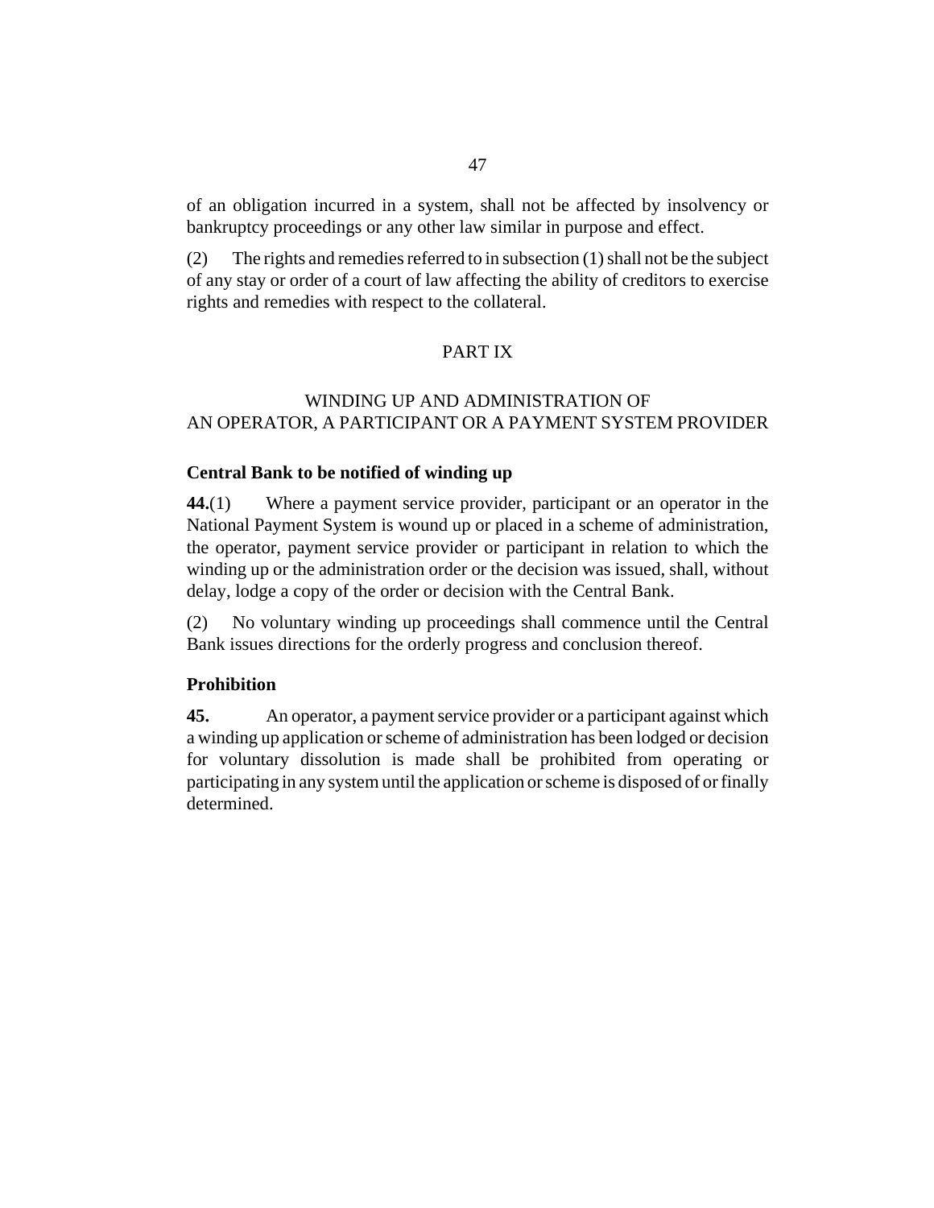of an obligation incurred in a system, shall not be affected by insolvency or bankruptcy proceedings or any other law similar in purpose and effect.

(2) The rights and remedies referred to in subsection (1) shall not be the subject of any stay or order of a court of law affecting the ability of creditors to exercise rights and remedies with respect to the collateral.

## PART IX

## WINDING UP AND ADMINISTRATION OF AN OPERATOR, A PARTICIPANT OR A PAYMENT SYSTEM PROVIDER

### Central Bank to be notified of winding up

**44.**(1) Where a payment service provider, participant or an operator in the National Payment System is wound up or placed in a scheme of administration, the operator, payment service provider or participant in relation to which the winding up or the administration order or the decision was issued, shall, without delay, lodge a copy of the order or decision with the Central Bank.

(2) No voluntary winding up proceedings shall commence until the Central Bank issues directions for the orderly progress and conclusion thereof.

### Prohibition

**45.** An operator, a payment service provider or a participant against which a winding up application or scheme of administration has been lodged or decision for voluntary dissolution is made shall be prohibited from operating or participating in any system until the application or scheme is disposed of or finally determined.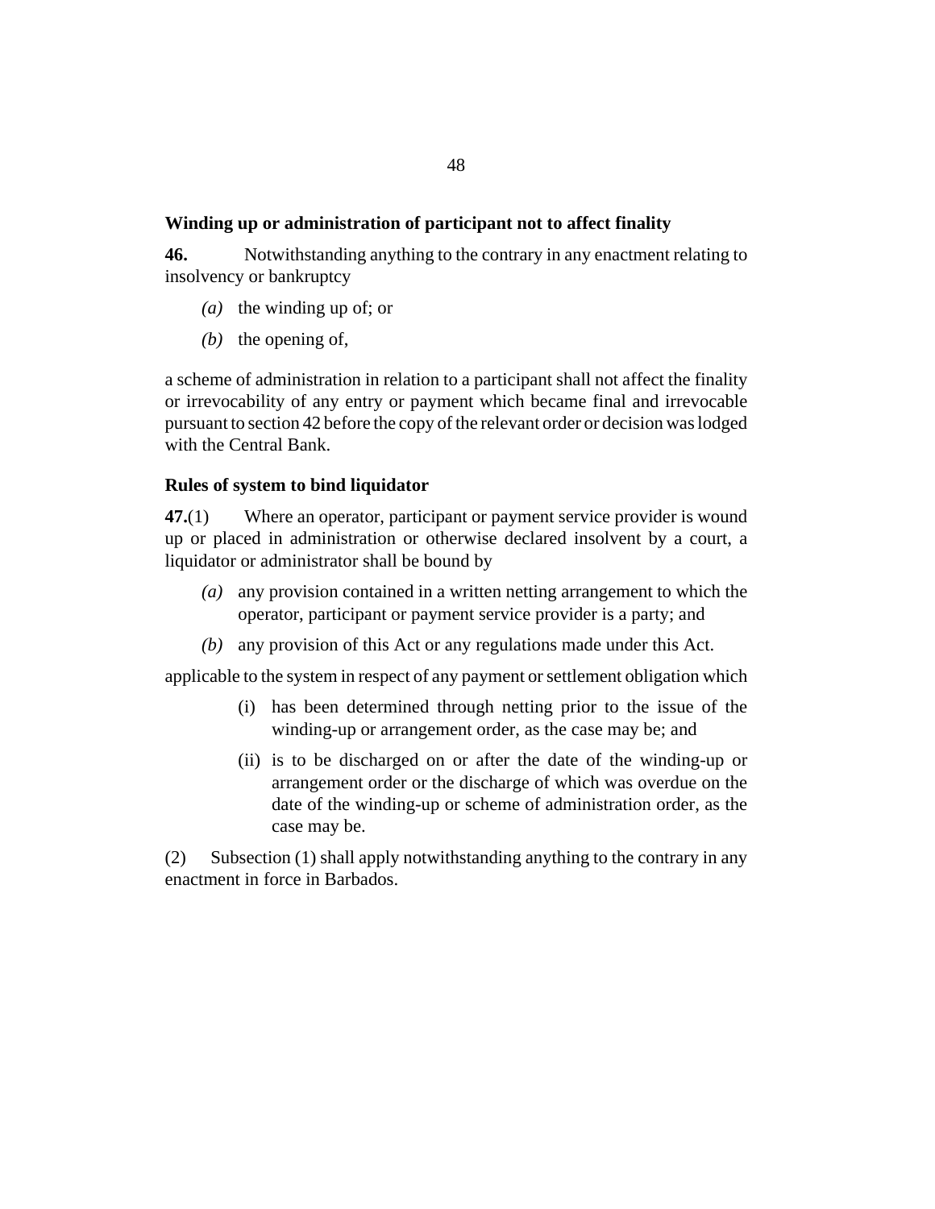**Winding up or administration of participant not to affect finality**

**46.** Notwithstanding anything to the contrary in any enactment relating to insolvency or bankruptcy

*(a)* the winding up of; or

*(b)* the opening of,

a scheme of administration in relation to a participant shall not affect the finality or irrevocability of any entry or payment which became final and irrevocable pursuant to section 42 before the copy of the relevant order or decision was lodged with the Central Bank.

**Rules of system to bind liquidator**

**47.**(1) Where an operator, participant or payment service provider is wound up or placed in administration or otherwise declared insolvent by a court, a liquidator or administrator shall be bound by

*(a)* any provision contained in a written netting arrangement to which the operator, participant or payment service provider is a party; and

*(b)* any provision of this Act or any regulations made under this Act.

applicable to the system in respect of any payment or settlement obligation which

(i) has been determined through netting prior to the issue of the winding-up or arrangement order, as the case may be; and

(ii) is to be discharged on or after the date of the winding-up or arrangement order or the discharge of which was overdue on the date of the winding-up or scheme of administration order, as the case may be.

(2) Subsection (1) shall apply notwithstanding anything to the contrary in any enactment in force in Barbados.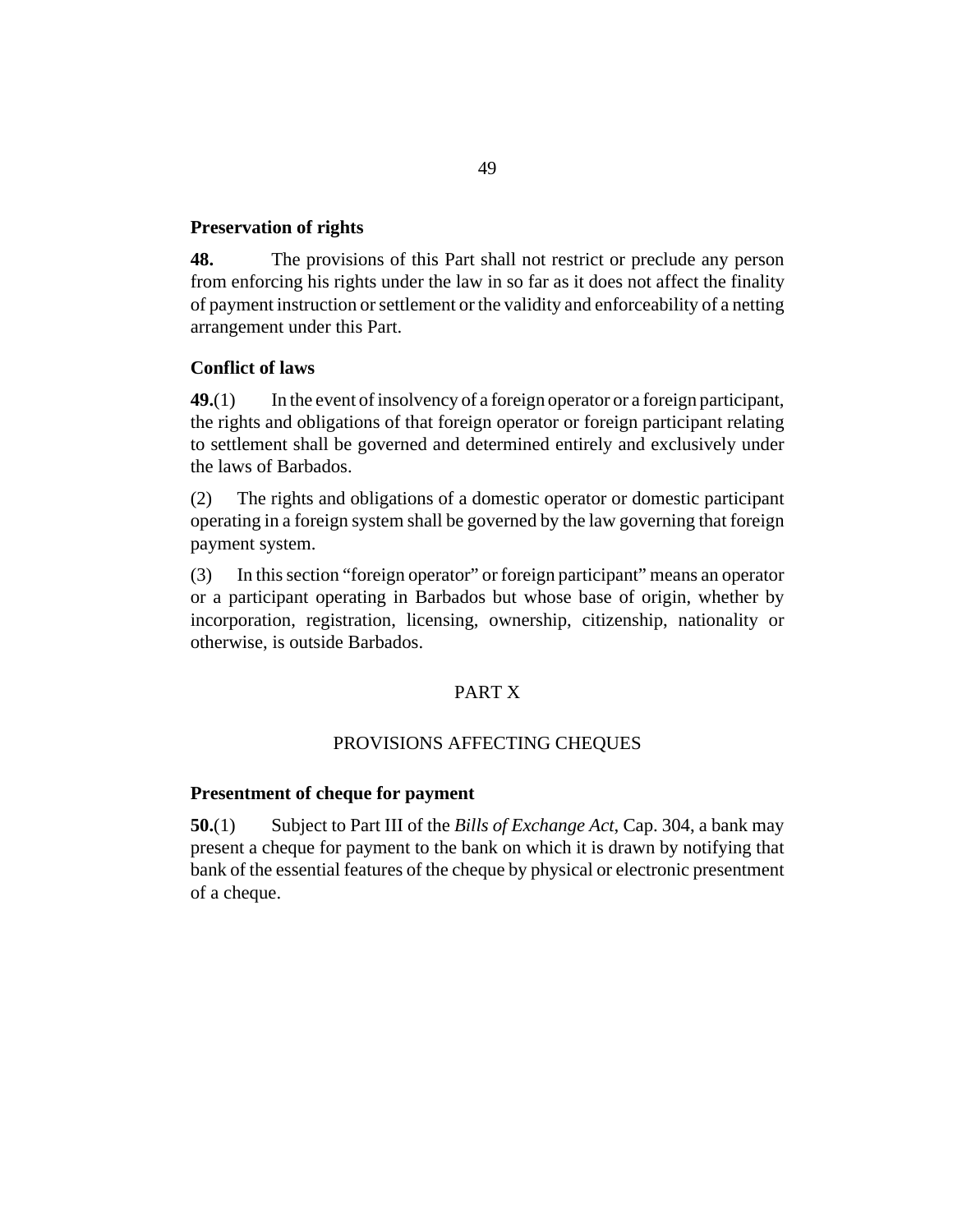### Preservation of rights

**48.** The provisions of this Part shall not restrict or preclude any person from enforcing his rights under the law in so far as it does not affect the finality of payment instruction or settlement or the validity and enforceability of a netting arrangement under this Part.

### Conflict of laws

**49.**(1) In the event of insolvency of a foreign operator or a foreign participant, the rights and obligations of that foreign operator or foreign participant relating to settlement shall be governed and determined entirely and exclusively under the laws of Barbados.

(2) The rights and obligations of a domestic operator or domestic participant operating in a foreign system shall be governed by the law governing that foreign payment system.

(3) In this section "foreign operator" or foreign participant" means an operator or a participant operating in Barbados but whose base of origin, whether by incorporation, registration, licensing, ownership, citizenship, nationality or otherwise, is outside Barbados.

## PART X

## PROVISIONS AFFECTING CHEQUES

### Presentment of cheque for payment

**50.**(1) Subject to Part III of the *Bills of Exchange Act*, Cap. 304, a bank may present a cheque for payment to the bank on which it is drawn by notifying that bank of the essential features of the cheque by physical or electronic presentment of a cheque.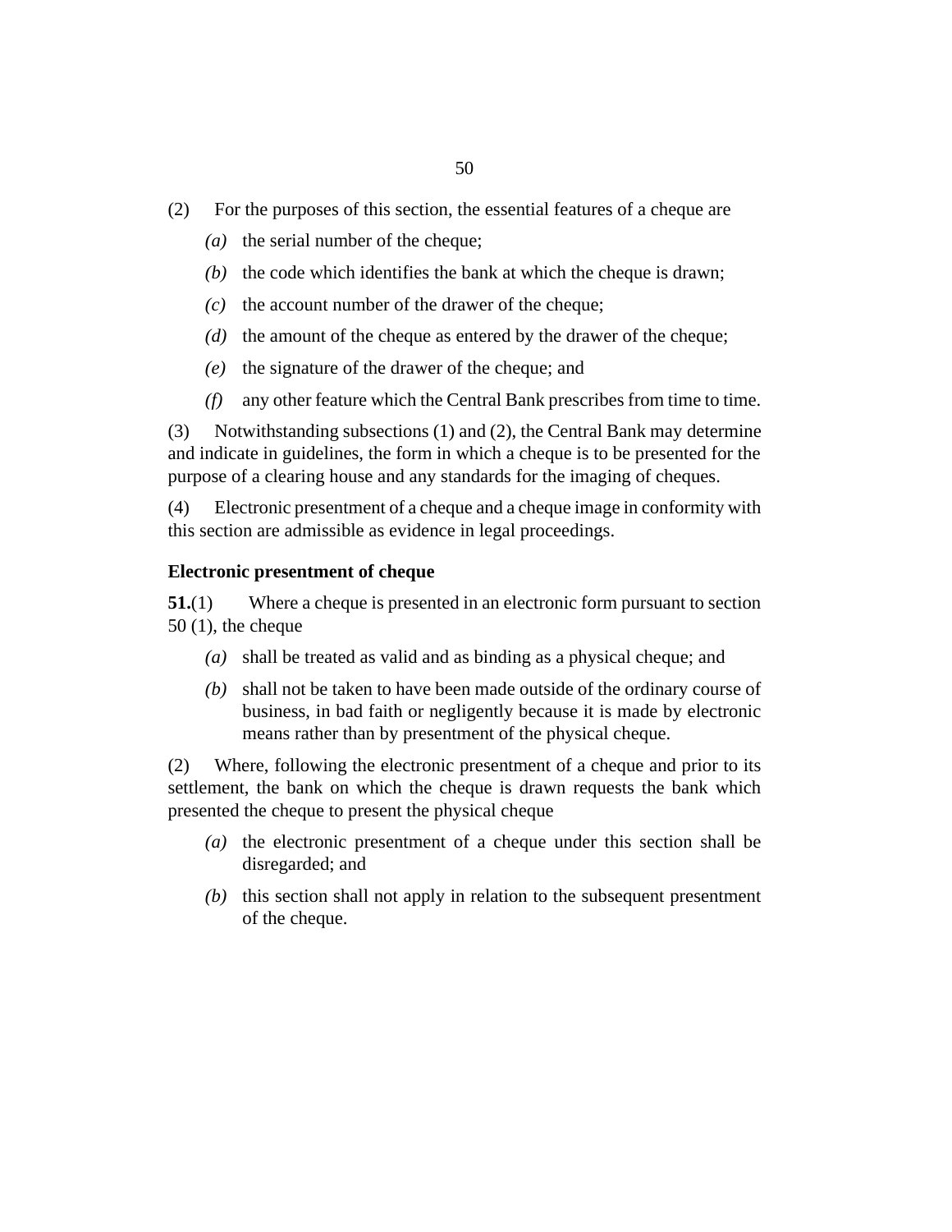(2) For the purposes of this section, the essential features of a cheque are

*(a)* the serial number of the cheque;

*(b)* the code which identifies the bank at which the cheque is drawn;

*(c)* the account number of the drawer of the cheque;

*(d)* the amount of the cheque as entered by the drawer of the cheque;

*(e)* the signature of the drawer of the cheque; and

*(f)* any other feature which the Central Bank prescribes from time to time.

(3) Notwithstanding subsections (1) and (2), the Central Bank may determine and indicate in guidelines, the form in which a cheque is to be presented for the purpose of a clearing house and any standards for the imaging of cheques.

(4) Electronic presentment of a cheque and a cheque image in conformity with this section are admissible as evidence in legal proceedings.

**Electronic presentment of cheque**

**51.**(1) Where a cheque is presented in an electronic form pursuant to section 50 (1), the cheque

*(a)* shall be treated as valid and as binding as a physical cheque; and

*(b)* shall not be taken to have been made outside of the ordinary course of business, in bad faith or negligently because it is made by electronic means rather than by presentment of the physical cheque.

(2) Where, following the electronic presentment of a cheque and prior to its settlement, the bank on which the cheque is drawn requests the bank which presented the cheque to present the physical cheque

*(a)* the electronic presentment of a cheque under this section shall be disregarded; and

*(b)* this section shall not apply in relation to the subsequent presentment of the cheque.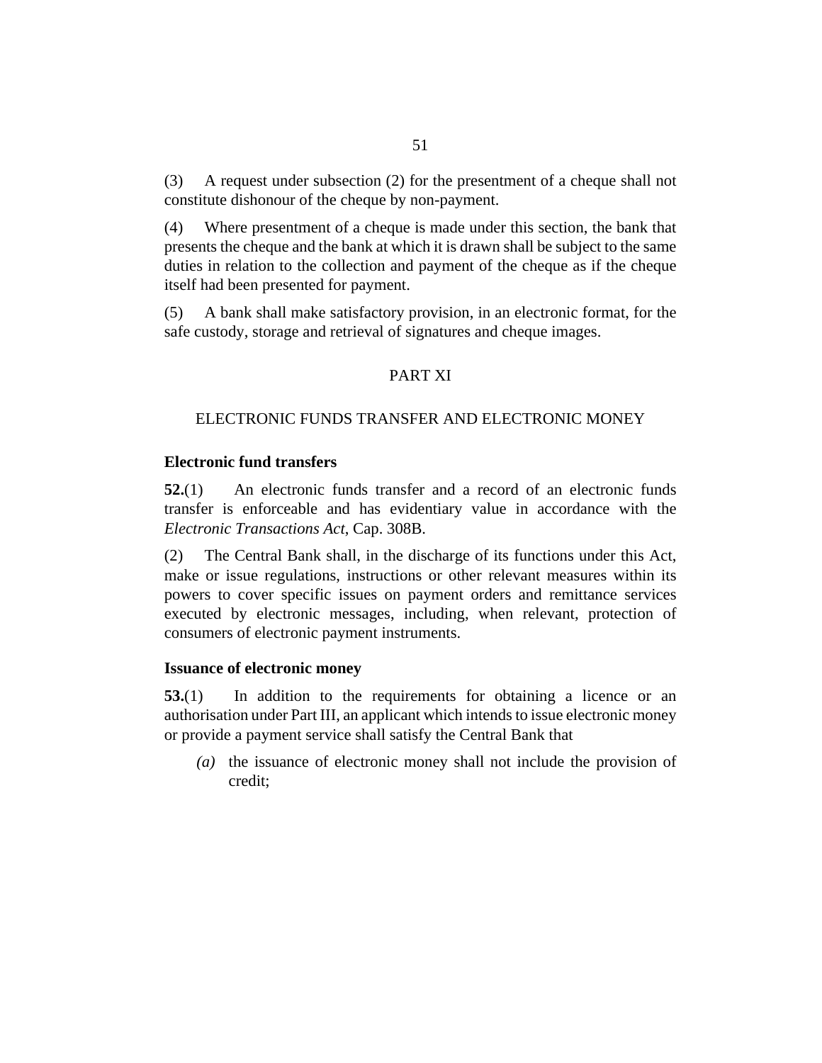(3) A request under subsection (2) for the presentment of a cheque shall not constitute dishonour of the cheque by non-payment.

(4) Where presentment of a cheque is made under this section, the bank that presents the cheque and the bank at which it is drawn shall be subject to the same duties in relation to the collection and payment of the cheque as if the cheque itself had been presented for payment.

(5) A bank shall make satisfactory provision, in an electronic format, for the safe custody, storage and retrieval of signatures and cheque images.

## PART XI

## ELECTRONIC FUNDS TRANSFER AND ELECTRONIC MONEY

### Electronic fund transfers

**52.**(1) An electronic funds transfer and a record of an electronic funds transfer is enforceable and has evidentiary value in accordance with the *Electronic Transactions Act*, Cap. 308B.

(2) The Central Bank shall, in the discharge of its functions under this Act, make or issue regulations, instructions or other relevant measures within its powers to cover specific issues on payment orders and remittance services executed by electronic messages, including, when relevant, protection of consumers of electronic payment instruments.

### Issuance of electronic money

**53.**(1) In addition to the requirements for obtaining a licence or an authorisation under Part III, an applicant which intends to issue electronic money or provide a payment service shall satisfy the Central Bank that

*(a)* the issuance of electronic money shall not include the provision of credit;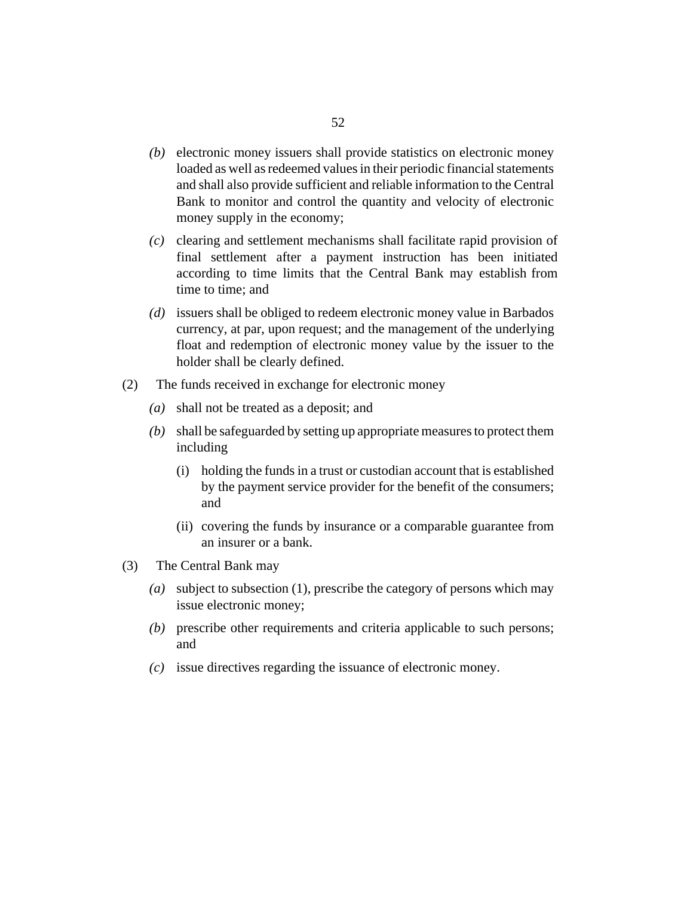*(b)* electronic money issuers shall provide statistics on electronic money loaded as well as redeemed values in their periodic financial statements and shall also provide sufficient and reliable information to the Central Bank to monitor and control the quantity and velocity of electronic money supply in the economy;

*(c)* clearing and settlement mechanisms shall facilitate rapid provision of final settlement after a payment instruction has been initiated according to time limits that the Central Bank may establish from time to time; and

*(d)* issuers shall be obliged to redeem electronic money value in Barbados currency, at par, upon request; and the management of the underlying float and redemption of electronic money value by the issuer to the holder shall be clearly defined.

(2) The funds received in exchange for electronic money

*(a)* shall not be treated as a deposit; and

*(b)* shall be safeguarded by setting up appropriate measures to protect them including

(i) holding the funds in a trust or custodian account that is established by the payment service provider for the benefit of the consumers; and

(ii) covering the funds by insurance or a comparable guarantee from an insurer or a bank.

(3) The Central Bank may

*(a)* subject to subsection (1), prescribe the category of persons which may issue electronic money;

*(b)* prescribe other requirements and criteria applicable to such persons; and

*(c)* issue directives regarding the issuance of electronic money.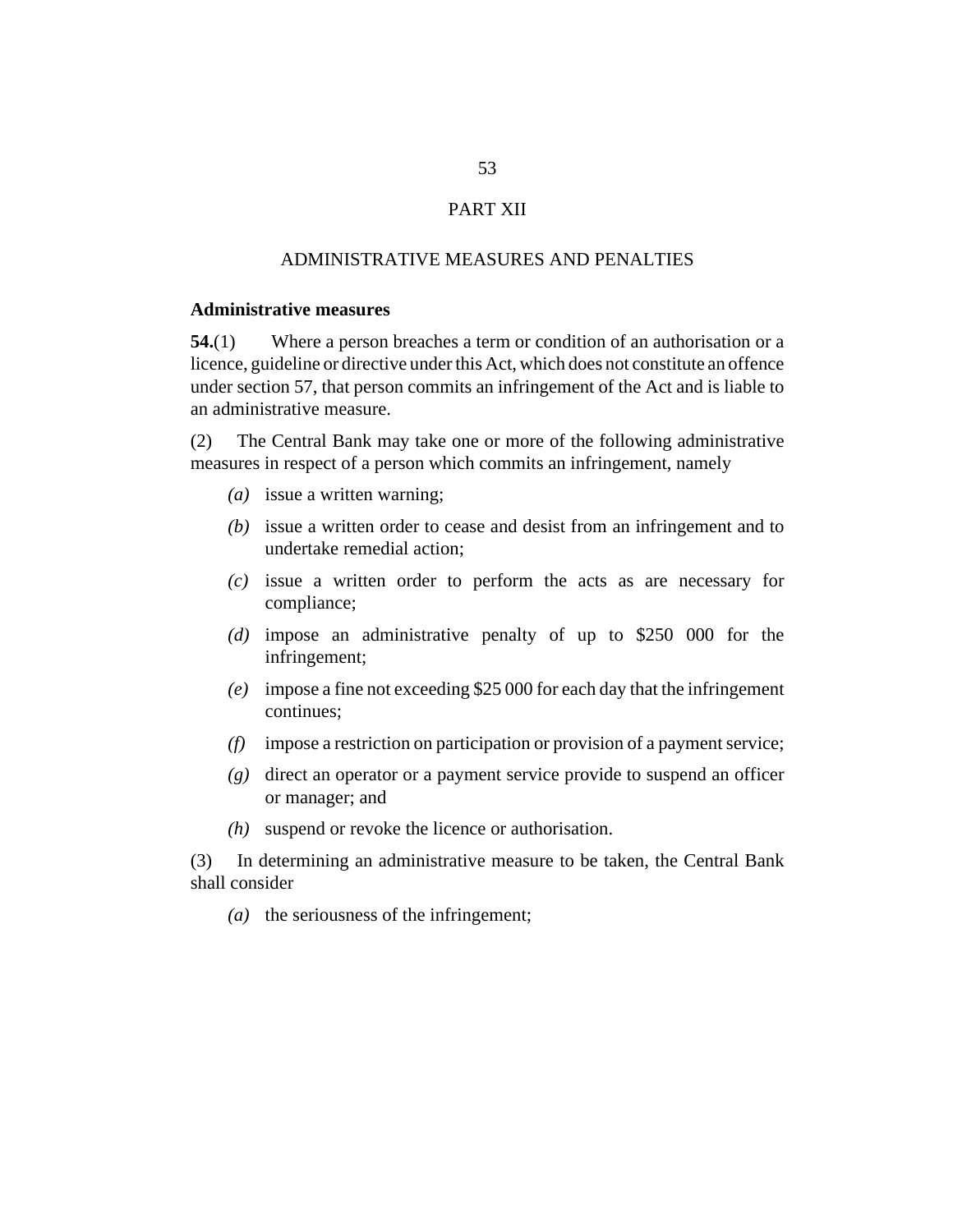# PART XII

## ADMINISTRATIVE MEASURES AND PENALTIES

### Administrative measures

**54.**(1) Where a person breaches a term or condition of an authorisation or a licence, guideline or directive under this Act, which does not constitute an offence under section 57, that person commits an infringement of the Act and is liable to an administrative measure.

(2) The Central Bank may take one or more of the following administrative measures in respect of a person which commits an infringement, namely

- *(a)* issue a written warning;
- *(b)* issue a written order to cease and desist from an infringement and to undertake remedial action;
- *(c)* issue a written order to perform the acts as are necessary for compliance;
- *(d)* impose an administrative penalty of up to $250 000 for the infringement;
- *(e)* impose a fine not exceeding $25 000 for each day that the infringement continues;
- *(f)* impose a restriction on participation or provision of a payment service;
- *(g)* direct an operator or a payment service provide to suspend an officer or manager; and
- *(h)* suspend or revoke the licence or authorisation.

(3) In determining an administrative measure to be taken, the Central Bank shall consider

- *(a)* the seriousness of the infringement;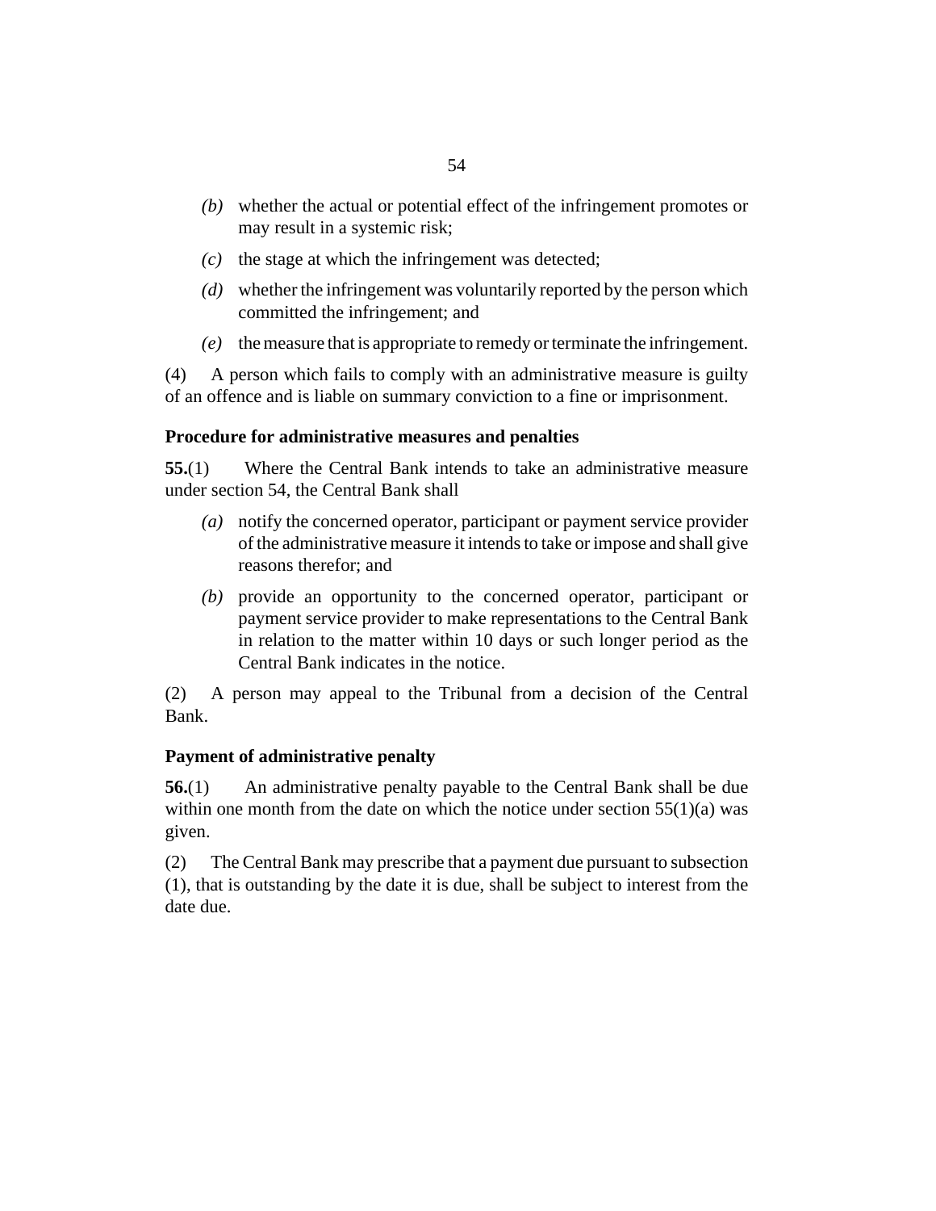*(b)* whether the actual or potential effect of the infringement promotes or may result in a systemic risk;

*(c)* the stage at which the infringement was detected;

*(d)* whether the infringement was voluntarily reported by the person which committed the infringement; and

*(e)* the measure that is appropriate to remedy or terminate the infringement.

(4) A person which fails to comply with an administrative measure is guilty of an offence and is liable on summary conviction to a fine or imprisonment.

### Procedure for administrative measures and penalties

**55.**(1) Where the Central Bank intends to take an administrative measure under section 54, the Central Bank shall

*(a)* notify the concerned operator, participant or payment service provider of the administrative measure it intends to take or impose and shall give reasons therefor; and

*(b)* provide an opportunity to the concerned operator, participant or payment service provider to make representations to the Central Bank in relation to the matter within 10 days or such longer period as the Central Bank indicates in the notice.

(2) A person may appeal to the Tribunal from a decision of the Central Bank.

### Payment of administrative penalty

**56.**(1) An administrative penalty payable to the Central Bank shall be due within one month from the date on which the notice under section 55(1)(a) was given.

(2) The Central Bank may prescribe that a payment due pursuant to subsection (1), that is outstanding by the date it is due, shall be subject to interest from the date due.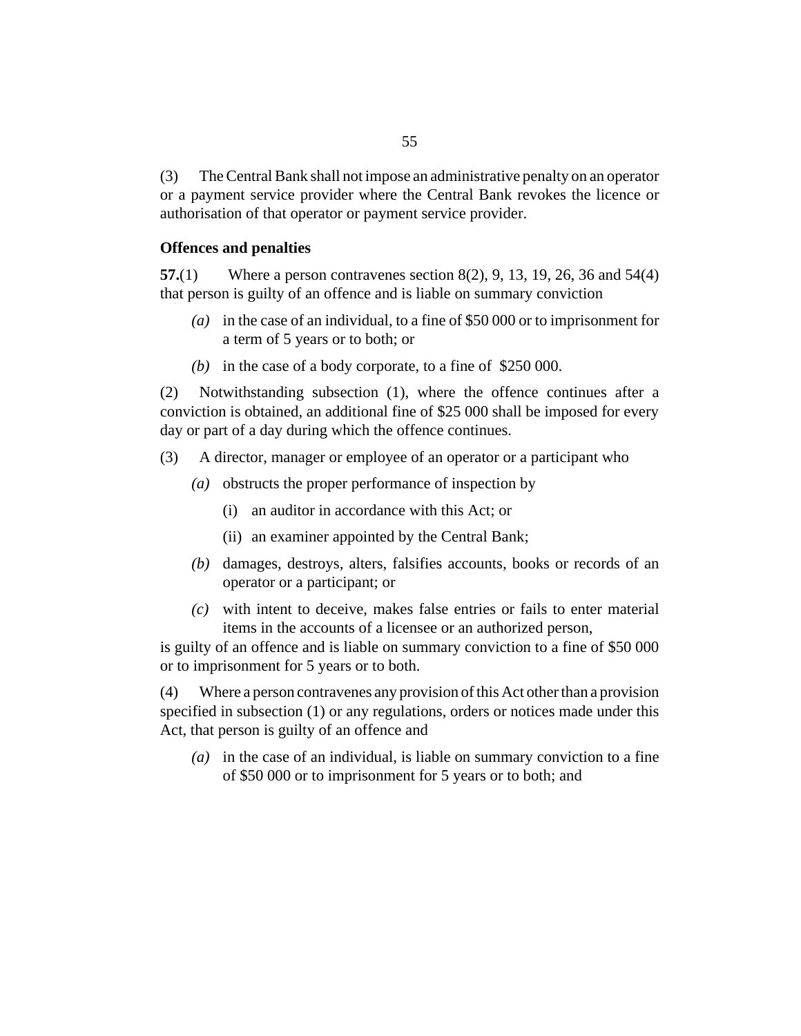(3) The Central Bank shall not impose an administrative penalty on an operator or a payment service provider where the Central Bank revokes the licence or authorisation of that operator or payment service provider.

**Offences and penalties**

**57.**(1) Where a person contravenes section 8(2), 9, 13, 19, 26, 36 and 54(4) that person is guilty of an offence and is liable on summary conviction

*(a)* in the case of an individual, to a fine of $50 000 or to imprisonment for a term of 5 years or to both; or

*(b)* in the case of a body corporate, to a fine of $250 000.

(2) Notwithstanding subsection (1), where the offence continues after a conviction is obtained, an additional fine of $25 000 shall be imposed for every day or part of a day during which the offence continues.

(3) A director, manager or employee of an operator or a participant who

*(a)* obstructs the proper performance of inspection by

(i) an auditor in accordance with this Act; or

(ii) an examiner appointed by the Central Bank;

*(b)* damages, destroys, alters, falsifies accounts, books or records of an operator or a participant; or

*(c)* with intent to deceive, makes false entries or fails to enter material items in the accounts of a licensee or an authorized person,

is guilty of an offence and is liable on summary conviction to a fine of $50 000 or to imprisonment for 5 years or to both.

(4) Where a person contravenes any provision of this Act other than a provision specified in subsection (1) or any regulations, orders or notices made under this Act, that person is guilty of an offence and

*(a)* in the case of an individual, is liable on summary conviction to a fine of $50 000 or to imprisonment for 5 years or to both; and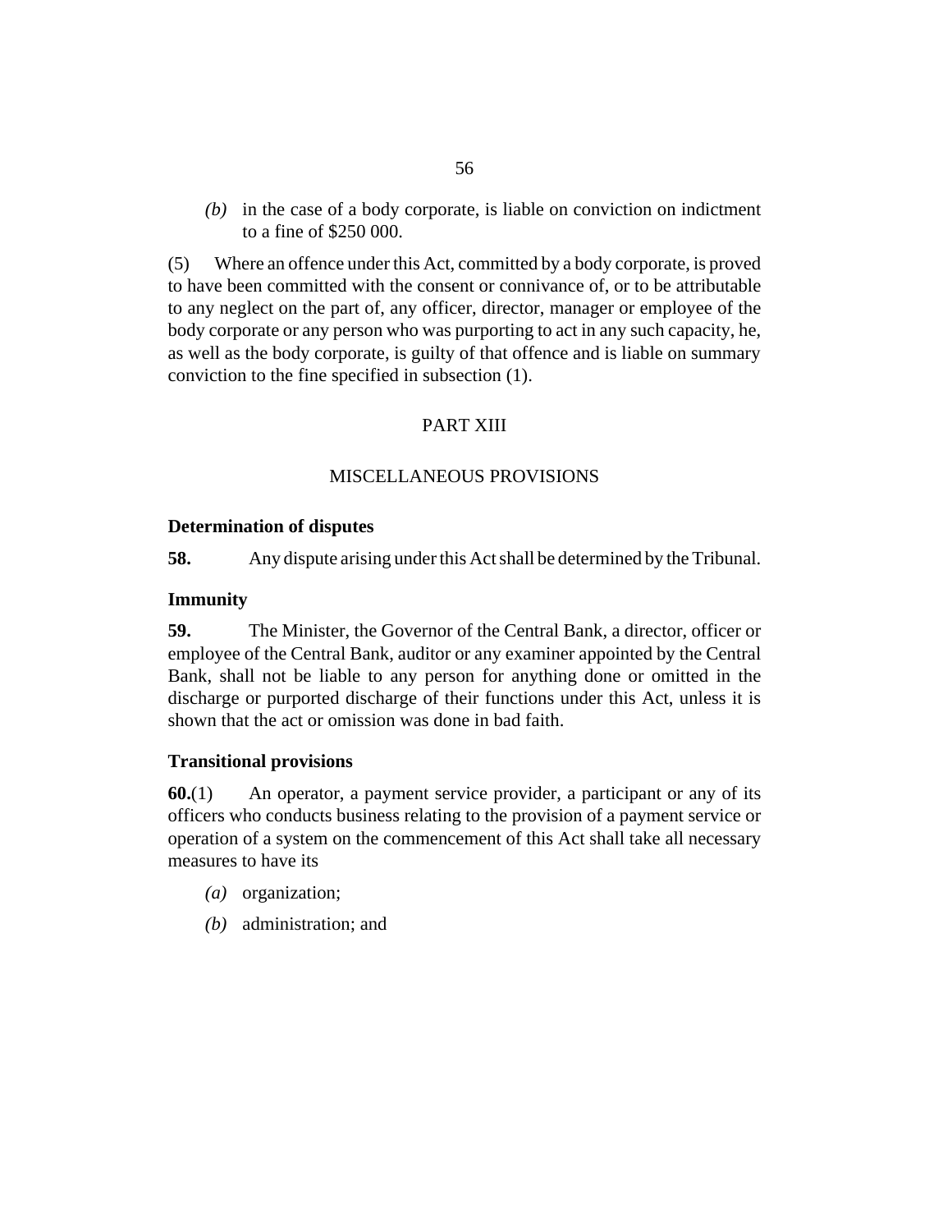*(b)* in the case of a body corporate, is liable on conviction on indictment to a fine of $250 000.

(5) Where an offence under this Act, committed by a body corporate, is proved to have been committed with the consent or connivance of, or to be attributable to any neglect on the part of, any officer, director, manager or employee of the body corporate or any person who was purporting to act in any such capacity, he, as well as the body corporate, is guilty of that offence and is liable on summary conviction to the fine specified in subsection (1).

## PART XIII

## MISCELLANEOUS PROVISIONS

### Determination of disputes

**58.** Any dispute arising under this Act shall be determined by the Tribunal.

### Immunity

**59.** The Minister, the Governor of the Central Bank, a director, officer or employee of the Central Bank, auditor or any examiner appointed by the Central Bank, shall not be liable to any person for anything done or omitted in the discharge or purported discharge of their functions under this Act, unless it is shown that the act or omission was done in bad faith.

### Transitional provisions

**60.**(1) An operator, a payment service provider, a participant or any of its officers who conducts business relating to the provision of a payment service or operation of a system on the commencement of this Act shall take all necessary measures to have its

*(a)* organization;

*(b)* administration; and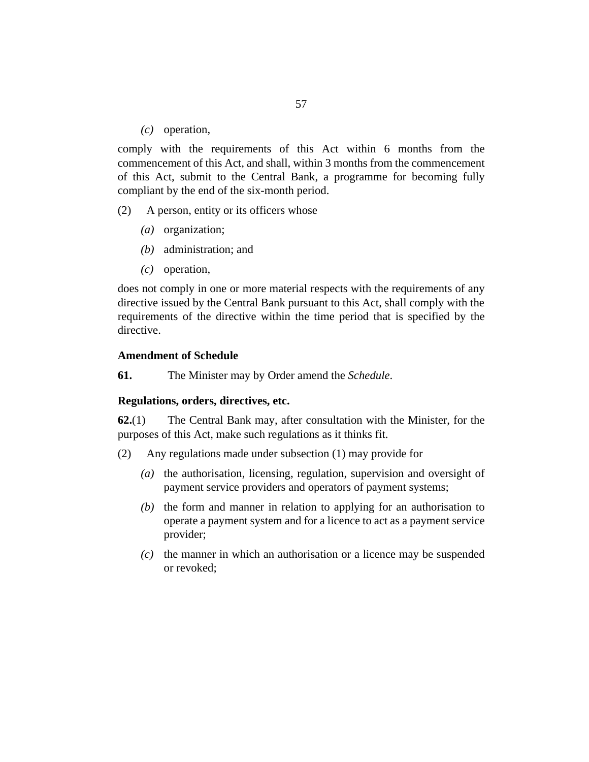*(c)* operation,

comply with the requirements of this Act within 6 months from the commencement of this Act, and shall, within 3 months from the commencement of this Act, submit to the Central Bank, a programme for becoming fully compliant by the end of the six-month period.

(2) A person, entity or its officers whose

*(a)* organization;

*(b)* administration; and

*(c)* operation,

does not comply in one or more material respects with the requirements of any directive issued by the Central Bank pursuant to this Act, shall comply with the requirements of the directive within the time period that is specified by the directive.

**Amendment of Schedule**

**61.** The Minister may by Order amend the *Schedule*.

**Regulations, orders, directives, etc.**

**62.**(1) The Central Bank may, after consultation with the Minister, for the purposes of this Act, make such regulations as it thinks fit.

(2) Any regulations made under subsection (1) may provide for

*(a)* the authorisation, licensing, regulation, supervision and oversight of payment service providers and operators of payment systems;

*(b)* the form and manner in relation to applying for an authorisation to operate a payment system and for a licence to act as a payment service provider;

*(c)* the manner in which an authorisation or a licence may be suspended or revoked;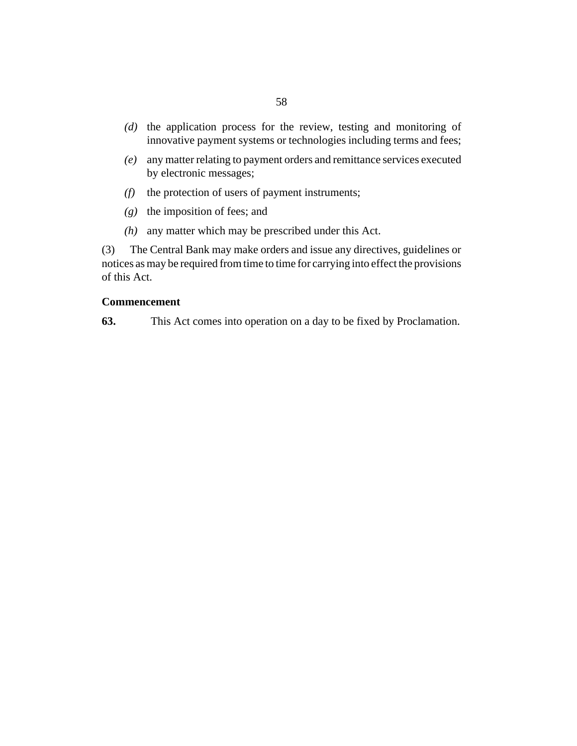*(d)* the application process for the review, testing and monitoring of innovative payment systems or technologies including terms and fees;

*(e)* any matter relating to payment orders and remittance services executed by electronic messages;

*(f)* the protection of users of payment instruments;

*(g)* the imposition of fees; and

*(h)* any matter which may be prescribed under this Act.

(3) The Central Bank may make orders and issue any directives, guidelines or notices as may be required from time to time for carrying into effect the provisions of this Act.

**Commencement**

**63.** This Act comes into operation on a day to be fixed by Proclamation.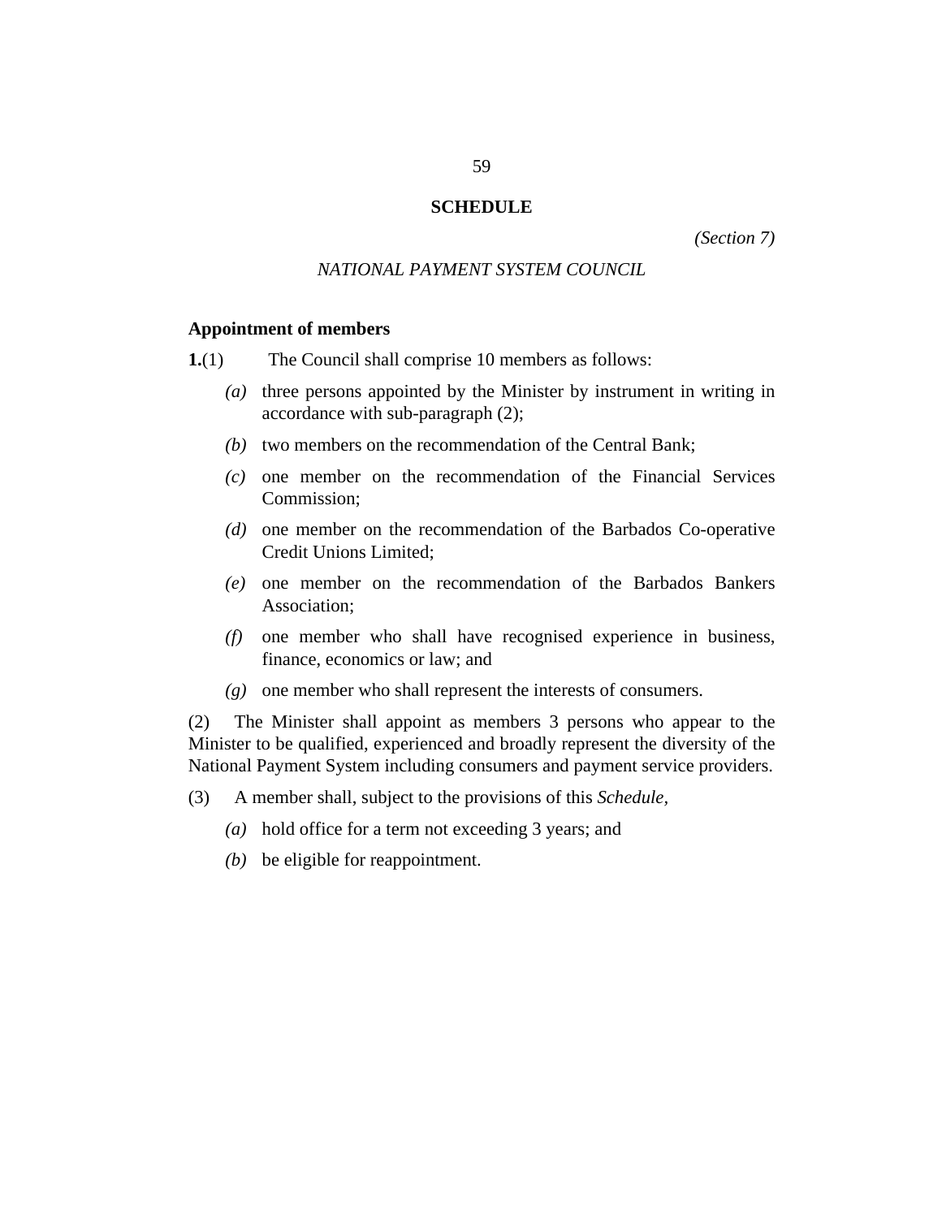# SCHEDULE

*(Section 7)*

*NATIONAL PAYMENT SYSTEM COUNCIL*

**Appointment of members**

**1.**(1) The Council shall comprise 10 members as follows:

- *(a)* three persons appointed by the Minister by instrument in writing in accordance with sub-paragraph (2);
- *(b)* two members on the recommendation of the Central Bank;
- *(c)* one member on the recommendation of the Financial Services Commission;
- *(d)* one member on the recommendation of the Barbados Co-operative Credit Unions Limited;
- *(e)* one member on the recommendation of the Barbados Bankers Association;
- *(f)* one member who shall have recognised experience in business, finance, economics or law; and
- *(g)* one member who shall represent the interests of consumers.

(2) The Minister shall appoint as members 3 persons who appear to the Minister to be qualified, experienced and broadly represent the diversity of the National Payment System including consumers and payment service providers.

(3) A member shall, subject to the provisions of this *Schedule,*

- *(a)* hold office for a term not exceeding 3 years; and
- *(b)* be eligible for reappointment.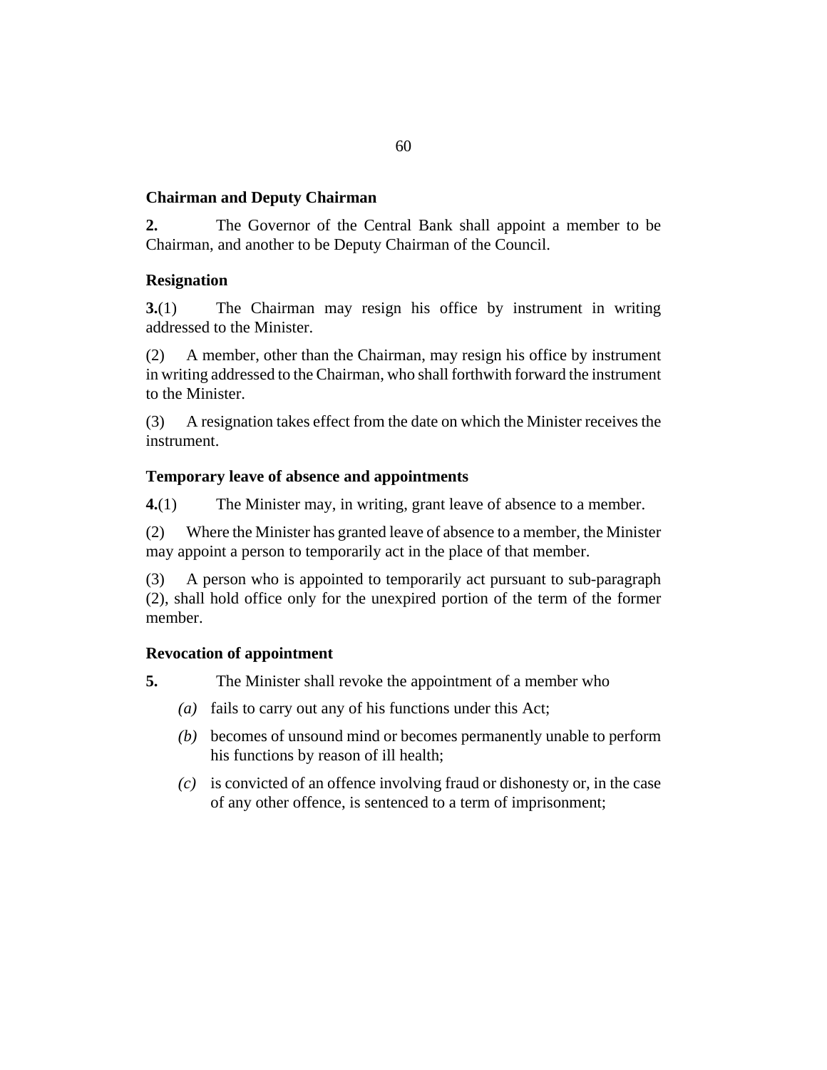### Chairman and Deputy Chairman

**2.** The Governor of the Central Bank shall appoint a member to be Chairman, and another to be Deputy Chairman of the Council.

### Resignation

**3.**(1) The Chairman may resign his office by instrument in writing addressed to the Minister.

(2) A member, other than the Chairman, may resign his office by instrument in writing addressed to the Chairman, who shall forthwith forward the instrument to the Minister.

(3) A resignation takes effect from the date on which the Minister receives the instrument.

### Temporary leave of absence and appointments

**4.**(1) The Minister may, in writing, grant leave of absence to a member.

(2) Where the Minister has granted leave of absence to a member, the Minister may appoint a person to temporarily act in the place of that member.

(3) A person who is appointed to temporarily act pursuant to sub-paragraph (2), shall hold office only for the unexpired portion of the term of the former member.

### Revocation of appointment

**5.** The Minister shall revoke the appointment of a member who

*(a)* fails to carry out any of his functions under this Act;

*(b)* becomes of unsound mind or becomes permanently unable to perform his functions by reason of ill health;

*(c)* is convicted of an offence involving fraud or dishonesty or, in the case of any other offence, is sentenced to a term of imprisonment;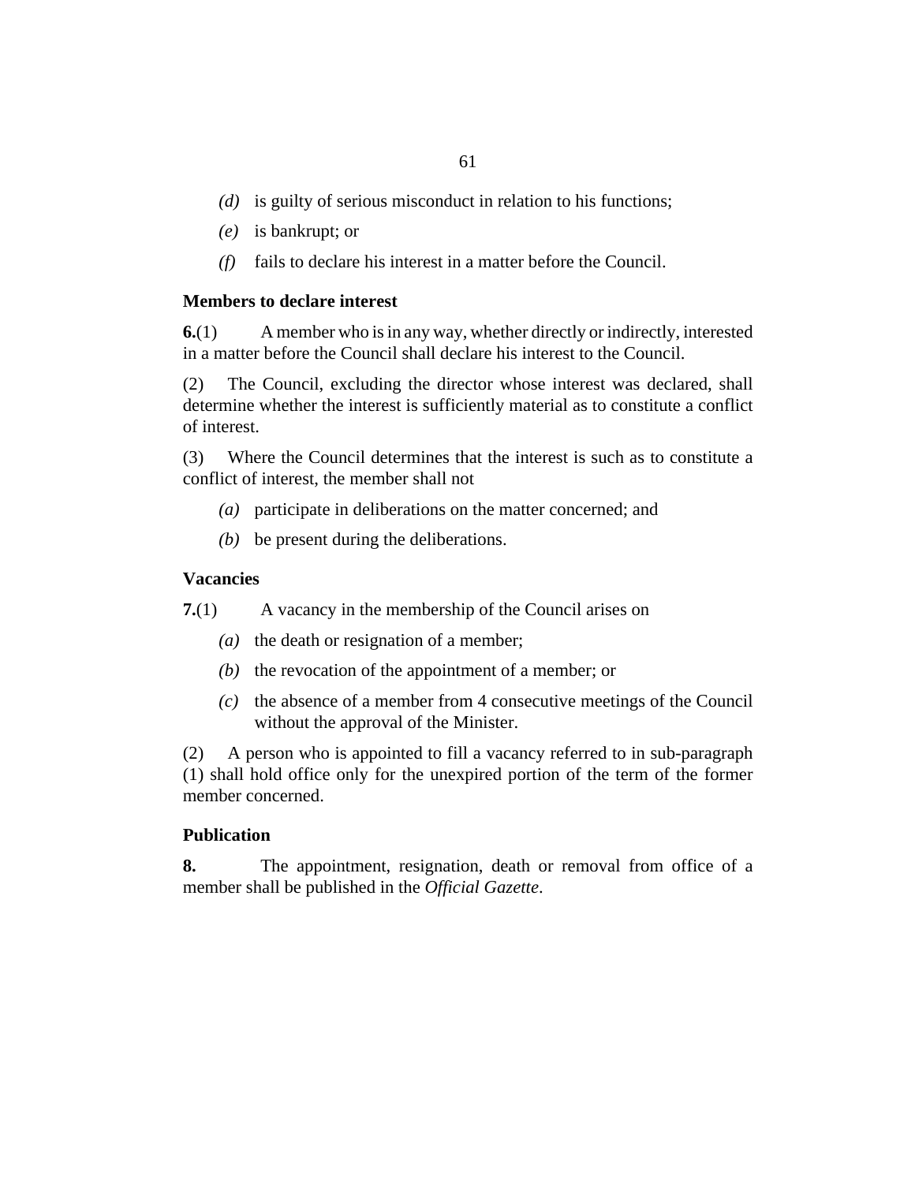*(d)* is guilty of serious misconduct in relation to his functions;

*(e)* is bankrupt; or

*(f)* fails to declare his interest in a matter before the Council.

**Members to declare interest**

**6.**(1) A member who is in any way, whether directly or indirectly, interested in a matter before the Council shall declare his interest to the Council.

(2) The Council, excluding the director whose interest was declared, shall determine whether the interest is sufficiently material as to constitute a conflict of interest.

(3) Where the Council determines that the interest is such as to constitute a conflict of interest, the member shall not

*(a)* participate in deliberations on the matter concerned; and

*(b)* be present during the deliberations.

**Vacancies**

**7.**(1) A vacancy in the membership of the Council arises on

*(a)* the death or resignation of a member;

*(b)* the revocation of the appointment of a member; or

*(c)* the absence of a member from 4 consecutive meetings of the Council without the approval of the Minister.

(2) A person who is appointed to fill a vacancy referred to in sub-paragraph (1) shall hold office only for the unexpired portion of the term of the former member concerned.

**Publication**

**8.** The appointment, resignation, death or removal from office of a member shall be published in the *Official Gazette*.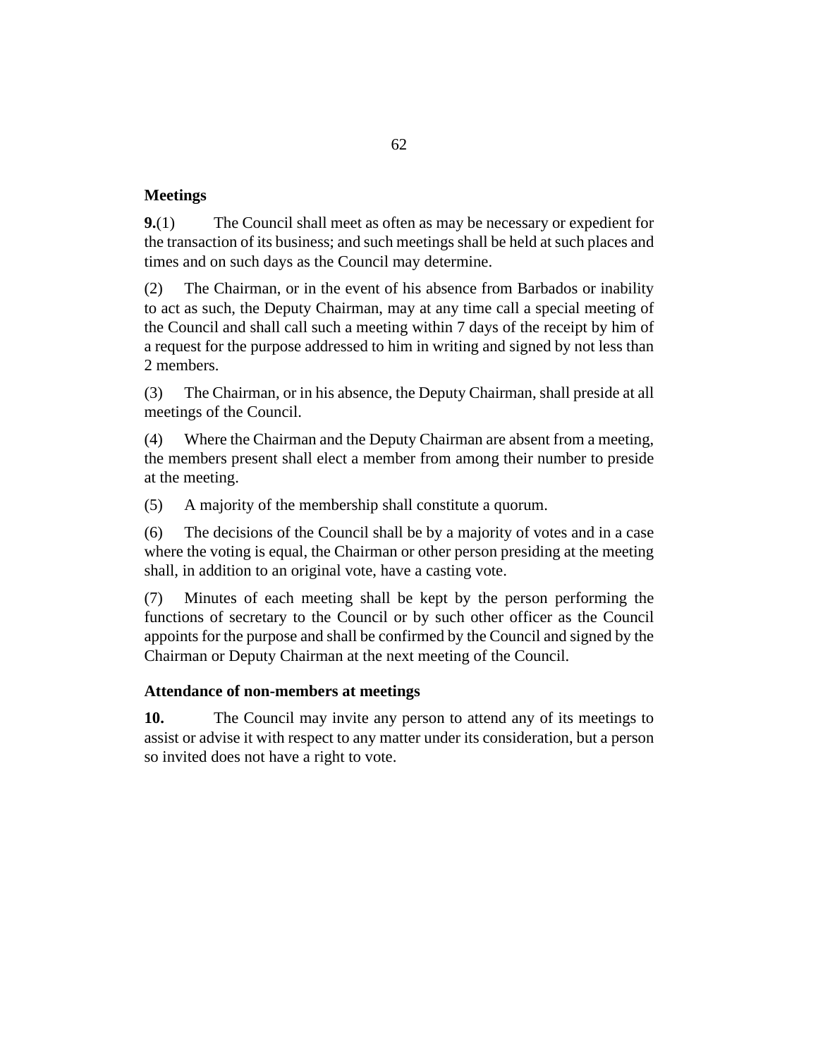**Meetings**

**9.**(1) The Council shall meet as often as may be necessary or expedient for the transaction of its business; and such meetings shall be held at such places and times and on such days as the Council may determine.

(2) The Chairman, or in the event of his absence from Barbados or inability to act as such, the Deputy Chairman, may at any time call a special meeting of the Council and shall call such a meeting within 7 days of the receipt by him of a request for the purpose addressed to him in writing and signed by not less than 2 members.

(3) The Chairman, or in his absence, the Deputy Chairman, shall preside at all meetings of the Council.

(4) Where the Chairman and the Deputy Chairman are absent from a meeting, the members present shall elect a member from among their number to preside at the meeting.

(5) A majority of the membership shall constitute a quorum.

(6) The decisions of the Council shall be by a majority of votes and in a case where the voting is equal, the Chairman or other person presiding at the meeting shall, in addition to an original vote, have a casting vote.

(7) Minutes of each meeting shall be kept by the person performing the functions of secretary to the Council or by such other officer as the Council appoints for the purpose and shall be confirmed by the Council and signed by the Chairman or Deputy Chairman at the next meeting of the Council.

**Attendance of non-members at meetings**

**10.** The Council may invite any person to attend any of its meetings to assist or advise it with respect to any matter under its consideration, but a person so invited does not have a right to vote.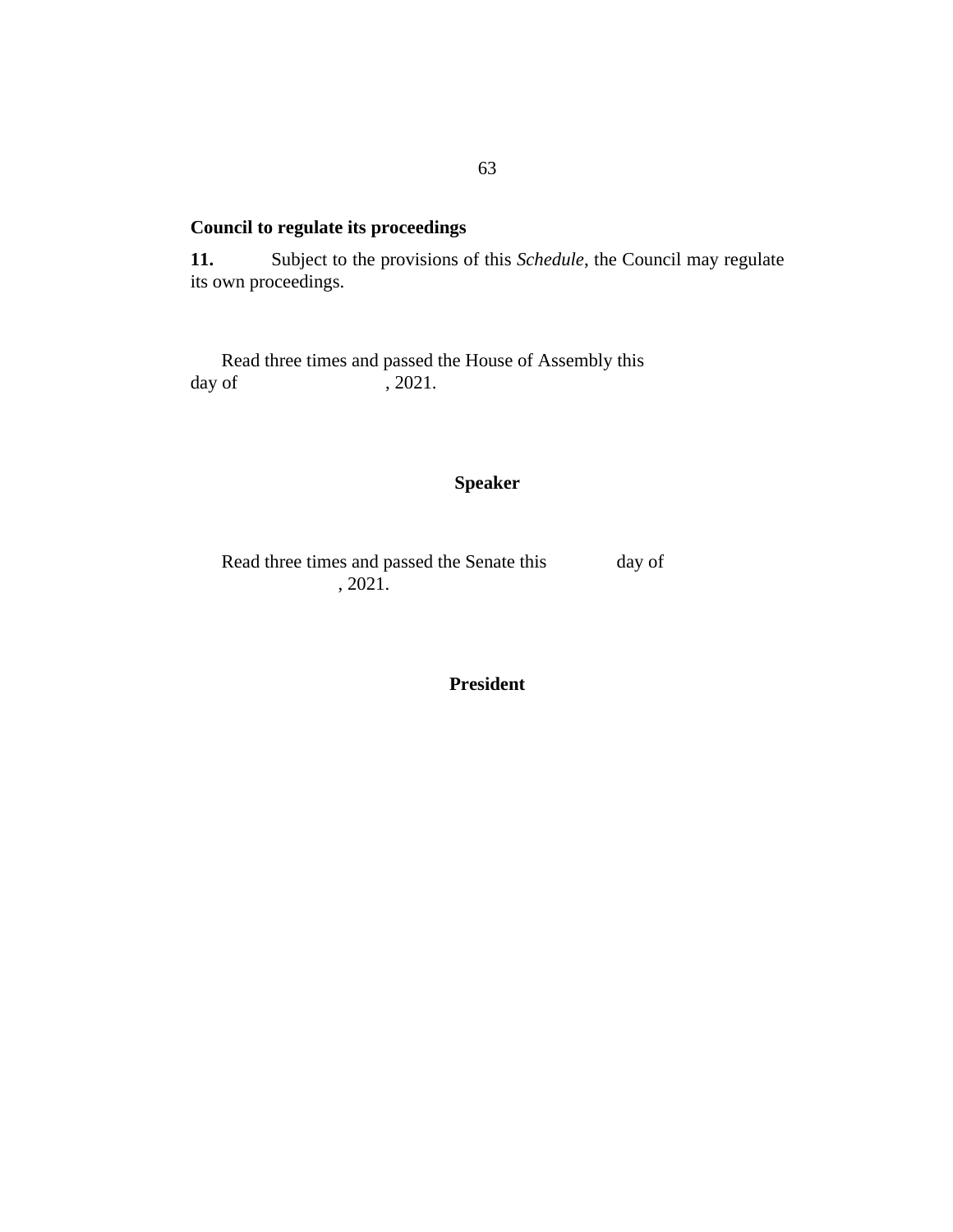**Council to regulate its proceedings**

**11.** Subject to the provisions of this *Schedule*, the Council may regulate its own proceedings.

Read three times and passed the House of Assembly this day of , 2021.

**Speaker**

Read three times and passed the Senate this day of , 2021.

**President**